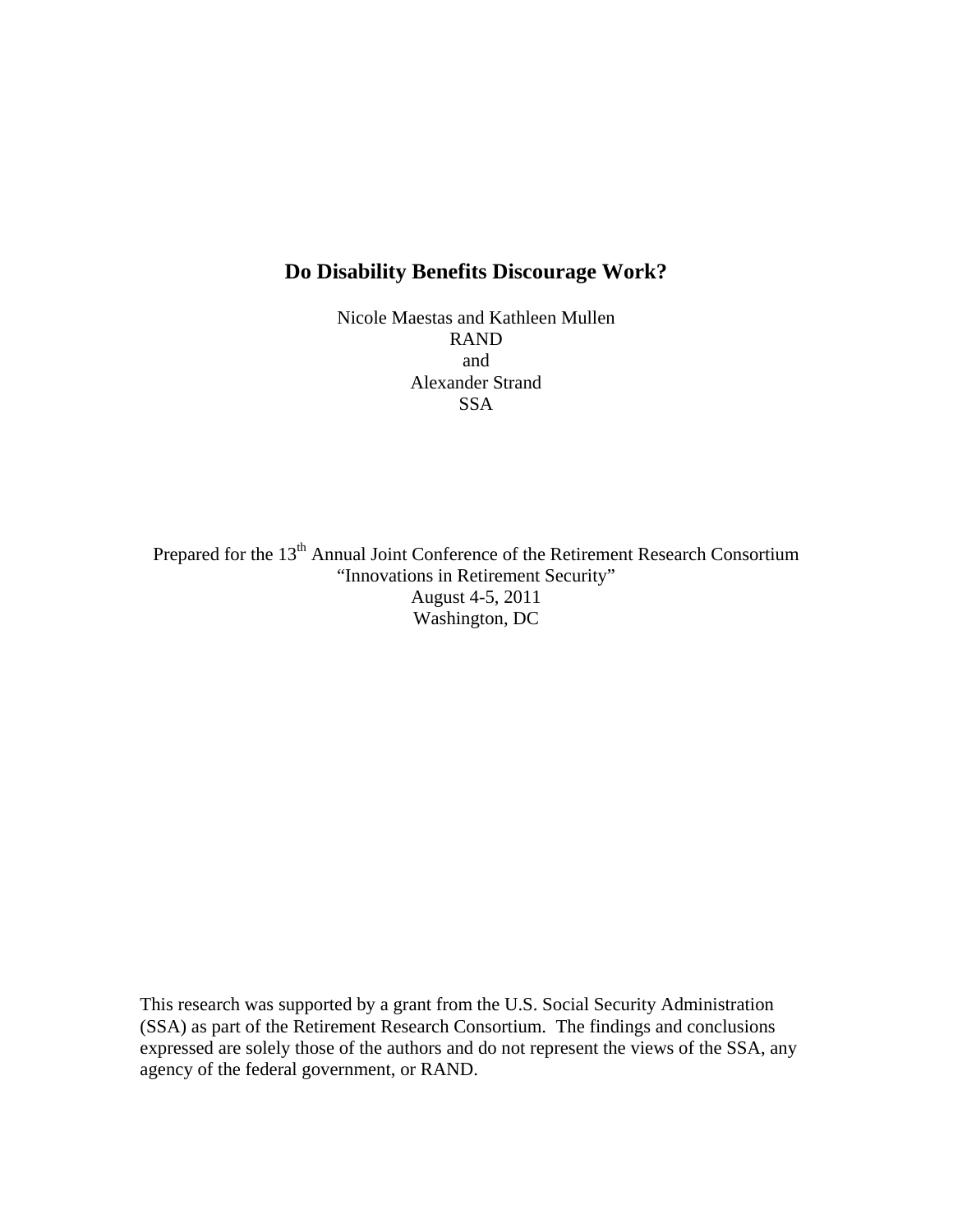# Do Disability Benefits Discourage Work?

Nicole Maestas and Kathleen Mullen
RAND
and
Alexander Strand
SSA

Prepared for the 13th Annual Joint Conference of the Retirement Research Consortium
"Innovations in Retirement Security"
August 4-5, 2011
Washington, DC

This research was supported by a grant from the U.S. Social Security Administration (SSA) as part of the Retirement Research Consortium. The findings and conclusions expressed are solely those of the authors and do not represent the views of the SSA, any agency of the federal government, or RAND.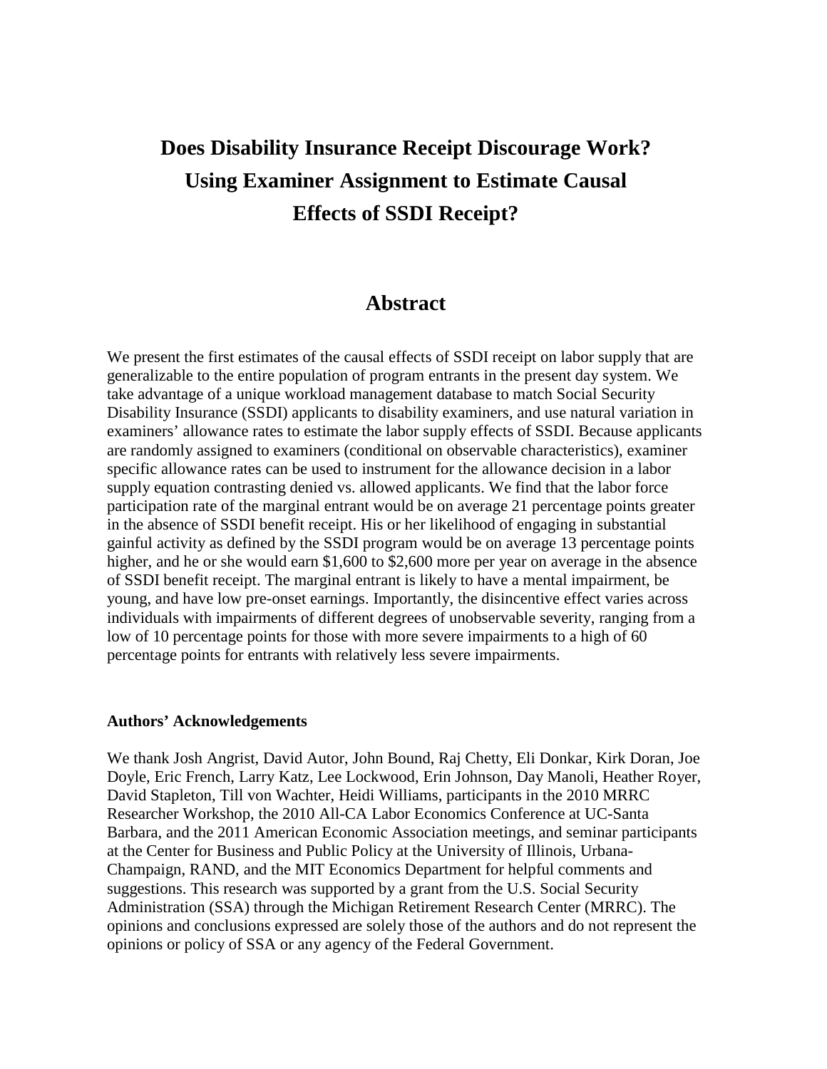# Does Disability Insurance Receipt Discourage Work? Using Examiner Assignment to Estimate Causal Effects of SSDI Receipt?

## Abstract

We present the first estimates of the causal effects of SSDI receipt on labor supply that are generalizable to the entire population of program entrants in the present day system. We take advantage of a unique workload management database to match Social Security Disability Insurance (SSDI) applicants to disability examiners, and use natural variation in examiners' allowance rates to estimate the labor supply effects of SSDI. Because applicants are randomly assigned to examiners (conditional on observable characteristics), examiner specific allowance rates can be used to instrument for the allowance decision in a labor supply equation contrasting denied vs. allowed applicants. We find that the labor force participation rate of the marginal entrant would be on average 21 percentage points greater in the absence of SSDI benefit receipt. His or her likelihood of engaging in substantial gainful activity as defined by the SSDI program would be on average 13 percentage points higher, and he or she would earn $1,600 to $2,600 more per year on average in the absence of SSDI benefit receipt. The marginal entrant is likely to have a mental impairment, be young, and have low pre-onset earnings. Importantly, the disincentive effect varies across individuals with impairments of different degrees of unobservable severity, ranging from a low of 10 percentage points for those with more severe impairments to a high of 60 percentage points for entrants with relatively less severe impairments.

**Authors' Acknowledgements**

We thank Josh Angrist, David Autor, John Bound, Raj Chetty, Eli Donkar, Kirk Doran, Joe Doyle, Eric French, Larry Katz, Lee Lockwood, Erin Johnson, Day Manoli, Heather Royer, David Stapleton, Till von Wachter, Heidi Williams, participants in the 2010 MRRC Researcher Workshop, the 2010 All-CA Labor Economics Conference at UC-Santa Barbara, and the 2011 American Economic Association meetings, and seminar participants at the Center for Business and Public Policy at the University of Illinois, Urbana-Champaign, RAND, and the MIT Economics Department for helpful comments and suggestions. This research was supported by a grant from the U.S. Social Security Administration (SSA) through the Michigan Retirement Research Center (MRRC). The opinions and conclusions expressed are solely those of the authors and do not represent the opinions or policy of SSA or any agency of the Federal Government.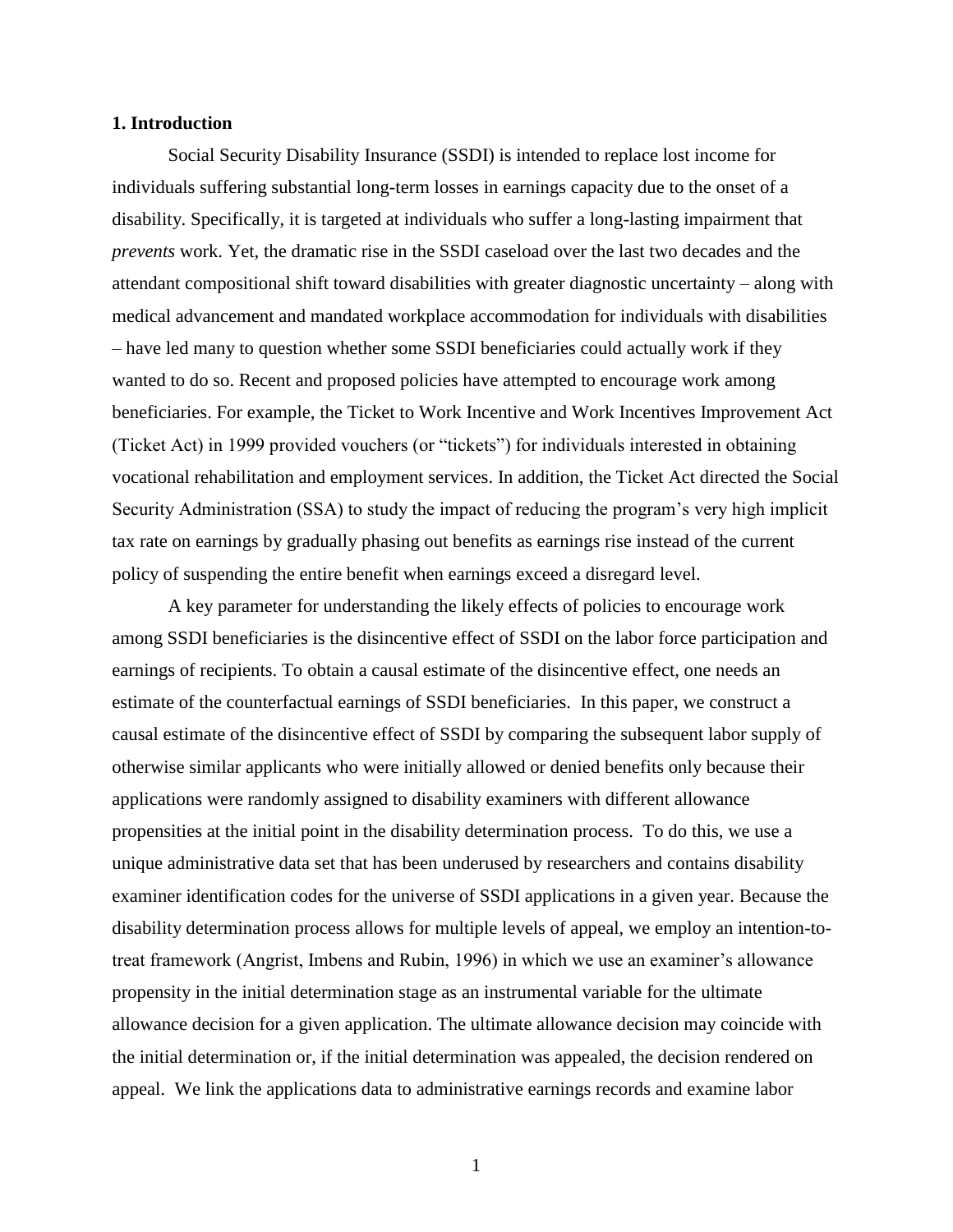## 1. Introduction

Social Security Disability Insurance (SSDI) is intended to replace lost income for individuals suffering substantial long-term losses in earnings capacity due to the onset of a disability. Specifically, it is targeted at individuals who suffer a long-lasting impairment that *prevents* work. Yet, the dramatic rise in the SSDI caseload over the last two decades and the attendant compositional shift toward disabilities with greater diagnostic uncertainty – along with medical advancement and mandated workplace accommodation for individuals with disabilities – have led many to question whether some SSDI beneficiaries could actually work if they wanted to do so. Recent and proposed policies have attempted to encourage work among beneficiaries. For example, the Ticket to Work Incentive and Work Incentives Improvement Act (Ticket Act) in 1999 provided vouchers (or "tickets") for individuals interested in obtaining vocational rehabilitation and employment services. In addition, the Ticket Act directed the Social Security Administration (SSA) to study the impact of reducing the program's very high implicit tax rate on earnings by gradually phasing out benefits as earnings rise instead of the current policy of suspending the entire benefit when earnings exceed a disregard level.

A key parameter for understanding the likely effects of policies to encourage work among SSDI beneficiaries is the disincentive effect of SSDI on the labor force participation and earnings of recipients. To obtain a causal estimate of the disincentive effect, one needs an estimate of the counterfactual earnings of SSDI beneficiaries. In this paper, we construct a causal estimate of the disincentive effect of SSDI by comparing the subsequent labor supply of otherwise similar applicants who were initially allowed or denied benefits only because their applications were randomly assigned to disability examiners with different allowance propensities at the initial point in the disability determination process. To do this, we use a unique administrative data set that has been underused by researchers and contains disability examiner identification codes for the universe of SSDI applications in a given year. Because the disability determination process allows for multiple levels of appeal, we employ an intention-to-treat framework (Angrist, Imbens and Rubin, 1996) in which we use an examiner's allowance propensity in the initial determination stage as an instrumental variable for the ultimate allowance decision for a given application. The ultimate allowance decision may coincide with the initial determination or, if the initial determination was appealed, the decision rendered on appeal. We link the applications data to administrative earnings records and examine labor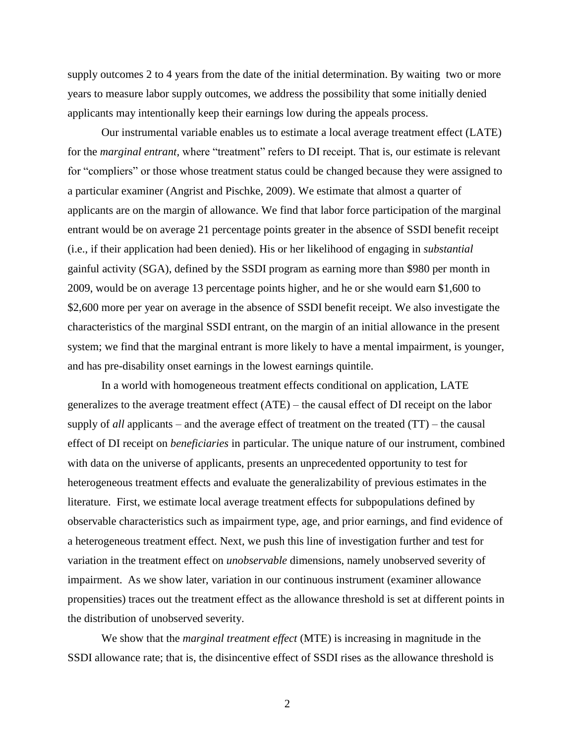supply outcomes 2 to 4 years from the date of the initial determination. By waiting two or more years to measure labor supply outcomes, we address the possibility that some initially denied applicants may intentionally keep their earnings low during the appeals process.

Our instrumental variable enables us to estimate a local average treatment effect (LATE) for the *marginal entrant,* where "treatment" refers to DI receipt. That is, our estimate is relevant for "compliers" or those whose treatment status could be changed because they were assigned to a particular examiner (Angrist and Pischke, 2009). We estimate that almost a quarter of applicants are on the margin of allowance. We find that labor force participation of the marginal entrant would be on average 21 percentage points greater in the absence of SSDI benefit receipt (i.e., if their application had been denied). His or her likelihood of engaging in *substantial* gainful activity (SGA), defined by the SSDI program as earning more than $980 per month in 2009, would be on average 13 percentage points higher, and he or she would earn $1,600 to $2,600 more per year on average in the absence of SSDI benefit receipt. We also investigate the characteristics of the marginal SSDI entrant, on the margin of an initial allowance in the present system; we find that the marginal entrant is more likely to have a mental impairment, is younger, and has pre-disability onset earnings in the lowest earnings quintile.

In a world with homogeneous treatment effects conditional on application, LATE generalizes to the average treatment effect (ATE) – the causal effect of DI receipt on the labor supply of *all* applicants – and the average effect of treatment on the treated (TT) – the causal effect of DI receipt on *beneficiaries* in particular. The unique nature of our instrument, combined with data on the universe of applicants, presents an unprecedented opportunity to test for heterogeneous treatment effects and evaluate the generalizability of previous estimates in the literature. First, we estimate local average treatment effects for subpopulations defined by observable characteristics such as impairment type, age, and prior earnings, and find evidence of a heterogeneous treatment effect. Next, we push this line of investigation further and test for variation in the treatment effect on *unobservable* dimensions, namely unobserved severity of impairment. As we show later, variation in our continuous instrument (examiner allowance propensities) traces out the treatment effect as the allowance threshold is set at different points in the distribution of unobserved severity.

We show that the *marginal treatment effect* (MTE) is increasing in magnitude in the SSDI allowance rate; that is, the disincentive effect of SSDI rises as the allowance threshold is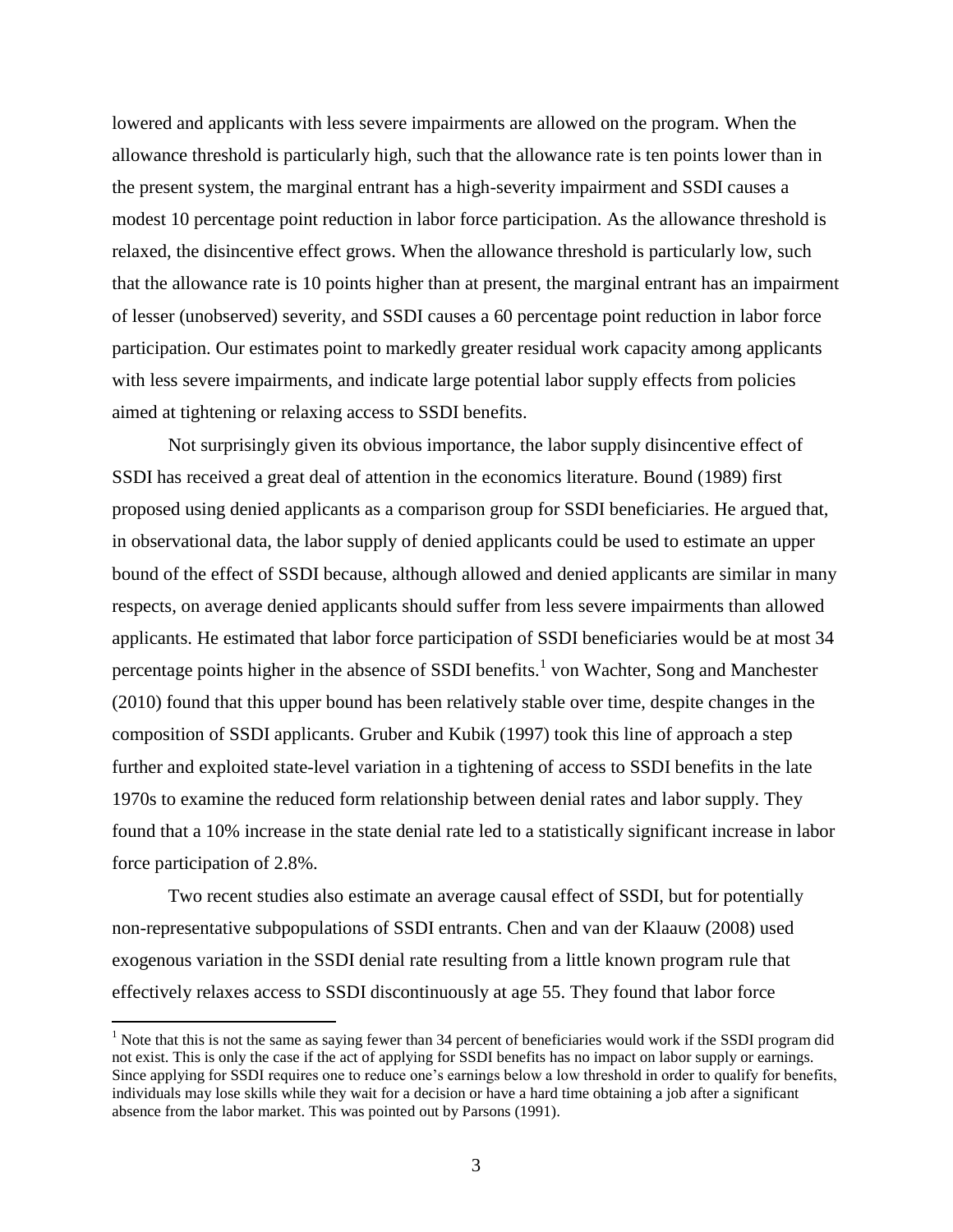lowered and applicants with less severe impairments are allowed on the program. When the allowance threshold is particularly high, such that the allowance rate is ten points lower than in the present system, the marginal entrant has a high-severity impairment and SSDI causes a modest 10 percentage point reduction in labor force participation. As the allowance threshold is relaxed, the disincentive effect grows. When the allowance threshold is particularly low, such that the allowance rate is 10 points higher than at present, the marginal entrant has an impairment of lesser (unobserved) severity, and SSDI causes a 60 percentage point reduction in labor force participation. Our estimates point to markedly greater residual work capacity among applicants with less severe impairments, and indicate large potential labor supply effects from policies aimed at tightening or relaxing access to SSDI benefits.

Not surprisingly given its obvious importance, the labor supply disincentive effect of SSDI has received a great deal of attention in the economics literature. Bound (1989) first proposed using denied applicants as a comparison group for SSDI beneficiaries. He argued that, in observational data, the labor supply of denied applicants could be used to estimate an upper bound of the effect of SSDI because, although allowed and denied applicants are similar in many respects, on average denied applicants should suffer from less severe impairments than allowed applicants. He estimated that labor force participation of SSDI beneficiaries would be at most 34 percentage points higher in the absence of SSDI benefits.[1] von Wachter, Song and Manchester (2010) found that this upper bound has been relatively stable over time, despite changes in the composition of SSDI applicants. Gruber and Kubik (1997) took this line of approach a step further and exploited state-level variation in a tightening of access to SSDI benefits in the late 1970s to examine the reduced form relationship between denial rates and labor supply. They found that a 10% increase in the state denial rate led to a statistically significant increase in labor force participation of 2.8%.

Two recent studies also estimate an average causal effect of SSDI, but for potentially non-representative subpopulations of SSDI entrants. Chen and van der Klaauw (2008) used exogenous variation in the SSDI denial rate resulting from a little known program rule that effectively relaxes access to SSDI discontinuously at age 55. They found that labor force

[1] Note that this is not the same as saying fewer than 34 percent of beneficiaries would work if the SSDI program did not exist. This is only the case if the act of applying for SSDI benefits has no impact on labor supply or earnings. Since applying for SSDI requires one to reduce one's earnings below a low threshold in order to qualify for benefits, individuals may lose skills while they wait for a decision or have a hard time obtaining a job after a significant absence from the labor market. This was pointed out by Parsons (1991).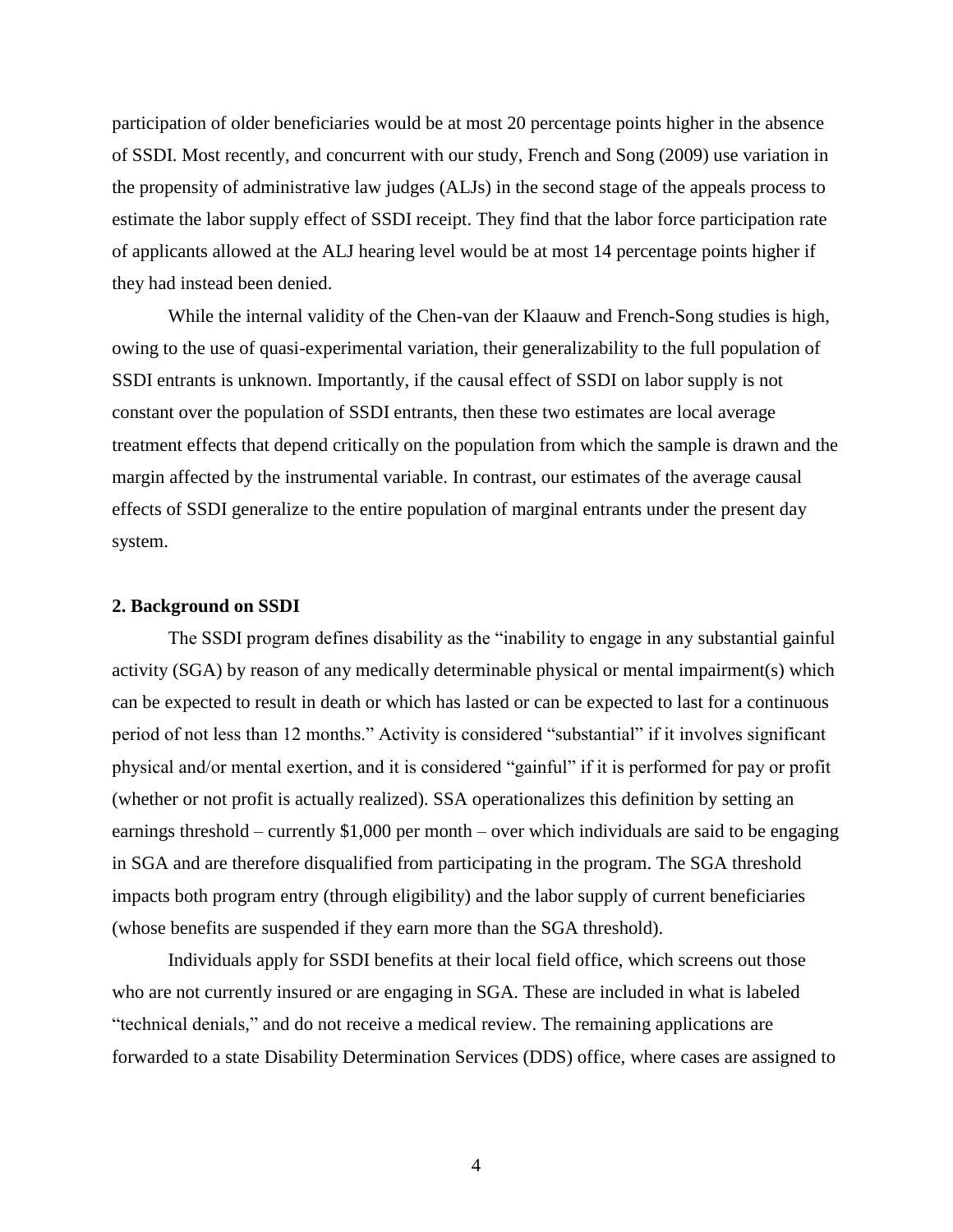participation of older beneficiaries would be at most 20 percentage points higher in the absence of SSDI. Most recently, and concurrent with our study, French and Song (2009) use variation in the propensity of administrative law judges (ALJs) in the second stage of the appeals process to estimate the labor supply effect of SSDI receipt. They find that the labor force participation rate of applicants allowed at the ALJ hearing level would be at most 14 percentage points higher if they had instead been denied.

While the internal validity of the Chen-van der Klaauw and French-Song studies is high, owing to the use of quasi-experimental variation, their generalizability to the full population of SSDI entrants is unknown. Importantly, if the causal effect of SSDI on labor supply is not constant over the population of SSDI entrants, then these two estimates are local average treatment effects that depend critically on the population from which the sample is drawn and the margin affected by the instrumental variable. In contrast, our estimates of the average causal effects of SSDI generalize to the entire population of marginal entrants under the present day system.

## 2. Background on SSDI

The SSDI program defines disability as the "inability to engage in any substantial gainful activity (SGA) by reason of any medically determinable physical or mental impairment(s) which can be expected to result in death or which has lasted or can be expected to last for a continuous period of not less than 12 months." Activity is considered "substantial" if it involves significant physical and/or mental exertion, and it is considered "gainful" if it is performed for pay or profit (whether or not profit is actually realized). SSA operationalizes this definition by setting an earnings threshold – currently $1,000 per month – over which individuals are said to be engaging in SGA and are therefore disqualified from participating in the program. The SGA threshold impacts both program entry (through eligibility) and the labor supply of current beneficiaries (whose benefits are suspended if they earn more than the SGA threshold).

Individuals apply for SSDI benefits at their local field office, which screens out those who are not currently insured or are engaging in SGA. These are included in what is labeled "technical denials," and do not receive a medical review. The remaining applications are forwarded to a state Disability Determination Services (DDS) office, where cases are assigned to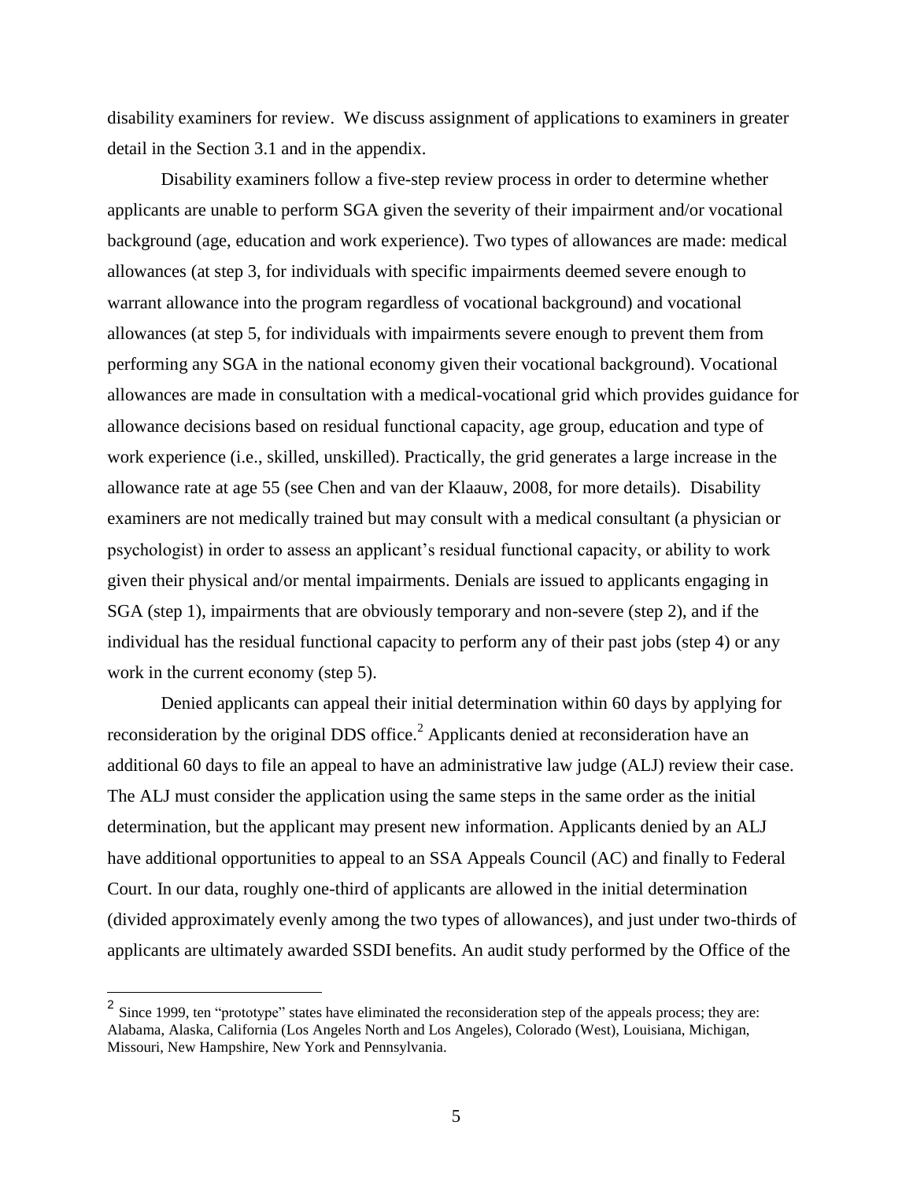disability examiners for review. We discuss assignment of applications to examiners in greater detail in the Section 3.1 and in the appendix.

Disability examiners follow a five-step review process in order to determine whether applicants are unable to perform SGA given the severity of their impairment and/or vocational background (age, education and work experience). Two types of allowances are made: medical allowances (at step 3, for individuals with specific impairments deemed severe enough to warrant allowance into the program regardless of vocational background) and vocational allowances (at step 5, for individuals with impairments severe enough to prevent them from performing any SGA in the national economy given their vocational background). Vocational allowances are made in consultation with a medical-vocational grid which provides guidance for allowance decisions based on residual functional capacity, age group, education and type of work experience (i.e., skilled, unskilled). Practically, the grid generates a large increase in the allowance rate at age 55 (see Chen and van der Klaauw, 2008, for more details). Disability examiners are not medically trained but may consult with a medical consultant (a physician or psychologist) in order to assess an applicant's residual functional capacity, or ability to work given their physical and/or mental impairments. Denials are issued to applicants engaging in SGA (step 1), impairments that are obviously temporary and non-severe (step 2), and if the individual has the residual functional capacity to perform any of their past jobs (step 4) or any work in the current economy (step 5).

Denied applicants can appeal their initial determination within 60 days by applying for reconsideration by the original DDS office.[2] Applicants denied at reconsideration have an additional 60 days to file an appeal to have an administrative law judge (ALJ) review their case. The ALJ must consider the application using the same steps in the same order as the initial determination, but the applicant may present new information. Applicants denied by an ALJ have additional opportunities to appeal to an SSA Appeals Council (AC) and finally to Federal Court. In our data, roughly one-third of applicants are allowed in the initial determination (divided approximately evenly among the two types of allowances), and just under two-thirds of applicants are ultimately awarded SSDI benefits. An audit study performed by the Office of the

---

[2] Since 1999, ten "prototype" states have eliminated the reconsideration step of the appeals process; they are: Alabama, Alaska, California (Los Angeles North and Los Angeles), Colorado (West), Louisiana, Michigan, Missouri, New Hampshire, New York and Pennsylvania.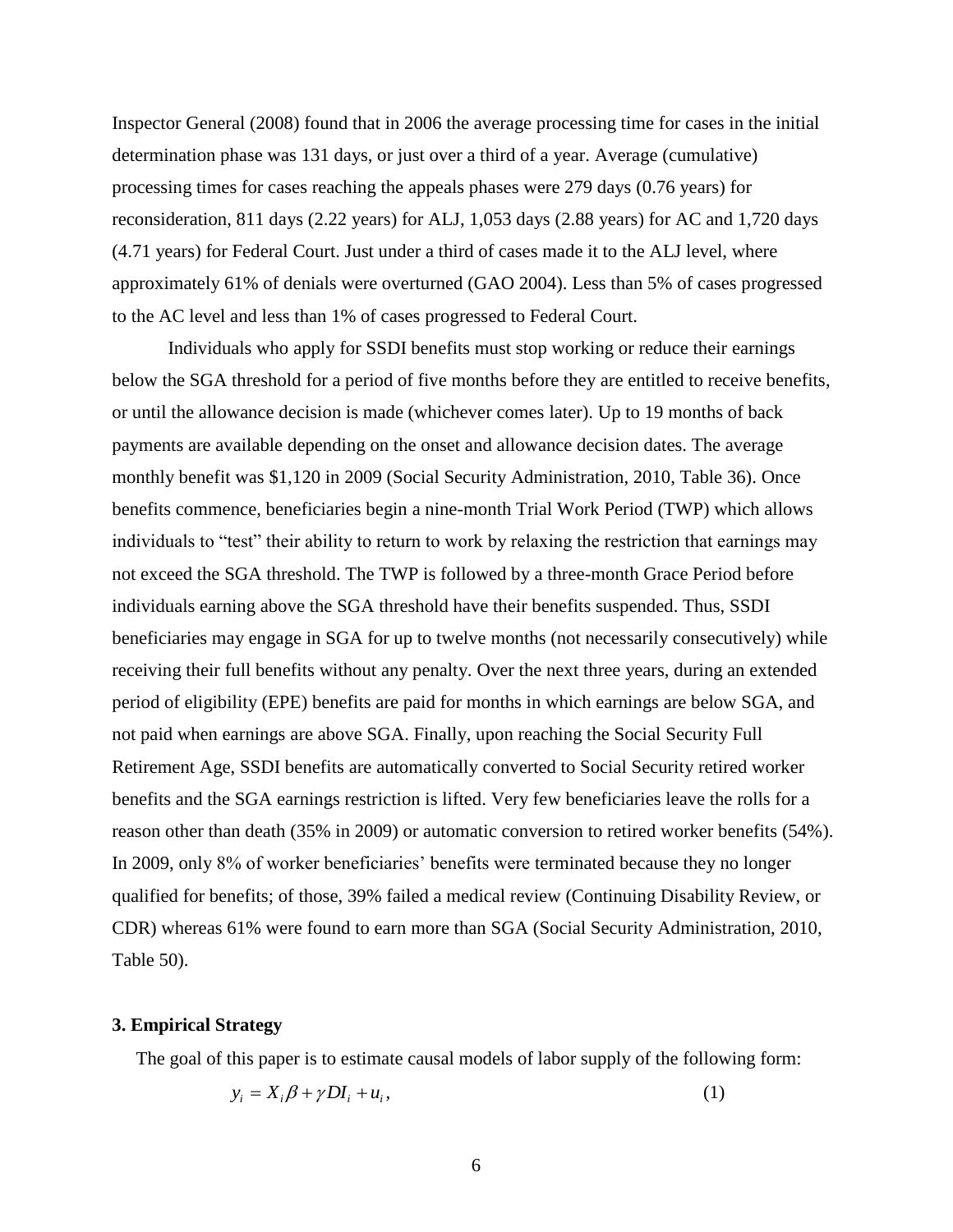Inspector General (2008) found that in 2006 the average processing time for cases in the initial determination phase was 131 days, or just over a third of a year. Average (cumulative) processing times for cases reaching the appeals phases were 279 days (0.76 years) for reconsideration, 811 days (2.22 years) for ALJ, 1,053 days (2.88 years) for AC and 1,720 days (4.71 years) for Federal Court. Just under a third of cases made it to the ALJ level, where approximately 61% of denials were overturned (GAO 2004). Less than 5% of cases progressed to the AC level and less than 1% of cases progressed to Federal Court.

Individuals who apply for SSDI benefits must stop working or reduce their earnings below the SGA threshold for a period of five months before they are entitled to receive benefits, or until the allowance decision is made (whichever comes later). Up to 19 months of back payments are available depending on the onset and allowance decision dates. The average monthly benefit was $1,120 in 2009 (Social Security Administration, 2010, Table 36). Once benefits commence, beneficiaries begin a nine-month Trial Work Period (TWP) which allows individuals to "test" their ability to return to work by relaxing the restriction that earnings may not exceed the SGA threshold. The TWP is followed by a three-month Grace Period before individuals earning above the SGA threshold have their benefits suspended. Thus, SSDI beneficiaries may engage in SGA for up to twelve months (not necessarily consecutively) while receiving their full benefits without any penalty. Over the next three years, during an extended period of eligibility (EPE) benefits are paid for months in which earnings are below SGA, and not paid when earnings are above SGA. Finally, upon reaching the Social Security Full Retirement Age, SSDI benefits are automatically converted to Social Security retired worker benefits and the SGA earnings restriction is lifted. Very few beneficiaries leave the rolls for a reason other than death (35% in 2009) or automatic conversion to retired worker benefits (54%). In 2009, only 8% of worker beneficiaries' benefits were terminated because they no longer qualified for benefits; of those, 39% failed a medical review (Continuing Disability Review, or CDR) whereas 61% were found to earn more than SGA (Social Security Administration, 2010, Table 50).

### 3. Empirical Strategy

The goal of this paper is to estimate causal models of labor supply of the following form:

$$y_i = X_i\beta + \gamma DI_i + u_i, \tag{1}$$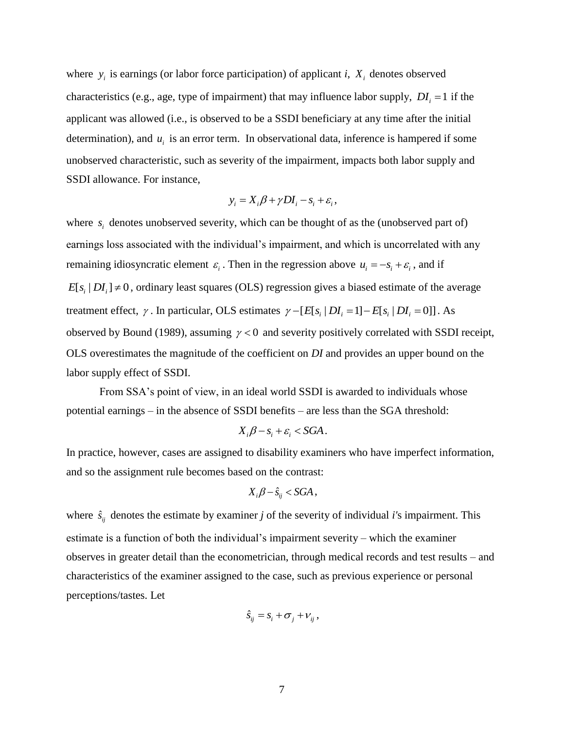where $y_i$ is earnings (or labor force participation) of applicant *i*, $X_i$ denotes observed characteristics (e.g., age, type of impairment) that may influence labor supply, $DI_i = 1$ if the applicant was allowed (i.e., is observed to be a SSDI beneficiary at any time after the initial determination), and $u_i$ is an error term. In observational data, inference is hampered if some unobserved characteristic, such as severity of the impairment, impacts both labor supply and SSDI allowance. For instance,

$$y_i = X_i\beta + \gamma DI_i - s_i + \varepsilon_i,$$

where $s_i$ denotes unobserved severity, which can be thought of as the (unobserved part of) earnings loss associated with the individual's impairment, and which is uncorrelated with any remaining idiosyncratic element $\varepsilon_i$. Then in the regression above $u_i = -s_i + \varepsilon_i$, and if $E[s_i \mid DI_i] \neq 0$, ordinary least squares (OLS) regression gives a biased estimate of the average treatment effect, $\gamma$. In particular, OLS estimates $\gamma - [E[s_i \mid DI_i = 1] - E[s_i \mid DI_i = 0]]$. As observed by Bound (1989), assuming $\gamma < 0$ and severity positively correlated with SSDI receipt, OLS overestimates the magnitude of the coefficient on *DI* and provides an upper bound on the labor supply effect of SSDI.

From SSA's point of view, in an ideal world SSDI is awarded to individuals whose potential earnings – in the absence of SSDI benefits – are less than the SGA threshold:

$$X_i\beta - s_i + \varepsilon_i < SGA.$$

In practice, however, cases are assigned to disability examiners who have imperfect information, and so the assignment rule becomes based on the contrast:

$$X_i\beta - \hat{s}_{ij} < SGA,$$

where $\hat{s}_{ij}$ denotes the estimate by examiner *j* of the severity of individual *i*'s impairment. This estimate is a function of both the individual's impairment severity – which the examiner observes in greater detail than the econometrician, through medical records and test results – and characteristics of the examiner assigned to the case, such as previous experience or personal perceptions/tastes. Let

$$\hat{s}_{ij} = s_i + \sigma_j + \nu_{ij},$$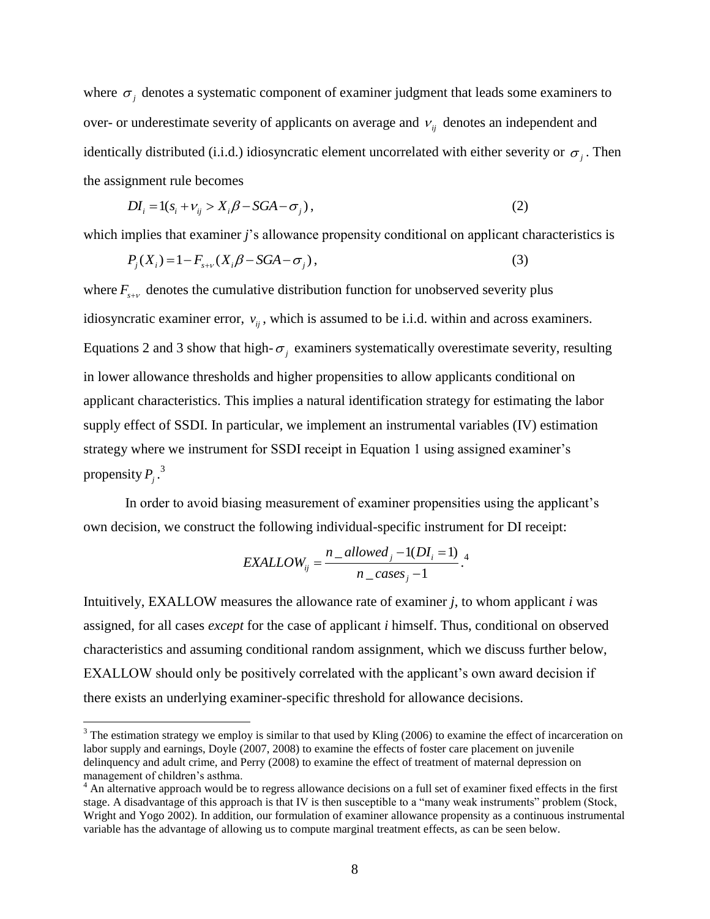where $\sigma_j$ denotes a systematic component of examiner judgment that leads some examiners to over- or underestimate severity of applicants on average and $\nu_{ij}$ denotes an independent and identically distributed (i.i.d.) idiosyncratic element uncorrelated with either severity or $\sigma_j$. Then the assignment rule becomes

$$DI_i = 1(s_i + \nu_{ij} > X_i\beta - SGA - \sigma_j), \tag{2}$$

which implies that examiner *j*'s allowance propensity conditional on applicant characteristics is

$$P_j(X_i) = 1 - F_{s+\nu}(X_i\beta - SGA - \sigma_j), \tag{3}$$

where $F_{s+\nu}$ denotes the cumulative distribution function for unobserved severity plus idiosyncratic examiner error, $\nu_{ij}$, which is assumed to be i.i.d. within and across examiners. Equations 2 and 3 show that high-$\sigma_j$ examiners systematically overestimate severity, resulting in lower allowance thresholds and higher propensities to allow applicants conditional on applicant characteristics. This implies a natural identification strategy for estimating the labor supply effect of SSDI. In particular, we implement an instrumental variables (IV) estimation strategy where we instrument for SSDI receipt in Equation 1 using assigned examiner's propensity $P_j$.[3]

In order to avoid biasing measurement of examiner propensities using the applicant's own decision, we construct the following individual-specific instrument for DI receipt:

$$EXALLOW_{ij} = \frac{n\_allowed_j - 1(DI_i = 1)}{n\_cases_j - 1}.$$[4]

Intuitively, EXALLOW measures the allowance rate of examiner *j*, to whom applicant *i* was assigned, for all cases *except* for the case of applicant *i* himself. Thus, conditional on observed characteristics and assuming conditional random assignment, which we discuss further below, EXALLOW should only be positively correlated with the applicant's own award decision if there exists an underlying examiner-specific threshold for allowance decisions.

[3] The estimation strategy we employ is similar to that used by Kling (2006) to examine the effect of incarceration on labor supply and earnings, Doyle (2007, 2008) to examine the effects of foster care placement on juvenile delinquency and adult crime, and Perry (2008) to examine the effect of treatment of maternal depression on management of children's asthma.

[4] An alternative approach would be to regress allowance decisions on a full set of examiner fixed effects in the first stage. A disadvantage of this approach is that IV is then susceptible to a "many weak instruments" problem (Stock, Wright and Yogo 2002). In addition, our formulation of examiner allowance propensity as a continuous instrumental variable has the advantage of allowing us to compute marginal treatment effects, as can be seen below.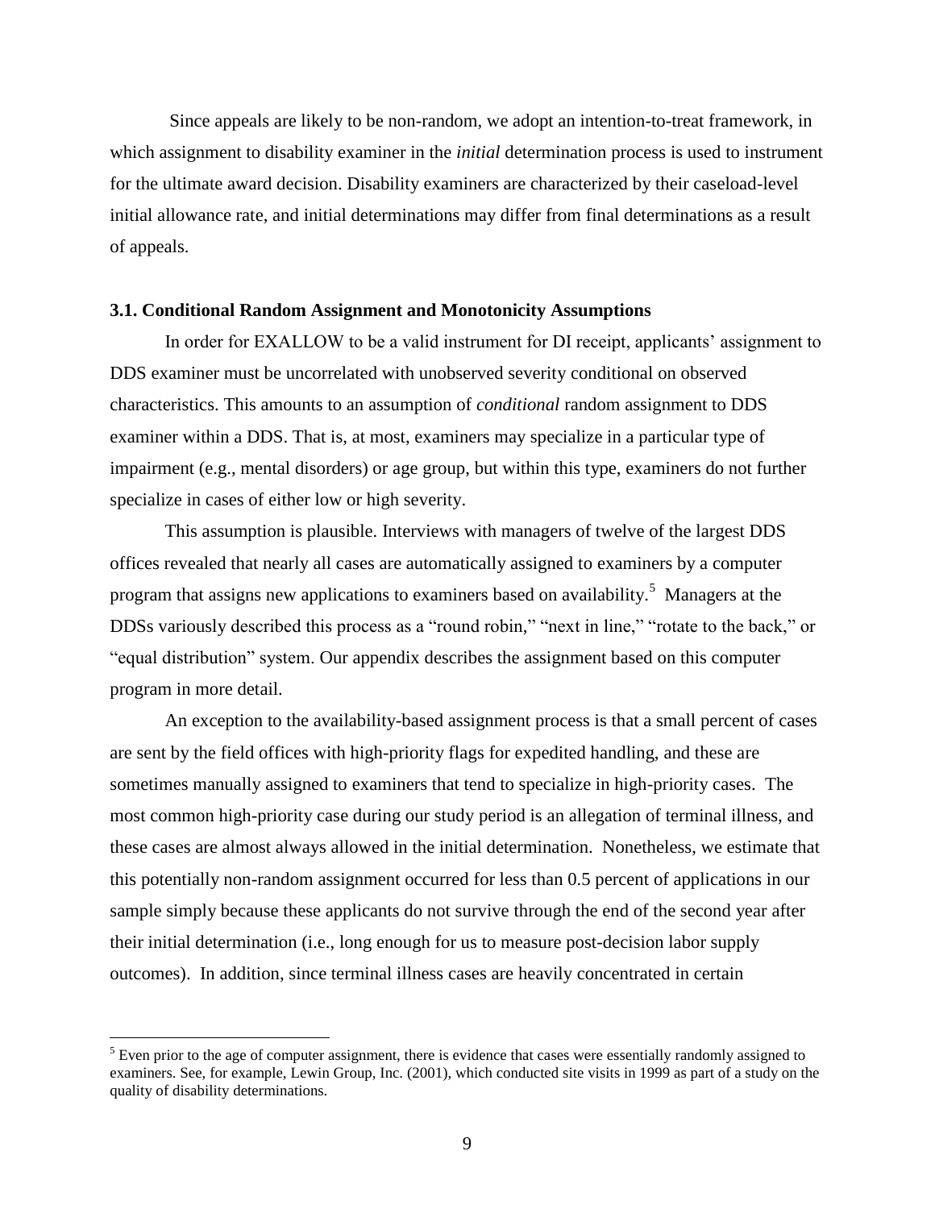Since appeals are likely to be non-random, we adopt an intention-to-treat framework, in which assignment to disability examiner in the *initial* determination process is used to instrument for the ultimate award decision. Disability examiners are characterized by their caseload-level initial allowance rate, and initial determinations may differ from final determinations as a result of appeals.

### 3.1. Conditional Random Assignment and Monotonicity Assumptions

In order for EXALLOW to be a valid instrument for DI receipt, applicants' assignment to DDS examiner must be uncorrelated with unobserved severity conditional on observed characteristics. This amounts to an assumption of *conditional* random assignment to DDS examiner within a DDS. That is, at most, examiners may specialize in a particular type of impairment (e.g., mental disorders) or age group, but within this type, examiners do not further specialize in cases of either low or high severity.

This assumption is plausible. Interviews with managers of twelve of the largest DDS offices revealed that nearly all cases are automatically assigned to examiners by a computer program that assigns new applications to examiners based on availability.[5] Managers at the DDSs variously described this process as a "round robin," "next in line," "rotate to the back," or "equal distribution" system. Our appendix describes the assignment based on this computer program in more detail.

An exception to the availability-based assignment process is that a small percent of cases are sent by the field offices with high-priority flags for expedited handling, and these are sometimes manually assigned to examiners that tend to specialize in high-priority cases. The most common high-priority case during our study period is an allegation of terminal illness, and these cases are almost always allowed in the initial determination. Nonetheless, we estimate that this potentially non-random assignment occurred for less than 0.5 percent of applications in our sample simply because these applicants do not survive through the end of the second year after their initial determination (i.e., long enough for us to measure post-decision labor supply outcomes). In addition, since terminal illness cases are heavily concentrated in certain

[5] Even prior to the age of computer assignment, there is evidence that cases were essentially randomly assigned to examiners. See, for example, Lewin Group, Inc. (2001), which conducted site visits in 1999 as part of a study on the quality of disability determinations.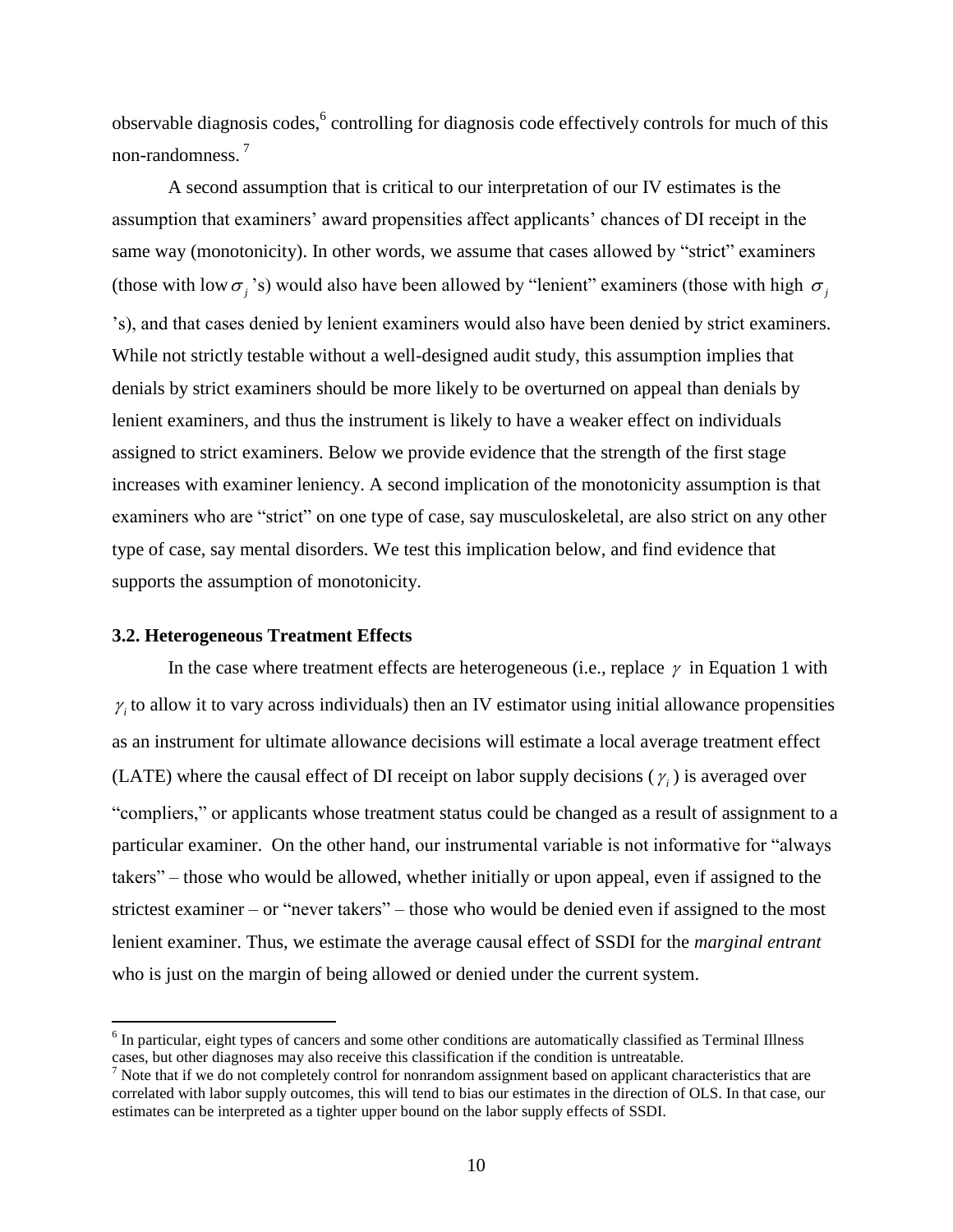observable diagnosis codes,[6] controlling for diagnosis code effectively controls for much of this non-randomness. [7]

A second assumption that is critical to our interpretation of our IV estimates is the assumption that examiners' award propensities affect applicants' chances of DI receipt in the same way (monotonicity). In other words, we assume that cases allowed by "strict" examiners (those with low $\sigma_j$'s) would also have been allowed by "lenient" examiners (those with high $\sigma_j$'s), and that cases denied by lenient examiners would also have been denied by strict examiners. While not strictly testable without a well-designed audit study, this assumption implies that denials by strict examiners should be more likely to be overturned on appeal than denials by lenient examiners, and thus the instrument is likely to have a weaker effect on individuals assigned to strict examiners. Below we provide evidence that the strength of the first stage increases with examiner leniency. A second implication of the monotonicity assumption is that examiners who are "strict" on one type of case, say musculoskeletal, are also strict on any other type of case, say mental disorders. We test this implication below, and find evidence that supports the assumption of monotonicity.

### 3.2. Heterogeneous Treatment Effects

In the case where treatment effects are heterogeneous (i.e., replace $\gamma$ in Equation 1 with $\gamma_i$ to allow it to vary across individuals) then an IV estimator using initial allowance propensities as an instrument for ultimate allowance decisions will estimate a local average treatment effect (LATE) where the causal effect of DI receipt on labor supply decisions ($\gamma_i$) is averaged over "compliers," or applicants whose treatment status could be changed as a result of assignment to a particular examiner. On the other hand, our instrumental variable is not informative for "always takers" – those who would be allowed, whether initially or upon appeal, even if assigned to the strictest examiner – or "never takers" – those who would be denied even if assigned to the most lenient examiner. Thus, we estimate the average causal effect of SSDI for the *marginal entrant* who is just on the margin of being allowed or denied under the current system.

[6] In particular, eight types of cancers and some other conditions are automatically classified as Terminal Illness cases, but other diagnoses may also receive this classification if the condition is untreatable.

[7] Note that if we do not completely control for nonrandom assignment based on applicant characteristics that are correlated with labor supply outcomes, this will tend to bias our estimates in the direction of OLS. In that case, our estimates can be interpreted as a tighter upper bound on the labor supply effects of SSDI.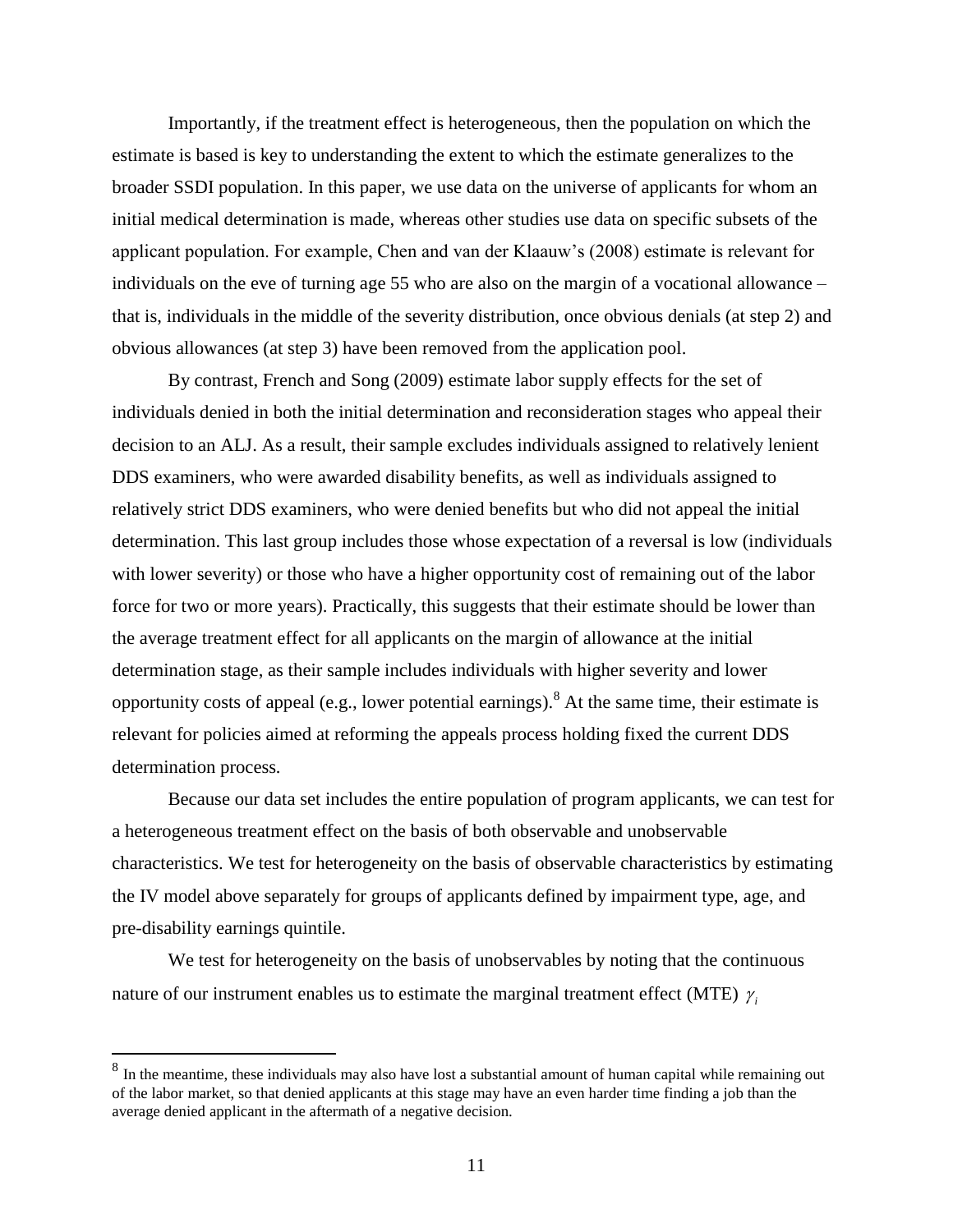Importantly, if the treatment effect is heterogeneous, then the population on which the estimate is based is key to understanding the extent to which the estimate generalizes to the broader SSDI population. In this paper, we use data on the universe of applicants for whom an initial medical determination is made, whereas other studies use data on specific subsets of the applicant population. For example, Chen and van der Klaauw's (2008) estimate is relevant for individuals on the eve of turning age 55 who are also on the margin of a vocational allowance – that is, individuals in the middle of the severity distribution, once obvious denials (at step 2) and obvious allowances (at step 3) have been removed from the application pool.

By contrast, French and Song (2009) estimate labor supply effects for the set of individuals denied in both the initial determination and reconsideration stages who appeal their decision to an ALJ. As a result, their sample excludes individuals assigned to relatively lenient DDS examiners, who were awarded disability benefits, as well as individuals assigned to relatively strict DDS examiners, who were denied benefits but who did not appeal the initial determination. This last group includes those whose expectation of a reversal is low (individuals with lower severity) or those who have a higher opportunity cost of remaining out of the labor force for two or more years). Practically, this suggests that their estimate should be lower than the average treatment effect for all applicants on the margin of allowance at the initial determination stage, as their sample includes individuals with higher severity and lower opportunity costs of appeal (e.g., lower potential earnings).[8] At the same time, their estimate is relevant for policies aimed at reforming the appeals process holding fixed the current DDS determination process.

Because our data set includes the entire population of program applicants, we can test for a heterogeneous treatment effect on the basis of both observable and unobservable characteristics. We test for heterogeneity on the basis of observable characteristics by estimating the IV model above separately for groups of applicants defined by impairment type, age, and pre-disability earnings quintile.

We test for heterogeneity on the basis of unobservables by noting that the continuous nature of our instrument enables us to estimate the marginal treatment effect (MTE) $\gamma_i$

[8] In the meantime, these individuals may also have lost a substantial amount of human capital while remaining out of the labor market, so that denied applicants at this stage may have an even harder time finding a job than the average denied applicant in the aftermath of a negative decision.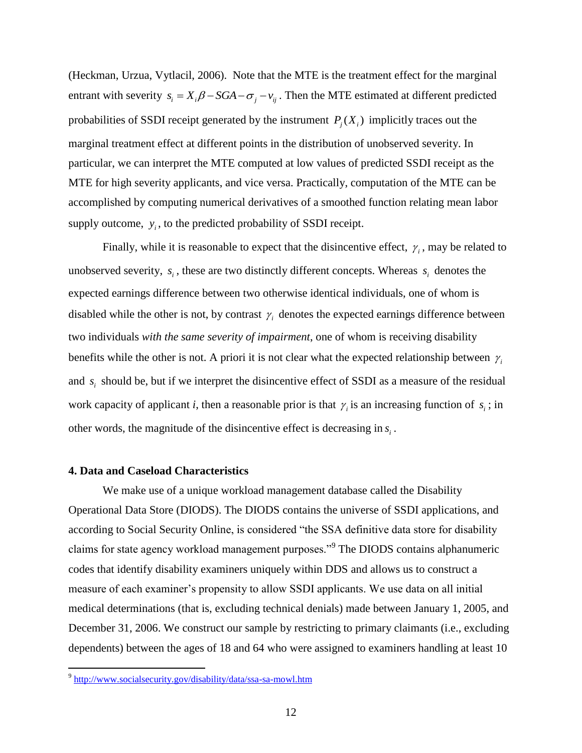(Heckman, Urzua, Vytlacil, 2006). Note that the MTE is the treatment effect for the marginal entrant with severity $s_i = X_i\beta - SGA - \sigma_j - v_{ij}$. Then the MTE estimated at different predicted probabilities of SSDI receipt generated by the instrument $P_j(X_i)$ implicitly traces out the marginal treatment effect at different points in the distribution of unobserved severity. In particular, we can interpret the MTE computed at low values of predicted SSDI receipt as the MTE for high severity applicants, and vice versa. Practically, computation of the MTE can be accomplished by computing numerical derivatives of a smoothed function relating mean labor supply outcome, $y_i$, to the predicted probability of SSDI receipt.

Finally, while it is reasonable to expect that the disincentive effect, $\gamma_i$, may be related to unobserved severity, $s_i$, these are two distinctly different concepts. Whereas $s_i$ denotes the expected earnings difference between two otherwise identical individuals, one of whom is disabled while the other is not, by contrast $\gamma_i$ denotes the expected earnings difference between two individuals *with the same severity of impairment*, one of whom is receiving disability benefits while the other is not. A priori it is not clear what the expected relationship between $\gamma_i$ and $s_i$ should be, but if we interpret the disincentive effect of SSDI as a measure of the residual work capacity of applicant *i*, then a reasonable prior is that $\gamma_i$ is an increasing function of $s_i$; in other words, the magnitude of the disincentive effect is decreasing in $s_i$.

## 4. Data and Caseload Characteristics

We make use of a unique workload management database called the Disability Operational Data Store (DIODS). The DIODS contains the universe of SSDI applications, and according to Social Security Online, is considered "the SSA definitive data store for disability claims for state agency workload management purposes."[9] The DIODS contains alphanumeric codes that identify disability examiners uniquely within DDS and allows us to construct a measure of each examiner's propensity to allow SSDI applicants. We use data on all initial medical determinations (that is, excluding technical denials) made between January 1, 2005, and December 31, 2006. We construct our sample by restricting to primary claimants (i.e., excluding dependents) between the ages of 18 and 64 who were assigned to examiners handling at least 10

[9] http://www.socialsecurity.gov/disability/data/ssa-sa-mowl.htm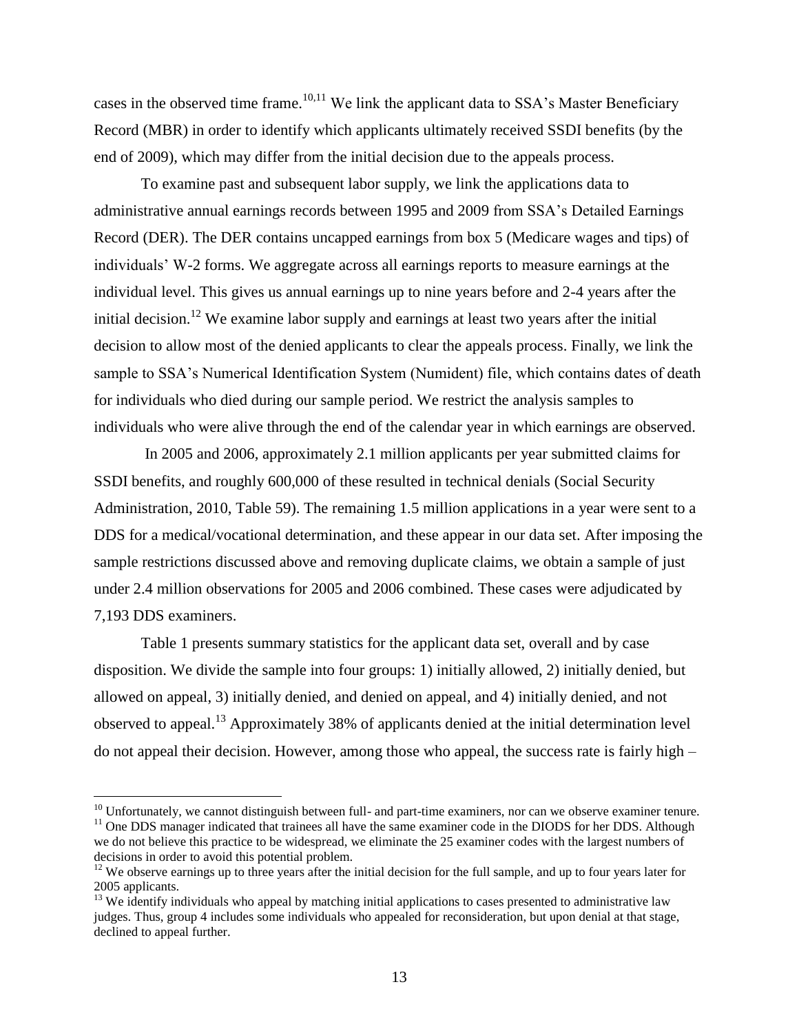cases in the observed time frame.[10,11] We link the applicant data to SSA's Master Beneficiary Record (MBR) in order to identify which applicants ultimately received SSDI benefits (by the end of 2009), which may differ from the initial decision due to the appeals process.

To examine past and subsequent labor supply, we link the applications data to administrative annual earnings records between 1995 and 2009 from SSA's Detailed Earnings Record (DER). The DER contains uncapped earnings from box 5 (Medicare wages and tips) of individuals' W-2 forms. We aggregate across all earnings reports to measure earnings at the individual level. This gives us annual earnings up to nine years before and 2-4 years after the initial decision.[12] We examine labor supply and earnings at least two years after the initial decision to allow most of the denied applicants to clear the appeals process. Finally, we link the sample to SSA's Numerical Identification System (Numident) file, which contains dates of death for individuals who died during our sample period. We restrict the analysis samples to individuals who were alive through the end of the calendar year in which earnings are observed.

In 2005 and 2006, approximately 2.1 million applicants per year submitted claims for SSDI benefits, and roughly 600,000 of these resulted in technical denials (Social Security Administration, 2010, Table 59). The remaining 1.5 million applications in a year were sent to a DDS for a medical/vocational determination, and these appear in our data set. After imposing the sample restrictions discussed above and removing duplicate claims, we obtain a sample of just under 2.4 million observations for 2005 and 2006 combined. These cases were adjudicated by 7,193 DDS examiners.

Table 1 presents summary statistics for the applicant data set, overall and by case disposition. We divide the sample into four groups: 1) initially allowed, 2) initially denied, but allowed on appeal, 3) initially denied, and denied on appeal, and 4) initially denied, and not observed to appeal.[13] Approximately 38% of applicants denied at the initial determination level do not appeal their decision. However, among those who appeal, the success rate is fairly high –

[10] Unfortunately, we cannot distinguish between full- and part-time examiners, nor can we observe examiner tenure.

[11] One DDS manager indicated that trainees all have the same examiner code in the DIODS for her DDS. Although we do not believe this practice to be widespread, we eliminate the 25 examiner codes with the largest numbers of decisions in order to avoid this potential problem.

[12] We observe earnings up to three years after the initial decision for the full sample, and up to four years later for 2005 applicants.

[13] We identify individuals who appeal by matching initial applications to cases presented to administrative law judges. Thus, group 4 includes some individuals who appealed for reconsideration, but upon denial at that stage, declined to appeal further.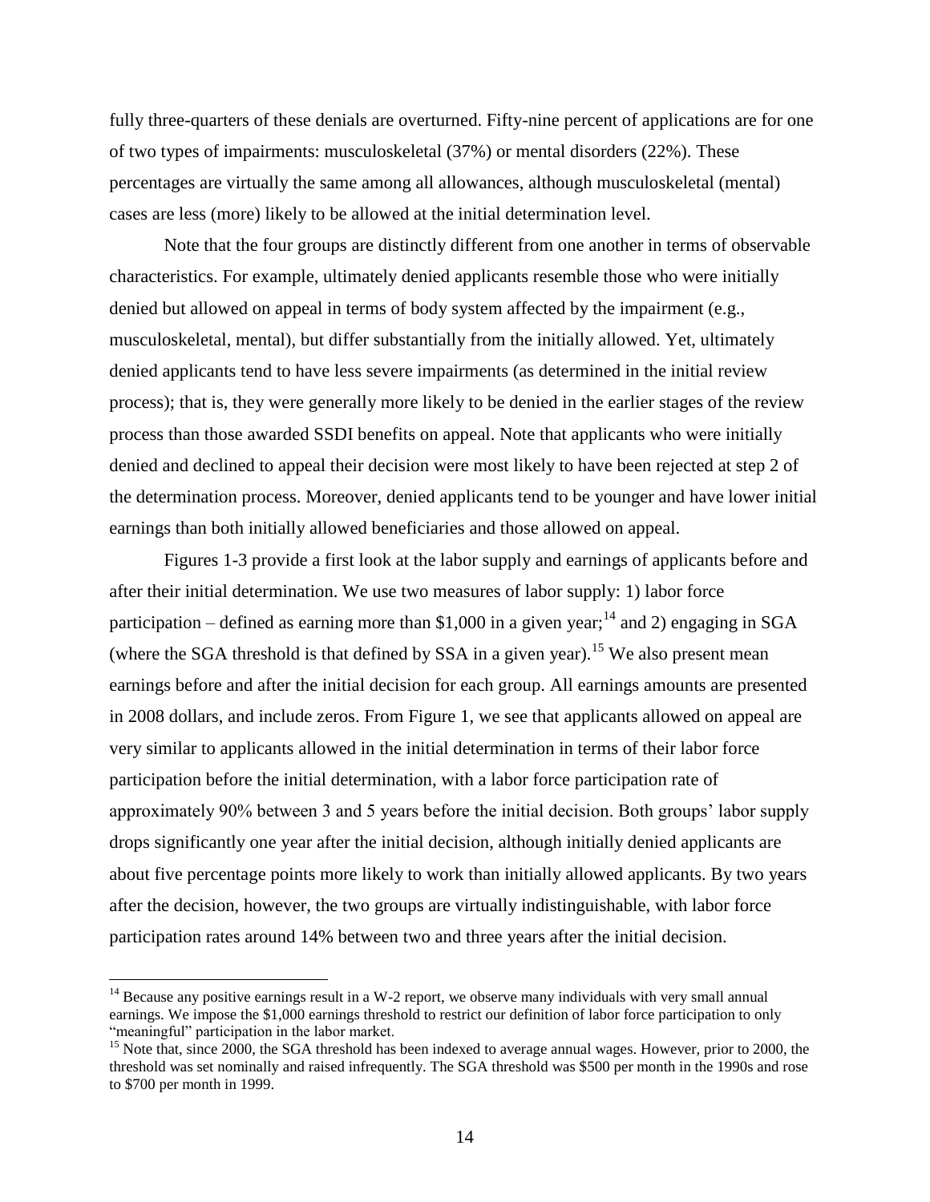fully three-quarters of these denials are overturned. Fifty-nine percent of applications are for one of two types of impairments: musculoskeletal (37%) or mental disorders (22%). These percentages are virtually the same among all allowances, although musculoskeletal (mental) cases are less (more) likely to be allowed at the initial determination level.

Note that the four groups are distinctly different from one another in terms of observable characteristics. For example, ultimately denied applicants resemble those who were initially denied but allowed on appeal in terms of body system affected by the impairment (e.g., musculoskeletal, mental), but differ substantially from the initially allowed. Yet, ultimately denied applicants tend to have less severe impairments (as determined in the initial review process); that is, they were generally more likely to be denied in the earlier stages of the review process than those awarded SSDI benefits on appeal. Note that applicants who were initially denied and declined to appeal their decision were most likely to have been rejected at step 2 of the determination process. Moreover, denied applicants tend to be younger and have lower initial earnings than both initially allowed beneficiaries and those allowed on appeal.

Figures 1-3 provide a first look at the labor supply and earnings of applicants before and after their initial determination. We use two measures of labor supply: 1) labor force participation – defined as earning more than \$1,000 in a given year;[14] and 2) engaging in SGA (where the SGA threshold is that defined by SSA in a given year).[15] We also present mean earnings before and after the initial decision for each group. All earnings amounts are presented in 2008 dollars, and include zeros. From Figure 1, we see that applicants allowed on appeal are very similar to applicants allowed in the initial determination in terms of their labor force participation before the initial determination, with a labor force participation rate of approximately 90% between 3 and 5 years before the initial decision. Both groups' labor supply drops significantly one year after the initial decision, although initially denied applicants are about five percentage points more likely to work than initially allowed applicants. By two years after the decision, however, the two groups are virtually indistinguishable, with labor force participation rates around 14% between two and three years after the initial decision.

[14] Because any positive earnings result in a W-2 report, we observe many individuals with very small annual earnings. We impose the \$1,000 earnings threshold to restrict our definition of labor force participation to only "meaningful" participation in the labor market.

[15] Note that, since 2000, the SGA threshold has been indexed to average annual wages. However, prior to 2000, the threshold was set nominally and raised infrequently. The SGA threshold was \$500 per month in the 1990s and rose to \$700 per month in 1999.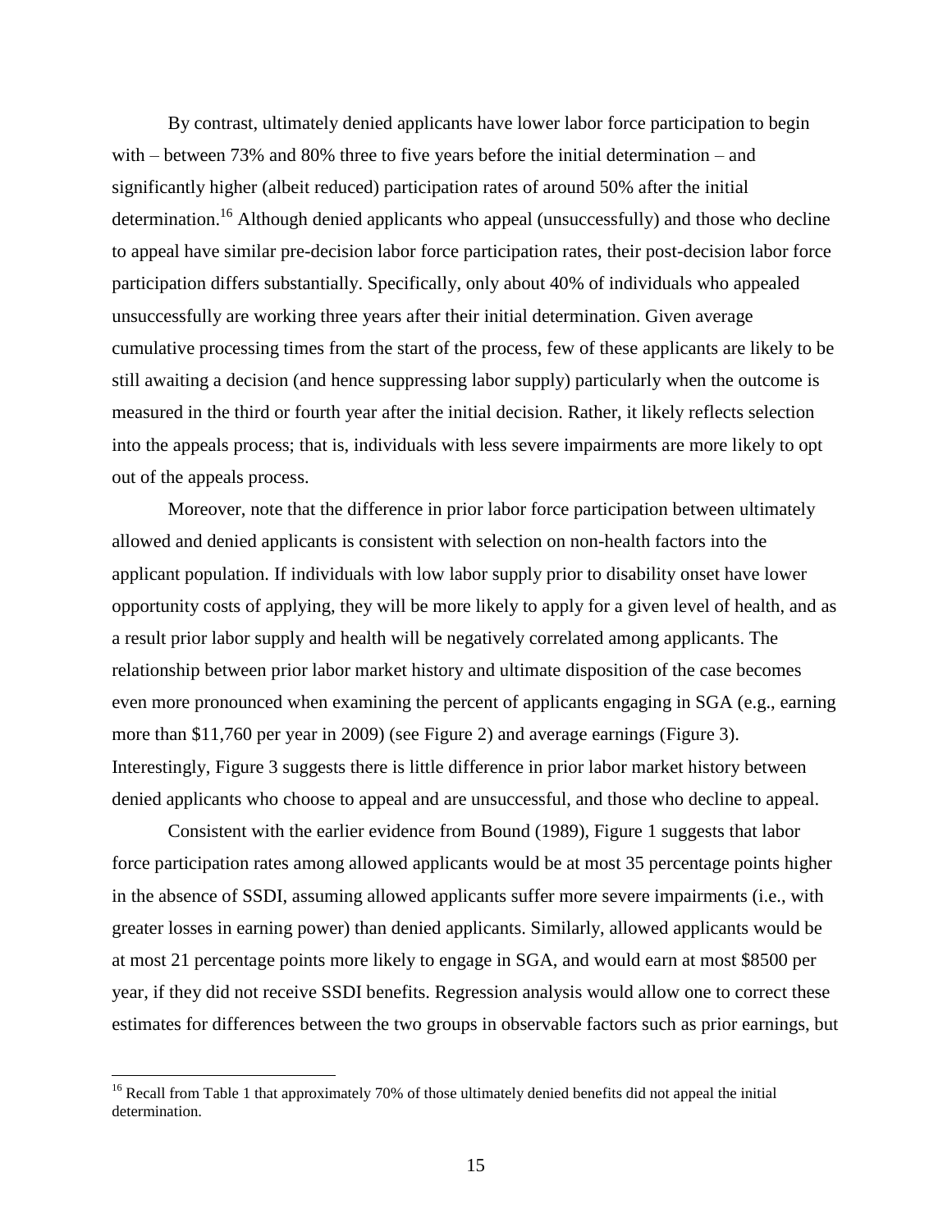By contrast, ultimately denied applicants have lower labor force participation to begin with – between 73% and 80% three to five years before the initial determination – and significantly higher (albeit reduced) participation rates of around 50% after the initial determination.[16] Although denied applicants who appeal (unsuccessfully) and those who decline to appeal have similar pre-decision labor force participation rates, their post-decision labor force participation differs substantially. Specifically, only about 40% of individuals who appealed unsuccessfully are working three years after their initial determination. Given average cumulative processing times from the start of the process, few of these applicants are likely to be still awaiting a decision (and hence suppressing labor supply) particularly when the outcome is measured in the third or fourth year after the initial decision. Rather, it likely reflects selection into the appeals process; that is, individuals with less severe impairments are more likely to opt out of the appeals process.

Moreover, note that the difference in prior labor force participation between ultimately allowed and denied applicants is consistent with selection on non-health factors into the applicant population. If individuals with low labor supply prior to disability onset have lower opportunity costs of applying, they will be more likely to apply for a given level of health, and as a result prior labor supply and health will be negatively correlated among applicants. The relationship between prior labor market history and ultimate disposition of the case becomes even more pronounced when examining the percent of applicants engaging in SGA (e.g., earning more than $11,760 per year in 2009) (see Figure 2) and average earnings (Figure 3). Interestingly, Figure 3 suggests there is little difference in prior labor market history between denied applicants who choose to appeal and are unsuccessful, and those who decline to appeal.

Consistent with the earlier evidence from Bound (1989), Figure 1 suggests that labor force participation rates among allowed applicants would be at most 35 percentage points higher in the absence of SSDI, assuming allowed applicants suffer more severe impairments (i.e., with greater losses in earning power) than denied applicants. Similarly, allowed applicants would be at most 21 percentage points more likely to engage in SGA, and would earn at most $8500 per year, if they did not receive SSDI benefits. Regression analysis would allow one to correct these estimates for differences between the two groups in observable factors such as prior earnings, but

[16] Recall from Table 1 that approximately 70% of those ultimately denied benefits did not appeal the initial determination.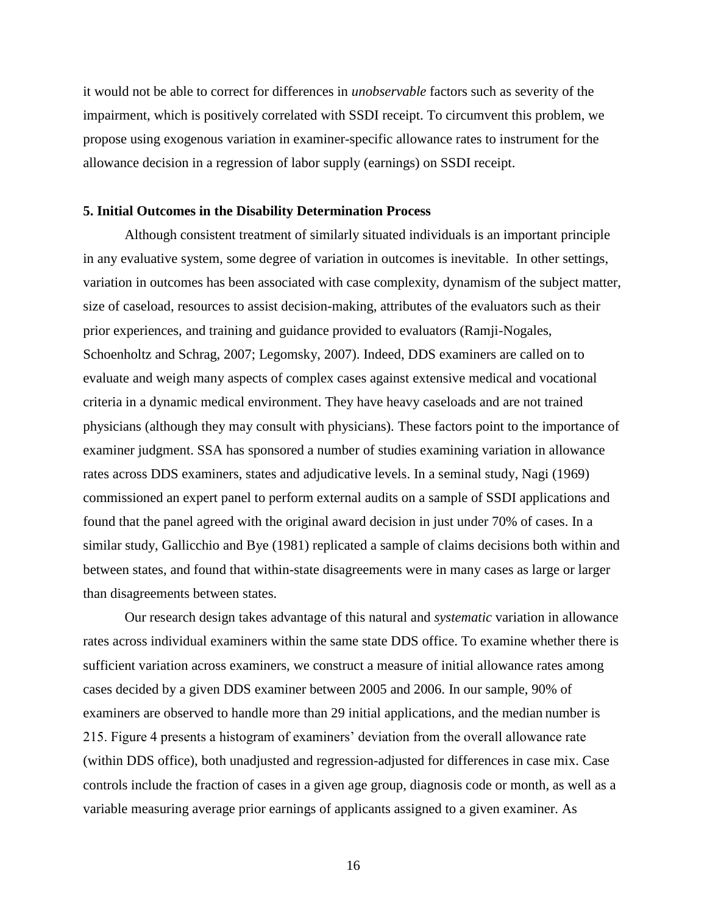it would not be able to correct for differences in *unobservable* factors such as severity of the impairment, which is positively correlated with SSDI receipt. To circumvent this problem, we propose using exogenous variation in examiner-specific allowance rates to instrument for the allowance decision in a regression of labor supply (earnings) on SSDI receipt.

## 5. Initial Outcomes in the Disability Determination Process

Although consistent treatment of similarly situated individuals is an important principle in any evaluative system, some degree of variation in outcomes is inevitable. In other settings, variation in outcomes has been associated with case complexity, dynamism of the subject matter, size of caseload, resources to assist decision-making, attributes of the evaluators such as their prior experiences, and training and guidance provided to evaluators (Ramji-Nogales, Schoenholtz and Schrag, 2007; Legomsky, 2007). Indeed, DDS examiners are called on to evaluate and weigh many aspects of complex cases against extensive medical and vocational criteria in a dynamic medical environment. They have heavy caseloads and are not trained physicians (although they may consult with physicians). These factors point to the importance of examiner judgment. SSA has sponsored a number of studies examining variation in allowance rates across DDS examiners, states and adjudicative levels. In a seminal study, Nagi (1969) commissioned an expert panel to perform external audits on a sample of SSDI applications and found that the panel agreed with the original award decision in just under 70% of cases. In a similar study, Gallicchio and Bye (1981) replicated a sample of claims decisions both within and between states, and found that within-state disagreements were in many cases as large or larger than disagreements between states.

Our research design takes advantage of this natural and *systematic* variation in allowance rates across individual examiners within the same state DDS office. To examine whether there is sufficient variation across examiners, we construct a measure of initial allowance rates among cases decided by a given DDS examiner between 2005 and 2006. In our sample, 90% of examiners are observed to handle more than 29 initial applications, and the median number is 215. Figure 4 presents a histogram of examiners' deviation from the overall allowance rate (within DDS office), both unadjusted and regression-adjusted for differences in case mix. Case controls include the fraction of cases in a given age group, diagnosis code or month, as well as a variable measuring average prior earnings of applicants assigned to a given examiner. As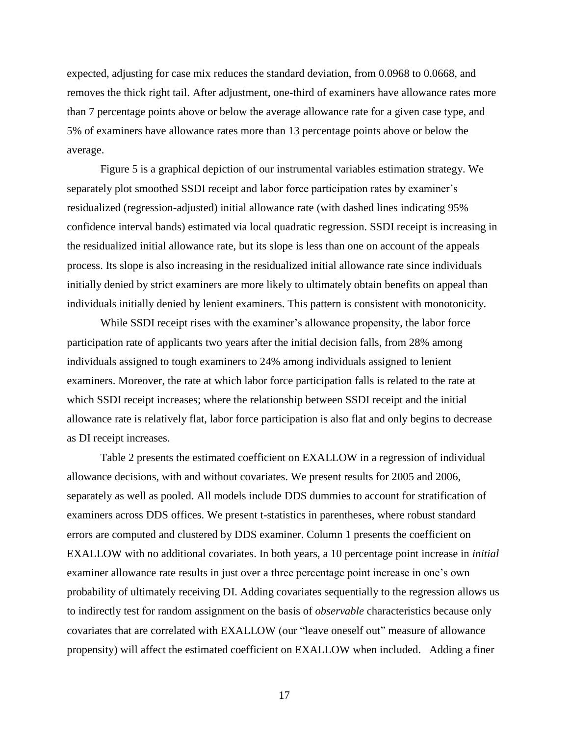expected, adjusting for case mix reduces the standard deviation, from 0.0968 to 0.0668, and removes the thick right tail. After adjustment, one-third of examiners have allowance rates more than 7 percentage points above or below the average allowance rate for a given case type, and 5% of examiners have allowance rates more than 13 percentage points above or below the average.

Figure 5 is a graphical depiction of our instrumental variables estimation strategy. We separately plot smoothed SSDI receipt and labor force participation rates by examiner's residualized (regression-adjusted) initial allowance rate (with dashed lines indicating 95% confidence interval bands) estimated via local quadratic regression. SSDI receipt is increasing in the residualized initial allowance rate, but its slope is less than one on account of the appeals process. Its slope is also increasing in the residualized initial allowance rate since individuals initially denied by strict examiners are more likely to ultimately obtain benefits on appeal than individuals initially denied by lenient examiners. This pattern is consistent with monotonicity.

While SSDI receipt rises with the examiner's allowance propensity, the labor force participation rate of applicants two years after the initial decision falls, from 28% among individuals assigned to tough examiners to 24% among individuals assigned to lenient examiners. Moreover, the rate at which labor force participation falls is related to the rate at which SSDI receipt increases; where the relationship between SSDI receipt and the initial allowance rate is relatively flat, labor force participation is also flat and only begins to decrease as DI receipt increases.

Table 2 presents the estimated coefficient on EXALLOW in a regression of individual allowance decisions, with and without covariates. We present results for 2005 and 2006, separately as well as pooled. All models include DDS dummies to account for stratification of examiners across DDS offices. We present t-statistics in parentheses, where robust standard errors are computed and clustered by DDS examiner. Column 1 presents the coefficient on EXALLOW with no additional covariates. In both years, a 10 percentage point increase in *initial* examiner allowance rate results in just over a three percentage point increase in one's own probability of ultimately receiving DI. Adding covariates sequentially to the regression allows us to indirectly test for random assignment on the basis of *observable* characteristics because only covariates that are correlated with EXALLOW (our "leave oneself out" measure of allowance propensity) will affect the estimated coefficient on EXALLOW when included. Adding a finer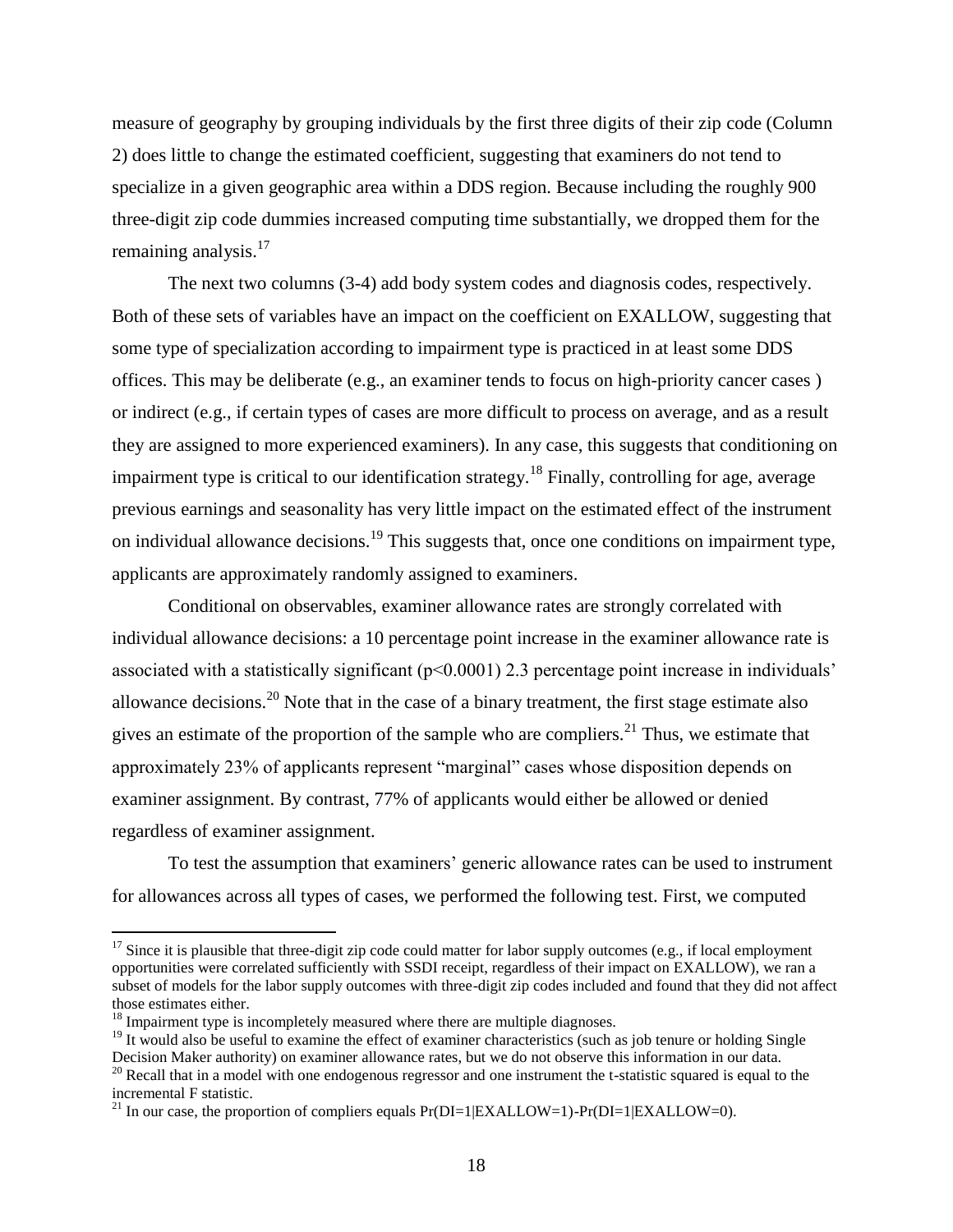measure of geography by grouping individuals by the first three digits of their zip code (Column 2) does little to change the estimated coefficient, suggesting that examiners do not tend to specialize in a given geographic area within a DDS region. Because including the roughly 900 three-digit zip code dummies increased computing time substantially, we dropped them for the remaining analysis.[17]

The next two columns (3-4) add body system codes and diagnosis codes, respectively. Both of these sets of variables have an impact on the coefficient on EXALLOW, suggesting that some type of specialization according to impairment type is practiced in at least some DDS offices. This may be deliberate (e.g., an examiner tends to focus on high-priority cancer cases ) or indirect (e.g., if certain types of cases are more difficult to process on average, and as a result they are assigned to more experienced examiners). In any case, this suggests that conditioning on impairment type is critical to our identification strategy.[18] Finally, controlling for age, average previous earnings and seasonality has very little impact on the estimated effect of the instrument on individual allowance decisions.[19] This suggests that, once one conditions on impairment type, applicants are approximately randomly assigned to examiners.

Conditional on observables, examiner allowance rates are strongly correlated with individual allowance decisions: a 10 percentage point increase in the examiner allowance rate is associated with a statistically significant ($p<0.0001$) 2.3 percentage point increase in individuals' allowance decisions.[20] Note that in the case of a binary treatment, the first stage estimate also gives an estimate of the proportion of the sample who are compliers.[21] Thus, we estimate that approximately 23% of applicants represent "marginal" cases whose disposition depends on examiner assignment. By contrast, 77% of applicants would either be allowed or denied regardless of examiner assignment.

To test the assumption that examiners' generic allowance rates can be used to instrument for allowances across all types of cases, we performed the following test. First, we computed

[17] Since it is plausible that three-digit zip code could matter for labor supply outcomes (e.g., if local employment opportunities were correlated sufficiently with SSDI receipt, regardless of their impact on EXALLOW), we ran a subset of models for the labor supply outcomes with three-digit zip codes included and found that they did not affect those estimates either.

[18] Impairment type is incompletely measured where there are multiple diagnoses.

[19] It would also be useful to examine the effect of examiner characteristics (such as job tenure or holding Single Decision Maker authority) on examiner allowance rates, but we do not observe this information in our data.

[20] Recall that in a model with one endogenous regressor and one instrument the t-statistic squared is equal to the incremental F statistic.

[21] In our case, the proportion of compliers equals Pr(DI=1|EXALLOW=1)-Pr(DI=1|EXALLOW=0).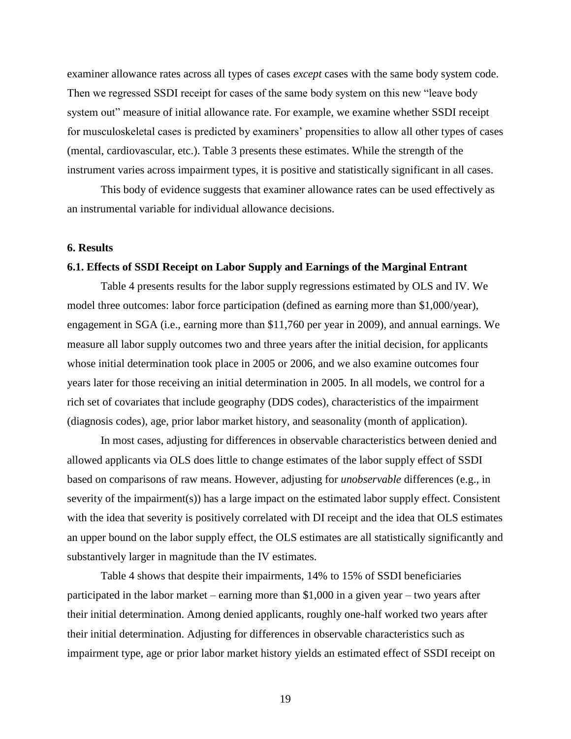examiner allowance rates across all types of cases *except* cases with the same body system code. Then we regressed SSDI receipt for cases of the same body system on this new "leave body system out" measure of initial allowance rate. For example, we examine whether SSDI receipt for musculoskeletal cases is predicted by examiners' propensities to allow all other types of cases (mental, cardiovascular, etc.). Table 3 presents these estimates. While the strength of the instrument varies across impairment types, it is positive and statistically significant in all cases.

This body of evidence suggests that examiner allowance rates can be used effectively as an instrumental variable for individual allowance decisions.

## 6. Results

### 6.1. Effects of SSDI Receipt on Labor Supply and Earnings of the Marginal Entrant

Table 4 presents results for the labor supply regressions estimated by OLS and IV. We model three outcomes: labor force participation (defined as earning more than $1,000/year), engagement in SGA (i.e., earning more than $11,760 per year in 2009), and annual earnings. We measure all labor supply outcomes two and three years after the initial decision, for applicants whose initial determination took place in 2005 or 2006, and we also examine outcomes four years later for those receiving an initial determination in 2005. In all models, we control for a rich set of covariates that include geography (DDS codes), characteristics of the impairment (diagnosis codes), age, prior labor market history, and seasonality (month of application).

In most cases, adjusting for differences in observable characteristics between denied and allowed applicants via OLS does little to change estimates of the labor supply effect of SSDI based on comparisons of raw means. However, adjusting for *unobservable* differences (e.g., in severity of the impairment(s)) has a large impact on the estimated labor supply effect. Consistent with the idea that severity is positively correlated with DI receipt and the idea that OLS estimates an upper bound on the labor supply effect, the OLS estimates are all statistically significantly and substantively larger in magnitude than the IV estimates.

Table 4 shows that despite their impairments, 14% to 15% of SSDI beneficiaries participated in the labor market – earning more than $1,000 in a given year – two years after their initial determination. Among denied applicants, roughly one-half worked two years after their initial determination. Adjusting for differences in observable characteristics such as impairment type, age or prior labor market history yields an estimated effect of SSDI receipt on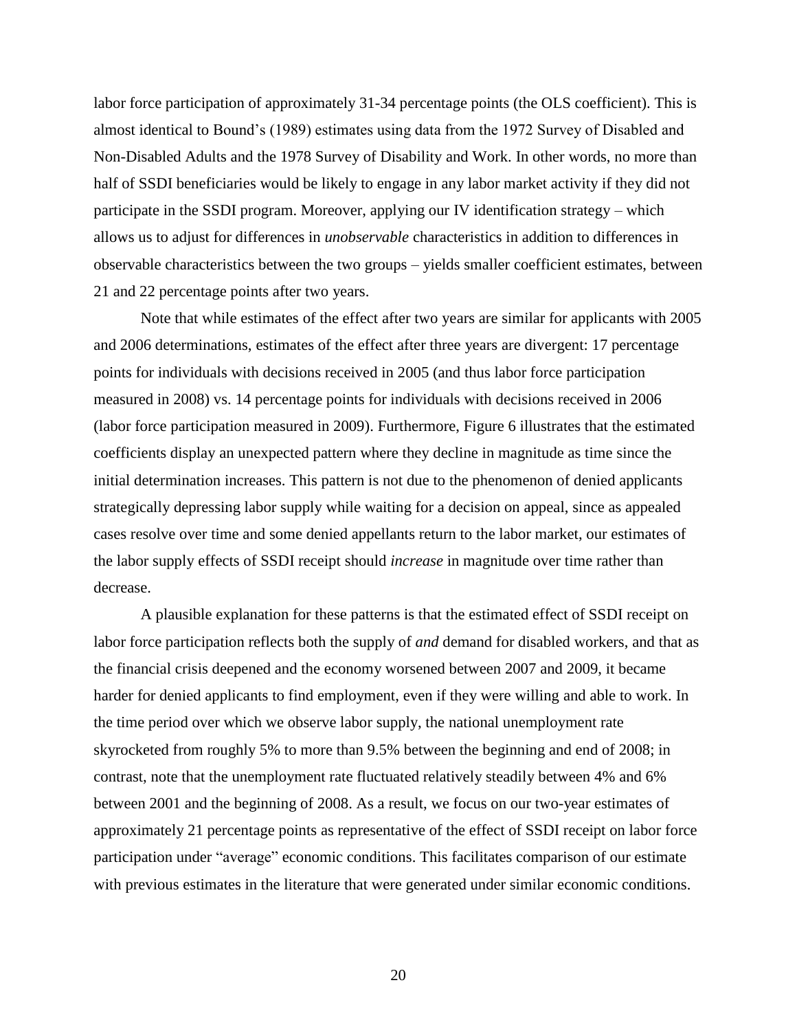labor force participation of approximately 31-34 percentage points (the OLS coefficient). This is almost identical to Bound's (1989) estimates using data from the 1972 Survey of Disabled and Non-Disabled Adults and the 1978 Survey of Disability and Work. In other words, no more than half of SSDI beneficiaries would be likely to engage in any labor market activity if they did not participate in the SSDI program. Moreover, applying our IV identification strategy – which allows us to adjust for differences in *unobservable* characteristics in addition to differences in observable characteristics between the two groups – yields smaller coefficient estimates, between 21 and 22 percentage points after two years.

Note that while estimates of the effect after two years are similar for applicants with 2005 and 2006 determinations, estimates of the effect after three years are divergent: 17 percentage points for individuals with decisions received in 2005 (and thus labor force participation measured in 2008) vs. 14 percentage points for individuals with decisions received in 2006 (labor force participation measured in 2009). Furthermore, Figure 6 illustrates that the estimated coefficients display an unexpected pattern where they decline in magnitude as time since the initial determination increases. This pattern is not due to the phenomenon of denied applicants strategically depressing labor supply while waiting for a decision on appeal, since as appealed cases resolve over time and some denied appellants return to the labor market, our estimates of the labor supply effects of SSDI receipt should *increase* in magnitude over time rather than decrease.

A plausible explanation for these patterns is that the estimated effect of SSDI receipt on labor force participation reflects both the supply of *and* demand for disabled workers, and that as the financial crisis deepened and the economy worsened between 2007 and 2009, it became harder for denied applicants to find employment, even if they were willing and able to work. In the time period over which we observe labor supply, the national unemployment rate skyrocketed from roughly 5% to more than 9.5% between the beginning and end of 2008; in contrast, note that the unemployment rate fluctuated relatively steadily between 4% and 6% between 2001 and the beginning of 2008. As a result, we focus on our two-year estimates of approximately 21 percentage points as representative of the effect of SSDI receipt on labor force participation under "average" economic conditions. This facilitates comparison of our estimate with previous estimates in the literature that were generated under similar economic conditions.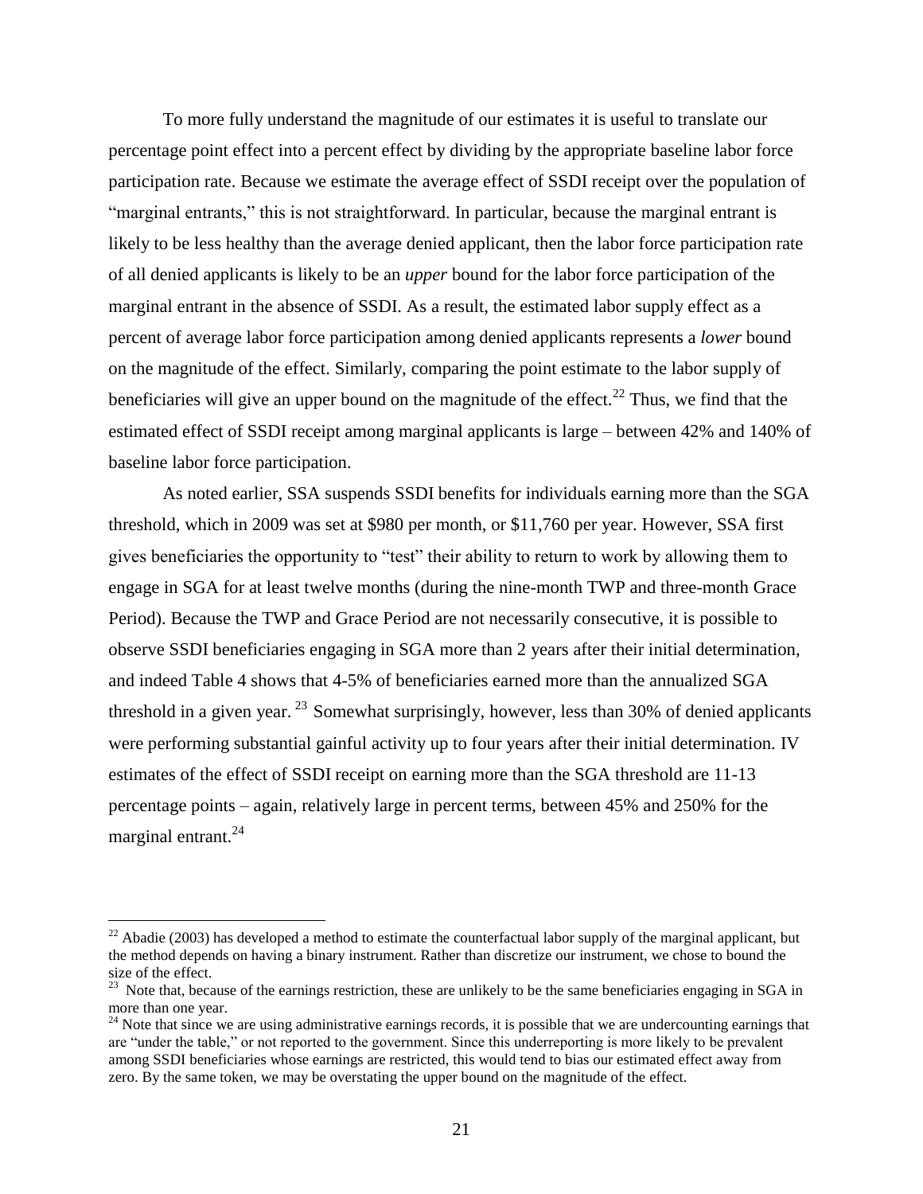To more fully understand the magnitude of our estimates it is useful to translate our percentage point effect into a percent effect by dividing by the appropriate baseline labor force participation rate. Because we estimate the average effect of SSDI receipt over the population of "marginal entrants," this is not straightforward. In particular, because the marginal entrant is likely to be less healthy than the average denied applicant, then the labor force participation rate of all denied applicants is likely to be an *upper* bound for the labor force participation of the marginal entrant in the absence of SSDI. As a result, the estimated labor supply effect as a percent of average labor force participation among denied applicants represents a *lower* bound on the magnitude of the effect. Similarly, comparing the point estimate to the labor supply of beneficiaries will give an upper bound on the magnitude of the effect.[22] Thus, we find that the estimated effect of SSDI receipt among marginal applicants is large – between 42% and 140% of baseline labor force participation.

As noted earlier, SSA suspends SSDI benefits for individuals earning more than the SGA threshold, which in 2009 was set at $980 per month, or $11,760 per year. However, SSA first gives beneficiaries the opportunity to "test" their ability to return to work by allowing them to engage in SGA for at least twelve months (during the nine-month TWP and three-month Grace Period). Because the TWP and Grace Period are not necessarily consecutive, it is possible to observe SSDI beneficiaries engaging in SGA more than 2 years after their initial determination, and indeed Table 4 shows that 4-5% of beneficiaries earned more than the annualized SGA threshold in a given year.[23] Somewhat surprisingly, however, less than 30% of denied applicants were performing substantial gainful activity up to four years after their initial determination. IV estimates of the effect of SSDI receipt on earning more than the SGA threshold are 11-13 percentage points – again, relatively large in percent terms, between 45% and 250% for the marginal entrant.[24]

---

[22] Abadie (2003) has developed a method to estimate the counterfactual labor supply of the marginal applicant, but the method depends on having a binary instrument. Rather than discretize our instrument, we chose to bound the size of the effect.

[23] Note that, because of the earnings restriction, these are unlikely to be the same beneficiaries engaging in SGA in more than one year.

[24] Note that since we are using administrative earnings records, it is possible that we are undercounting earnings that are "under the table," or not reported to the government. Since this underreporting is more likely to be prevalent among SSDI beneficiaries whose earnings are restricted, this would tend to bias our estimated effect away from zero. By the same token, we may be overstating the upper bound on the magnitude of the effect.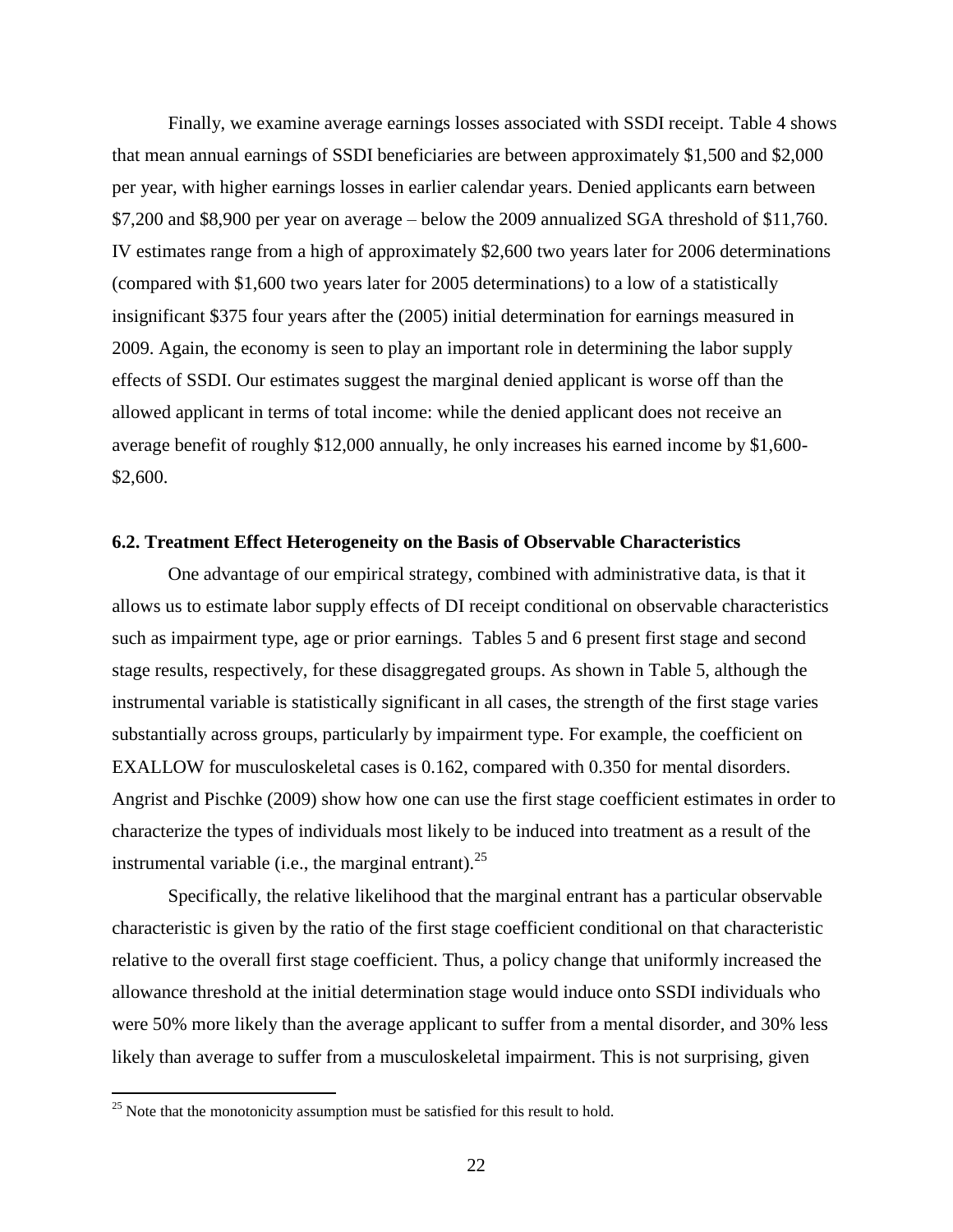Finally, we examine average earnings losses associated with SSDI receipt. Table 4 shows that mean annual earnings of SSDI beneficiaries are between approximately $1,500 and $2,000 per year, with higher earnings losses in earlier calendar years. Denied applicants earn between $7,200 and $8,900 per year on average – below the 2009 annualized SGA threshold of $11,760. IV estimates range from a high of approximately $2,600 two years later for 2006 determinations (compared with $1,600 two years later for 2005 determinations) to a low of a statistically insignificant $375 four years after the (2005) initial determination for earnings measured in 2009. Again, the economy is seen to play an important role in determining the labor supply effects of SSDI. Our estimates suggest the marginal denied applicant is worse off than the allowed applicant in terms of total income: while the denied applicant does not receive an average benefit of roughly $12,000 annually, he only increases his earned income by $1,600-$2,600.

### 6.2. Treatment Effect Heterogeneity on the Basis of Observable Characteristics

One advantage of our empirical strategy, combined with administrative data, is that it allows us to estimate labor supply effects of DI receipt conditional on observable characteristics such as impairment type, age or prior earnings. Tables 5 and 6 present first stage and second stage results, respectively, for these disaggregated groups. As shown in Table 5, although the instrumental variable is statistically significant in all cases, the strength of the first stage varies substantially across groups, particularly by impairment type. For example, the coefficient on EXALLOW for musculoskeletal cases is 0.162, compared with 0.350 for mental disorders. Angrist and Pischke (2009) show how one can use the first stage coefficient estimates in order to characterize the types of individuals most likely to be induced into treatment as a result of the instrumental variable (i.e., the marginal entrant).[25]

Specifically, the relative likelihood that the marginal entrant has a particular observable characteristic is given by the ratio of the first stage coefficient conditional on that characteristic relative to the overall first stage coefficient. Thus, a policy change that uniformly increased the allowance threshold at the initial determination stage would induce onto SSDI individuals who were 50% more likely than the average applicant to suffer from a mental disorder, and 30% less likely than average to suffer from a musculoskeletal impairment. This is not surprising, given

[25] Note that the monotonicity assumption must be satisfied for this result to hold.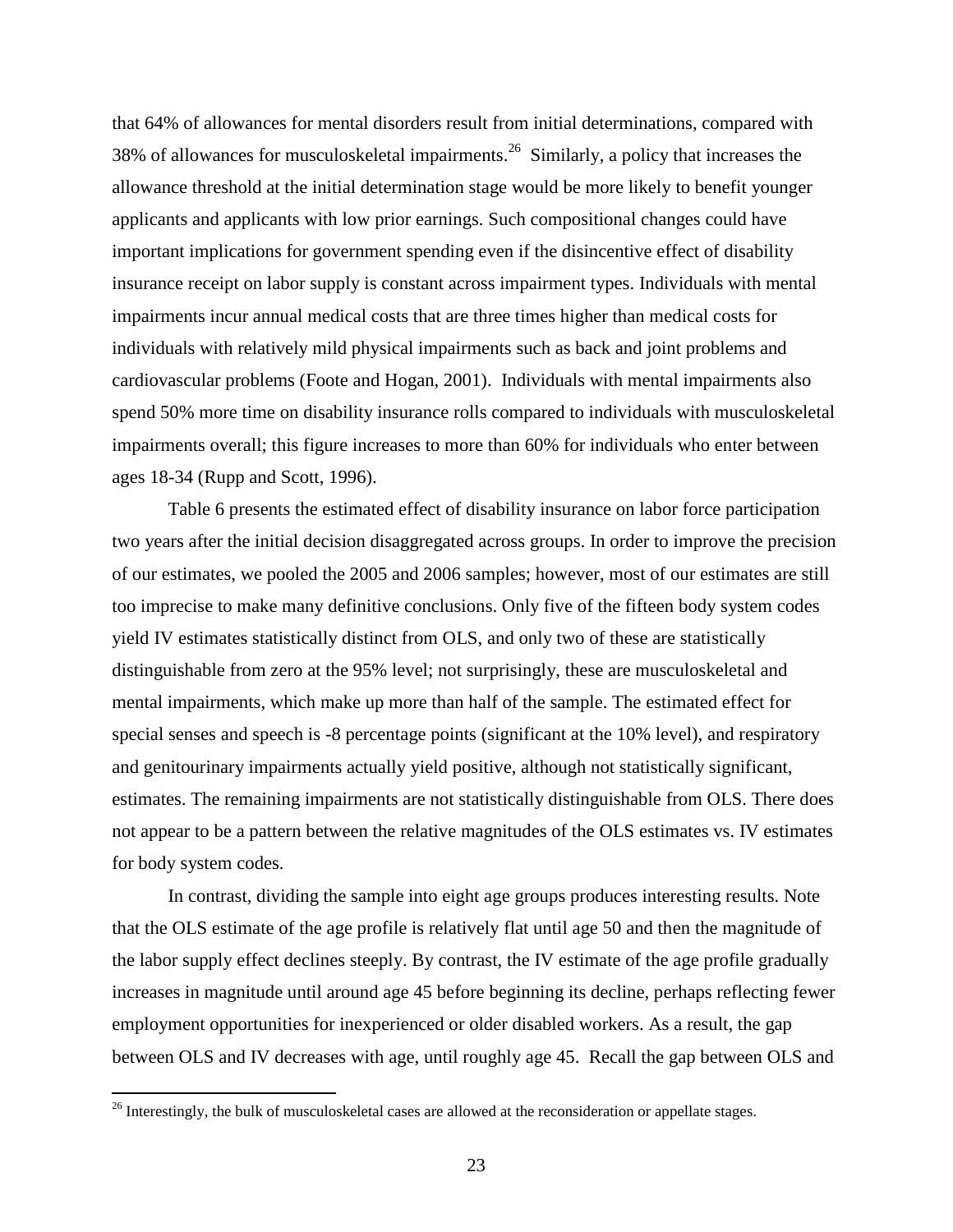that 64% of allowances for mental disorders result from initial determinations, compared with 38% of allowances for musculoskeletal impairments.[26] Similarly, a policy that increases the allowance threshold at the initial determination stage would be more likely to benefit younger applicants and applicants with low prior earnings. Such compositional changes could have important implications for government spending even if the disincentive effect of disability insurance receipt on labor supply is constant across impairment types. Individuals with mental impairments incur annual medical costs that are three times higher than medical costs for individuals with relatively mild physical impairments such as back and joint problems and cardiovascular problems (Foote and Hogan, 2001). Individuals with mental impairments also spend 50% more time on disability insurance rolls compared to individuals with musculoskeletal impairments overall; this figure increases to more than 60% for individuals who enter between ages 18-34 (Rupp and Scott, 1996).

Table 6 presents the estimated effect of disability insurance on labor force participation two years after the initial decision disaggregated across groups. In order to improve the precision of our estimates, we pooled the 2005 and 2006 samples; however, most of our estimates are still too imprecise to make many definitive conclusions. Only five of the fifteen body system codes yield IV estimates statistically distinct from OLS, and only two of these are statistically distinguishable from zero at the 95% level; not surprisingly, these are musculoskeletal and mental impairments, which make up more than half of the sample. The estimated effect for special senses and speech is -8 percentage points (significant at the 10% level), and respiratory and genitourinary impairments actually yield positive, although not statistically significant, estimates. The remaining impairments are not statistically distinguishable from OLS. There does not appear to be a pattern between the relative magnitudes of the OLS estimates vs. IV estimates for body system codes.

In contrast, dividing the sample into eight age groups produces interesting results. Note that the OLS estimate of the age profile is relatively flat until age 50 and then the magnitude of the labor supply effect declines steeply. By contrast, the IV estimate of the age profile gradually increases in magnitude until around age 45 before beginning its decline, perhaps reflecting fewer employment opportunities for inexperienced or older disabled workers. As a result, the gap between OLS and IV decreases with age, until roughly age 45. Recall the gap between OLS and

[26] Interestingly, the bulk of musculoskeletal cases are allowed at the reconsideration or appellate stages.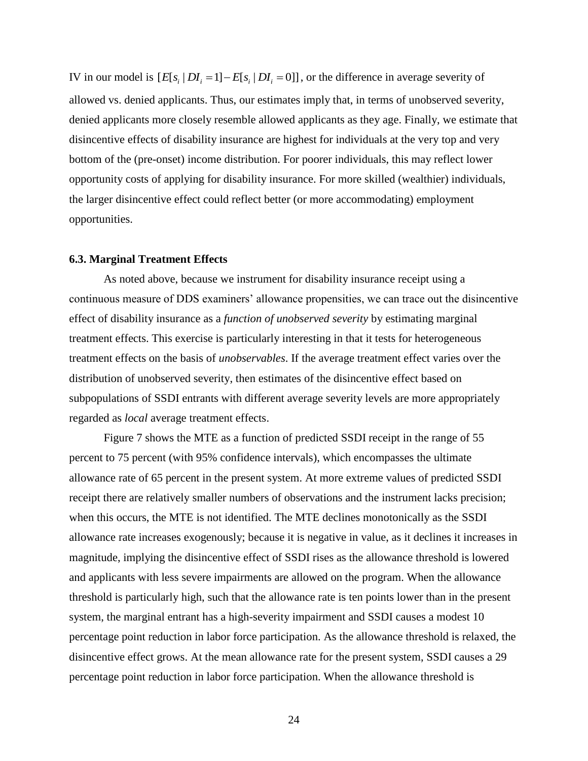IV in our model is $[E[s_i \mid DI_i = 1] - E[s_i \mid DI_i = 0]]$, or the difference in average severity of allowed vs. denied applicants. Thus, our estimates imply that, in terms of unobserved severity, denied applicants more closely resemble allowed applicants as they age. Finally, we estimate that disincentive effects of disability insurance are highest for individuals at the very top and very bottom of the (pre-onset) income distribution. For poorer individuals, this may reflect lower opportunity costs of applying for disability insurance. For more skilled (wealthier) individuals, the larger disincentive effect could reflect better (or more accommodating) employment opportunities.

### 6.3. Marginal Treatment Effects

As noted above, because we instrument for disability insurance receipt using a continuous measure of DDS examiners' allowance propensities, we can trace out the disincentive effect of disability insurance as a *function of unobserved severity* by estimating marginal treatment effects. This exercise is particularly interesting in that it tests for heterogeneous treatment effects on the basis of *unobservables*. If the average treatment effect varies over the distribution of unobserved severity, then estimates of the disincentive effect based on subpopulations of SSDI entrants with different average severity levels are more appropriately regarded as *local* average treatment effects.

Figure 7 shows the MTE as a function of predicted SSDI receipt in the range of 55 percent to 75 percent (with 95% confidence intervals), which encompasses the ultimate allowance rate of 65 percent in the present system. At more extreme values of predicted SSDI receipt there are relatively smaller numbers of observations and the instrument lacks precision; when this occurs, the MTE is not identified. The MTE declines monotonically as the SSDI allowance rate increases exogenously; because it is negative in value, as it declines it increases in magnitude, implying the disincentive effect of SSDI rises as the allowance threshold is lowered and applicants with less severe impairments are allowed on the program. When the allowance threshold is particularly high, such that the allowance rate is ten points lower than in the present system, the marginal entrant has a high-severity impairment and SSDI causes a modest 10 percentage point reduction in labor force participation. As the allowance threshold is relaxed, the disincentive effect grows. At the mean allowance rate for the present system, SSDI causes a 29 percentage point reduction in labor force participation. When the allowance threshold is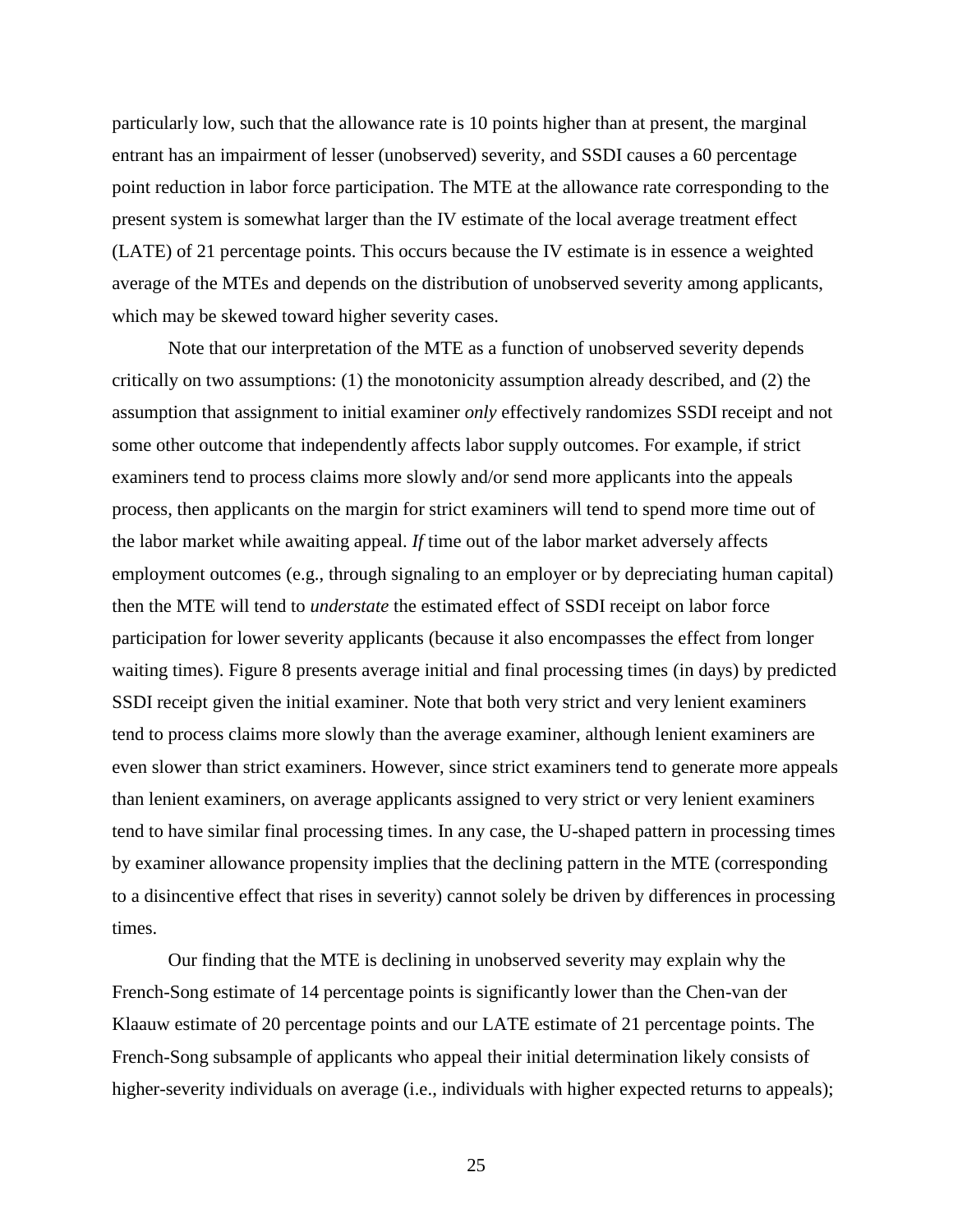particularly low, such that the allowance rate is 10 points higher than at present, the marginal entrant has an impairment of lesser (unobserved) severity, and SSDI causes a 60 percentage point reduction in labor force participation. The MTE at the allowance rate corresponding to the present system is somewhat larger than the IV estimate of the local average treatment effect (LATE) of 21 percentage points. This occurs because the IV estimate is in essence a weighted average of the MTEs and depends on the distribution of unobserved severity among applicants, which may be skewed toward higher severity cases.

Note that our interpretation of the MTE as a function of unobserved severity depends critically on two assumptions: (1) the monotonicity assumption already described, and (2) the assumption that assignment to initial examiner *only* effectively randomizes SSDI receipt and not some other outcome that independently affects labor supply outcomes. For example, if strict examiners tend to process claims more slowly and/or send more applicants into the appeals process, then applicants on the margin for strict examiners will tend to spend more time out of the labor market while awaiting appeal. *If* time out of the labor market adversely affects employment outcomes (e.g., through signaling to an employer or by depreciating human capital) then the MTE will tend to *understate* the estimated effect of SSDI receipt on labor force participation for lower severity applicants (because it also encompasses the effect from longer waiting times). Figure 8 presents average initial and final processing times (in days) by predicted SSDI receipt given the initial examiner. Note that both very strict and very lenient examiners tend to process claims more slowly than the average examiner, although lenient examiners are even slower than strict examiners. However, since strict examiners tend to generate more appeals than lenient examiners, on average applicants assigned to very strict or very lenient examiners tend to have similar final processing times. In any case, the U-shaped pattern in processing times by examiner allowance propensity implies that the declining pattern in the MTE (corresponding to a disincentive effect that rises in severity) cannot solely be driven by differences in processing times.

Our finding that the MTE is declining in unobserved severity may explain why the French-Song estimate of 14 percentage points is significantly lower than the Chen-van der Klaauw estimate of 20 percentage points and our LATE estimate of 21 percentage points. The French-Song subsample of applicants who appeal their initial determination likely consists of higher-severity individuals on average (i.e., individuals with higher expected returns to appeals);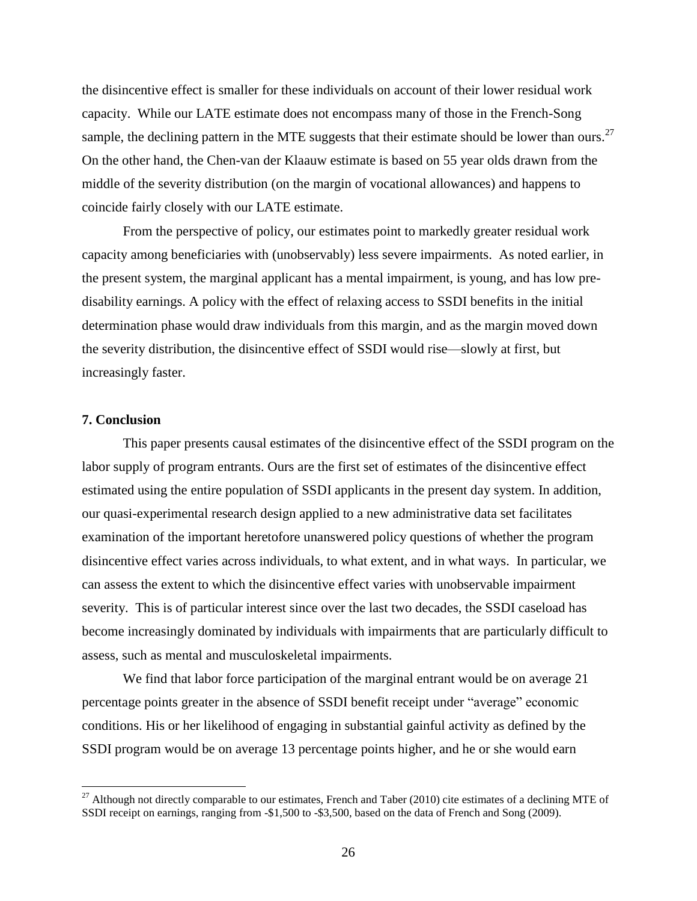the disincentive effect is smaller for these individuals on account of their lower residual work capacity. While our LATE estimate does not encompass many of those in the French-Song sample, the declining pattern in the MTE suggests that their estimate should be lower than ours.[27] On the other hand, the Chen-van der Klaauw estimate is based on 55 year olds drawn from the middle of the severity distribution (on the margin of vocational allowances) and happens to coincide fairly closely with our LATE estimate.

From the perspective of policy, our estimates point to markedly greater residual work capacity among beneficiaries with (unobservably) less severe impairments. As noted earlier, in the present system, the marginal applicant has a mental impairment, is young, and has low pre-disability earnings. A policy with the effect of relaxing access to SSDI benefits in the initial determination phase would draw individuals from this margin, and as the margin moved down the severity distribution, the disincentive effect of SSDI would rise—slowly at first, but increasingly faster.

## 7. Conclusion

This paper presents causal estimates of the disincentive effect of the SSDI program on the labor supply of program entrants. Ours are the first set of estimates of the disincentive effect estimated using the entire population of SSDI applicants in the present day system. In addition, our quasi-experimental research design applied to a new administrative data set facilitates examination of the important heretofore unanswered policy questions of whether the program disincentive effect varies across individuals, to what extent, and in what ways. In particular, we can assess the extent to which the disincentive effect varies with unobservable impairment severity. This is of particular interest since over the last two decades, the SSDI caseload has become increasingly dominated by individuals with impairments that are particularly difficult to assess, such as mental and musculoskeletal impairments.

We find that labor force participation of the marginal entrant would be on average 21 percentage points greater in the absence of SSDI benefit receipt under "average" economic conditions. His or her likelihood of engaging in substantial gainful activity as defined by the SSDI program would be on average 13 percentage points higher, and he or she would earn

[27] Although not directly comparable to our estimates, French and Taber (2010) cite estimates of a declining MTE of SSDI receipt on earnings, ranging from -$1,500 to -$3,500, based on the data of French and Song (2009).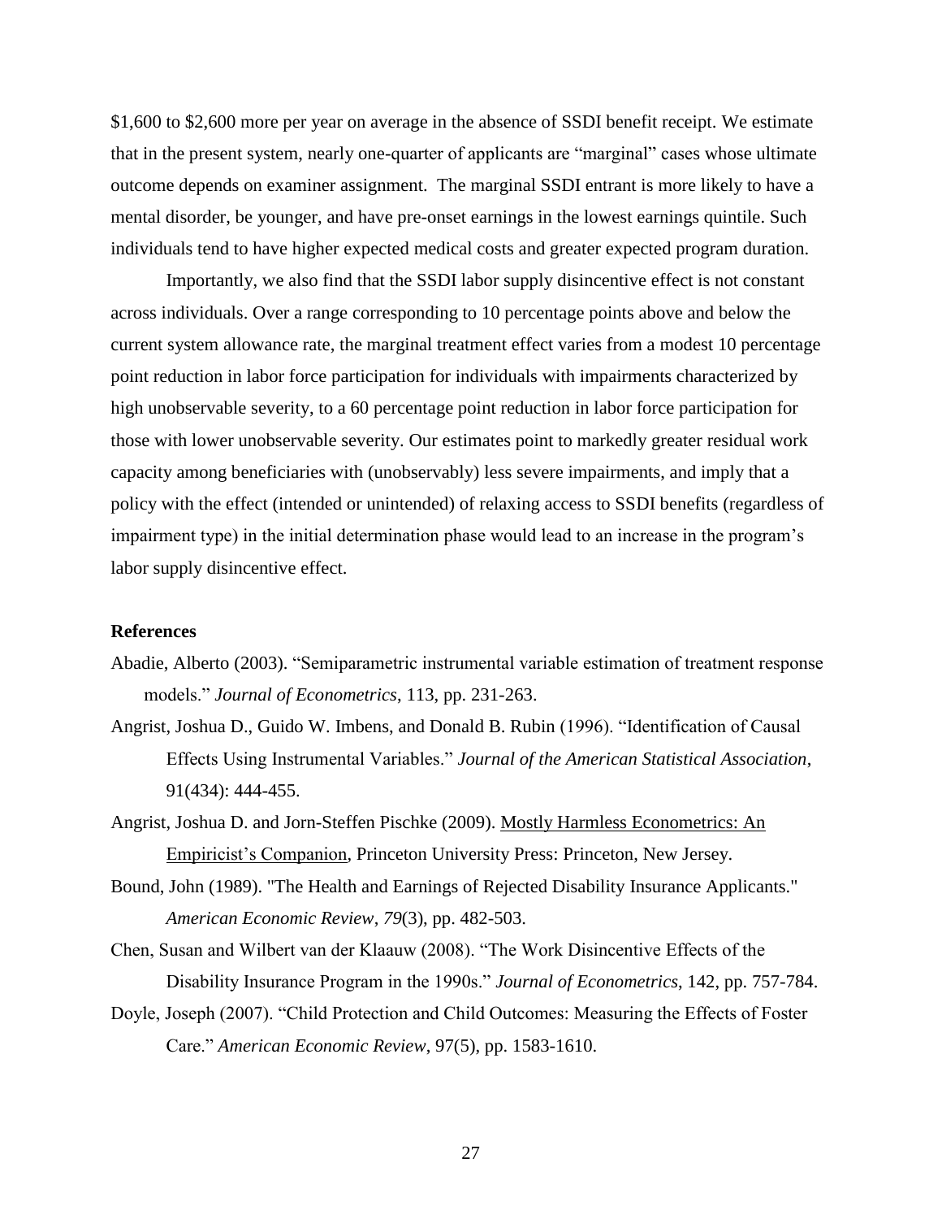$1,600 to $2,600 more per year on average in the absence of SSDI benefit receipt. We estimate that in the present system, nearly one-quarter of applicants are "marginal" cases whose ultimate outcome depends on examiner assignment. The marginal SSDI entrant is more likely to have a mental disorder, be younger, and have pre-onset earnings in the lowest earnings quintile. Such individuals tend to have higher expected medical costs and greater expected program duration.

Importantly, we also find that the SSDI labor supply disincentive effect is not constant across individuals. Over a range corresponding to 10 percentage points above and below the current system allowance rate, the marginal treatment effect varies from a modest 10 percentage point reduction in labor force participation for individuals with impairments characterized by high unobservable severity, to a 60 percentage point reduction in labor force participation for those with lower unobservable severity. Our estimates point to markedly greater residual work capacity among beneficiaries with (unobservably) less severe impairments, and imply that a policy with the effect (intended or unintended) of relaxing access to SSDI benefits (regardless of impairment type) in the initial determination phase would lead to an increase in the program's labor supply disincentive effect.

**References**

Abadie, Alberto (2003). "Semiparametric instrumental variable estimation of treatment response models." *Journal of Econometrics*, 113, pp. 231-263.

Angrist, Joshua D., Guido W. Imbens, and Donald B. Rubin (1996). "Identification of Causal Effects Using Instrumental Variables." *Journal of the American Statistical Association*, 91(434): 444-455.

Angrist, Joshua D. and Jorn-Steffen Pischke (2009). Mostly Harmless Econometrics: An Empiricist's Companion, Princeton University Press: Princeton, New Jersey.

Bound, John (1989). "The Health and Earnings of Rejected Disability Insurance Applicants." *American Economic Review*, *79*(3), pp. 482-503.

Chen, Susan and Wilbert van der Klaauw (2008). "The Work Disincentive Effects of the Disability Insurance Program in the 1990s." *Journal of Econometrics*, 142, pp. 757-784.

Doyle, Joseph (2007). "Child Protection and Child Outcomes: Measuring the Effects of Foster Care." *American Economic Review*, 97(5), pp. 1583-1610.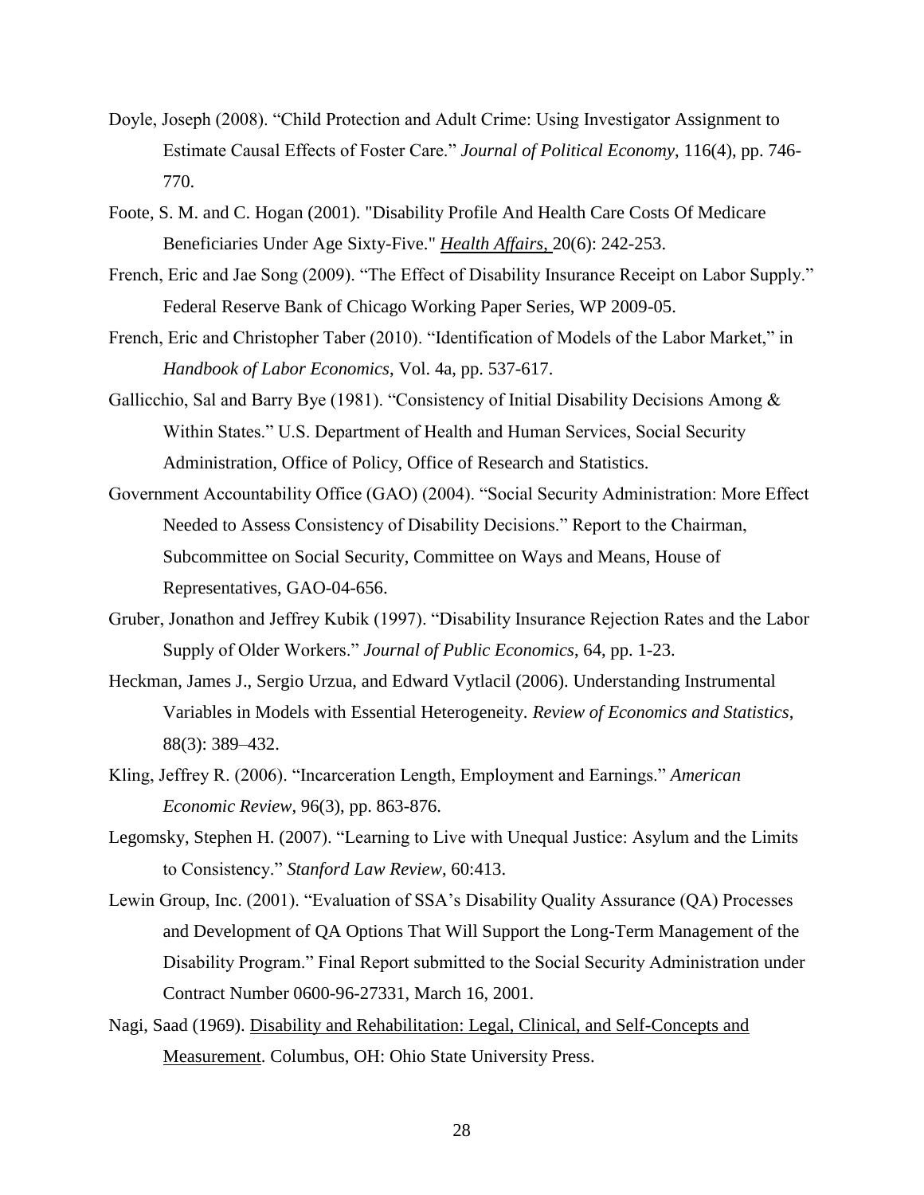Doyle, Joseph (2008). "Child Protection and Adult Crime: Using Investigator Assignment to Estimate Causal Effects of Foster Care." *Journal of Political Economy*, 116(4), pp. 746-770.

Foote, S. M. and C. Hogan (2001). "Disability Profile And Health Care Costs Of Medicare Beneficiaries Under Age Sixty-Five." *Health Affairs,* 20(6): 242-253.

French, Eric and Jae Song (2009). "The Effect of Disability Insurance Receipt on Labor Supply." Federal Reserve Bank of Chicago Working Paper Series, WP 2009-05.

French, Eric and Christopher Taber (2010). "Identification of Models of the Labor Market," in *Handbook of Labor Economics*, Vol. 4a, pp. 537-617.

Gallicchio, Sal and Barry Bye (1981). "Consistency of Initial Disability Decisions Among & Within States." U.S. Department of Health and Human Services, Social Security Administration, Office of Policy, Office of Research and Statistics.

Government Accountability Office (GAO) (2004). "Social Security Administration: More Effect Needed to Assess Consistency of Disability Decisions." Report to the Chairman, Subcommittee on Social Security, Committee on Ways and Means, House of Representatives, GAO-04-656.

Gruber, Jonathon and Jeffrey Kubik (1997). "Disability Insurance Rejection Rates and the Labor Supply of Older Workers." *Journal of Public Economics*, 64, pp. 1-23.

Heckman, James J., Sergio Urzua, and Edward Vytlacil (2006). Understanding Instrumental Variables in Models with Essential Heterogeneity. *Review of Economics and Statistics*, 88(3): 389–432.

Kling, Jeffrey R. (2006). "Incarceration Length, Employment and Earnings." *American Economic Review*, 96(3), pp. 863-876.

Legomsky, Stephen H. (2007). "Learning to Live with Unequal Justice: Asylum and the Limits to Consistency." *Stanford Law Review*, 60:413.

Lewin Group, Inc. (2001). "Evaluation of SSA's Disability Quality Assurance (QA) Processes and Development of QA Options That Will Support the Long-Term Management of the Disability Program." Final Report submitted to the Social Security Administration under Contract Number 0600-96-27331, March 16, 2001.

Nagi, Saad (1969). Disability and Rehabilitation: Legal, Clinical, and Self-Concepts and Measurement. Columbus, OH: Ohio State University Press.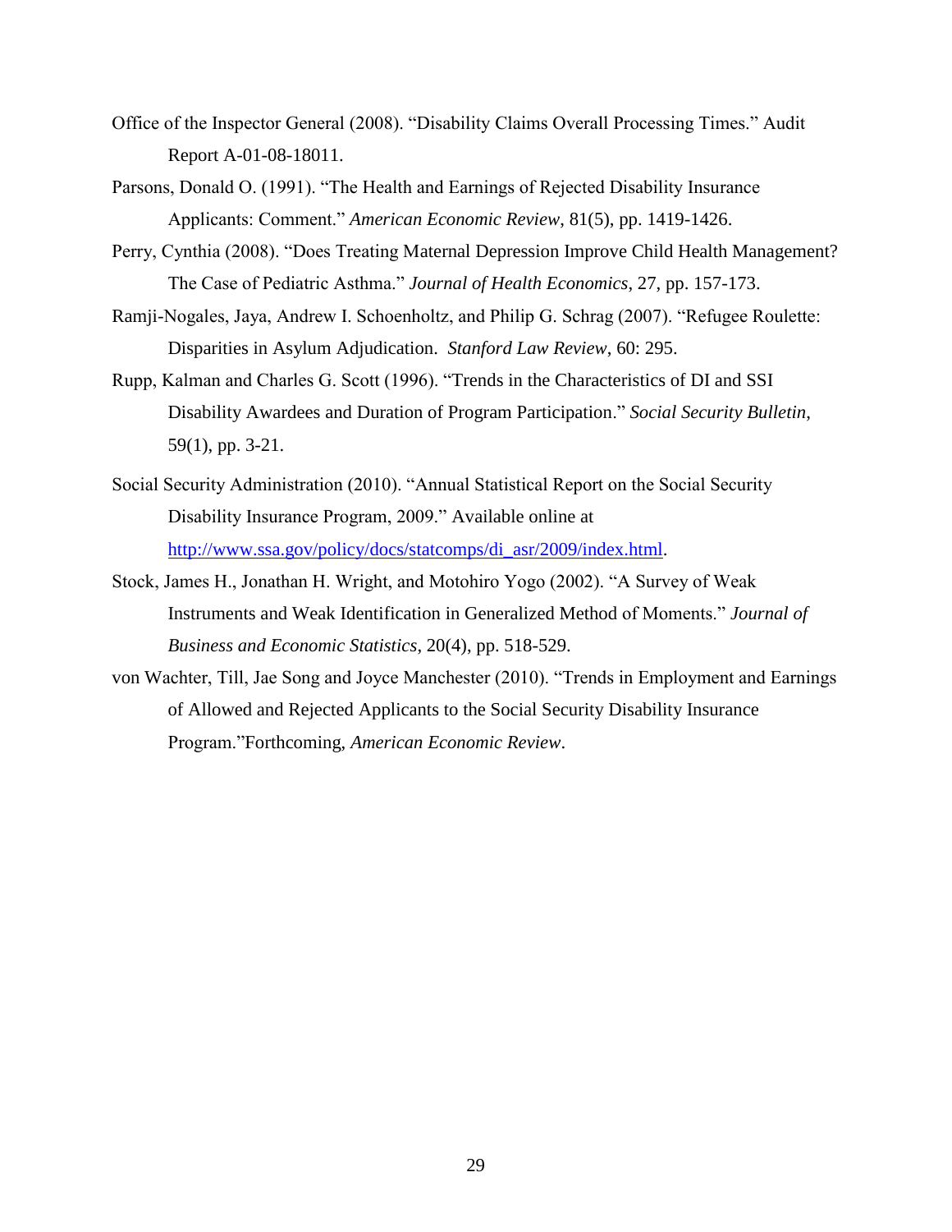Office of the Inspector General (2008). “Disability Claims Overall Processing Times.” Audit Report A-01-08-18011.

Parsons, Donald O. (1991). “The Health and Earnings of Rejected Disability Insurance Applicants: Comment.” *American Economic Review*, 81(5), pp. 1419-1426.

Perry, Cynthia (2008). “Does Treating Maternal Depression Improve Child Health Management? The Case of Pediatric Asthma.” *Journal of Health Economics*, 27, pp. 157-173.

Ramji-Nogales, Jaya, Andrew I. Schoenholtz, and Philip G. Schrag (2007). “Refugee Roulette: Disparities in Asylum Adjudication. *Stanford Law Review*, 60: 295.

Rupp, Kalman and Charles G. Scott (1996). “Trends in the Characteristics of DI and SSI Disability Awardees and Duration of Program Participation.” *Social Security Bulletin*, 59(1), pp. 3-21.

Social Security Administration (2010). “Annual Statistical Report on the Social Security Disability Insurance Program, 2009.” Available online at http://www.ssa.gov/policy/docs/statcomps/di_asr/2009/index.html.

Stock, James H., Jonathan H. Wright, and Motohiro Yogo (2002). “A Survey of Weak Instruments and Weak Identification in Generalized Method of Moments.” *Journal of Business and Economic Statistics*, 20(4), pp. 518-529.

von Wachter, Till, Jae Song and Joyce Manchester (2010). “Trends in Employment and Earnings of Allowed and Rejected Applicants to the Social Security Disability Insurance Program.”Forthcoming, *American Economic Review*.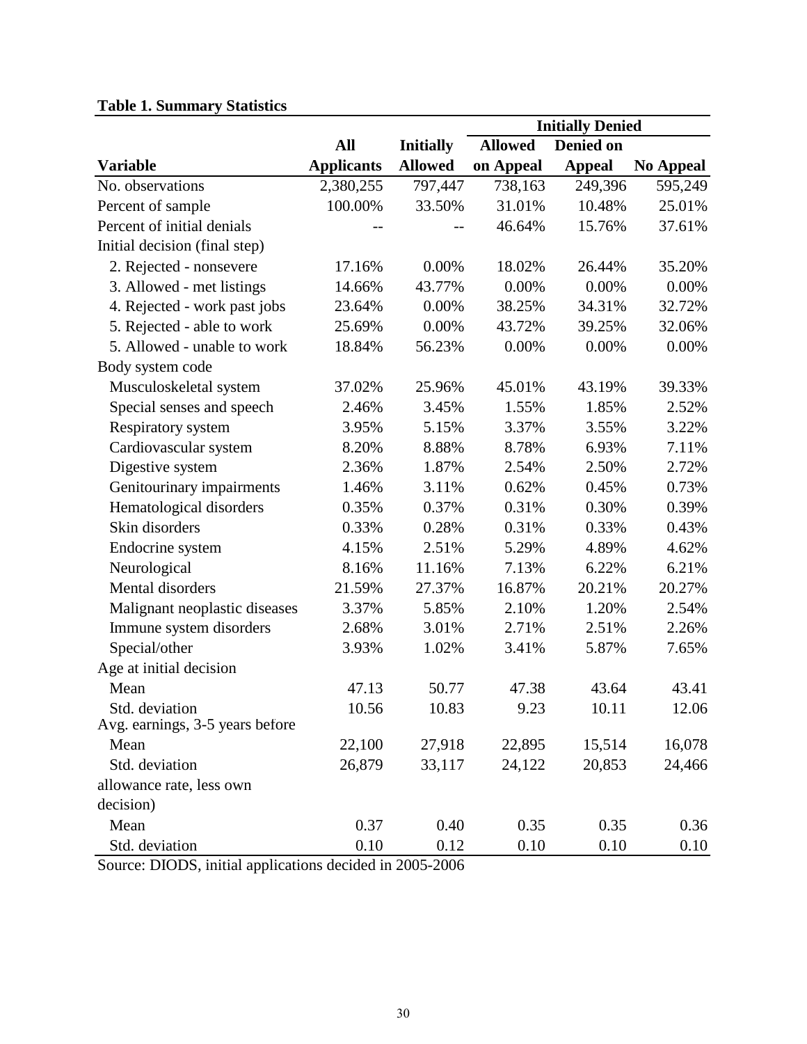**Table 1. Summary Statistics**

| Variable | All Applicants | Initially Allowed | Initially Denied: Allowed on Appeal | Initially Denied: Denied on Appeal | Initially Denied: No Appeal |
|---|---|---|---|---|---|
| No. observations | 2,380,255 | 797,447 | 738,163 | 249,396 | 595,249 |
| Percent of sample | 100.00% | 33.50% | 31.01% | 10.48% | 25.01% |
| Percent of initial denials | -- | -- | 46.64% | 15.76% | 37.61% |
| Initial decision (final step) | | | | | |
| 2. Rejected - nonsevere | 17.16% | 0.00% | 18.02% | 26.44% | 35.20% |
| 3. Allowed - met listings | 14.66% | 43.77% | 0.00% | 0.00% | 0.00% |
| 4. Rejected - work past jobs | 23.64% | 0.00% | 38.25% | 34.31% | 32.72% |
| 5. Rejected - able to work | 25.69% | 0.00% | 43.72% | 39.25% | 32.06% |
| 5. Allowed - unable to work | 18.84% | 56.23% | 0.00% | 0.00% | 0.00% |
| Body system code | | | | | |
| Musculoskeletal system | 37.02% | 25.96% | 45.01% | 43.19% | 39.33% |
| Special senses and speech | 2.46% | 3.45% | 1.55% | 1.85% | 2.52% |
| Respiratory system | 3.95% | 5.15% | 3.37% | 3.55% | 3.22% |
| Cardiovascular system | 8.20% | 8.88% | 8.78% | 6.93% | 7.11% |
| Digestive system | 2.36% | 1.87% | 2.54% | 2.50% | 2.72% |
| Genitourinary impairments | 1.46% | 3.11% | 0.62% | 0.45% | 0.73% |
| Hematological disorders | 0.35% | 0.37% | 0.31% | 0.30% | 0.39% |
| Skin disorders | 0.33% | 0.28% | 0.31% | 0.33% | 0.43% |
| Endocrine system | 4.15% | 2.51% | 5.29% | 4.89% | 4.62% |
| Neurological | 8.16% | 11.16% | 7.13% | 6.22% | 6.21% |
| Mental disorders | 21.59% | 27.37% | 16.87% | 20.21% | 20.27% |
| Malignant neoplastic diseases | 3.37% | 5.85% | 2.10% | 1.20% | 2.54% |
| Immune system disorders | 2.68% | 3.01% | 2.71% | 2.51% | 2.26% |
| Special/other | 3.93% | 1.02% | 3.41% | 5.87% | 7.65% |
| Age at initial decision | | | | | |
| Mean | 47.13 | 50.77 | 47.38 | 43.64 | 43.41 |
| Std. deviation | 10.56 | 10.83 | 9.23 | 10.11 | 12.06 |
| Avg. earnings, 3-5 years before | | | | | |
| Mean | 22,100 | 27,918 | 22,895 | 15,514 | 16,078 |
| Std. deviation | 26,879 | 33,117 | 24,122 | 20,853 | 24,466 |
| allowance rate, less own decision) | | | | | |
| Mean | 0.37 | 0.40 | 0.35 | 0.35 | 0.36 |
| Std. deviation | 0.10 | 0.12 | 0.10 | 0.10 | 0.10 |

Source: DIODS, initial applications decided in 2005-2006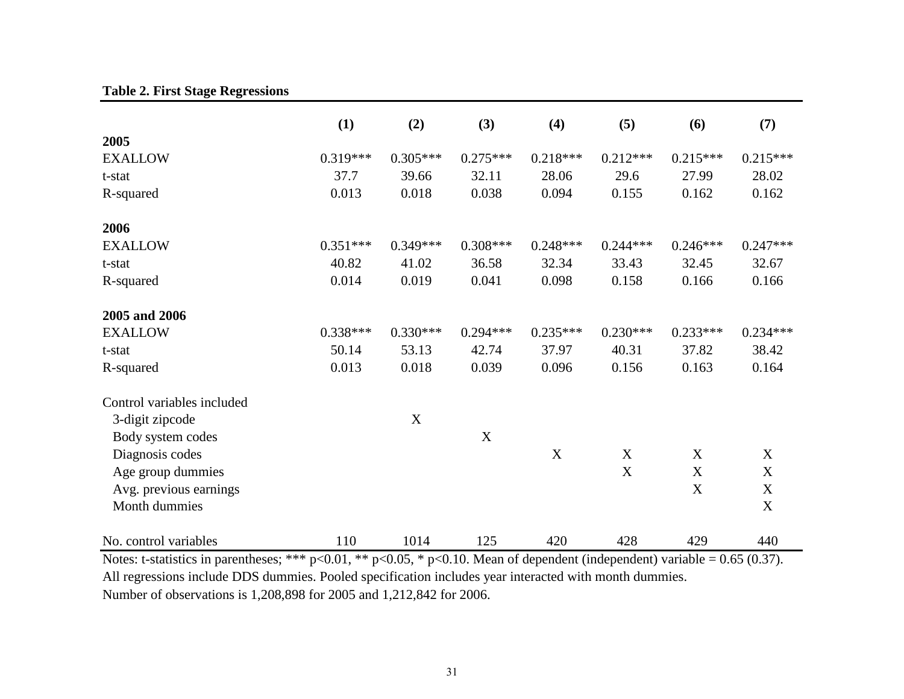**Table 2. First Stage Regressions**

| | (1) | (2) | (3) | (4) | (5) | (6) | (7) |
|---|---|---|---|---|---|---|---|
| **2005** | | | | | | | |
| EXALLOW | 0.319*** | 0.305*** | 0.275*** | 0.218*** | 0.212*** | 0.215*** | 0.215*** |
| t-stat | 37.7 | 39.66 | 32.11 | 28.06 | 29.6 | 27.99 | 28.02 |
| R-squared | 0.013 | 0.018 | 0.038 | 0.094 | 0.155 | 0.162 | 0.162 |
| | | | | | | | |
| **2006** | | | | | | | |
| EXALLOW | 0.351*** | 0.349*** | 0.308*** | 0.248*** | 0.244*** | 0.246*** | 0.247*** |
| t-stat | 40.82 | 41.02 | 36.58 | 32.34 | 33.43 | 32.45 | 32.67 |
| R-squared | 0.014 | 0.019 | 0.041 | 0.098 | 0.158 | 0.166 | 0.166 |
| | | | | | | | |
| **2005 and 2006** | | | | | | | |
| EXALLOW | 0.338*** | 0.330*** | 0.294*** | 0.235*** | 0.230*** | 0.233*** | 0.234*** |
| t-stat | 50.14 | 53.13 | 42.74 | 37.97 | 40.31 | 37.82 | 38.42 |
| R-squared | 0.013 | 0.018 | 0.039 | 0.096 | 0.156 | 0.163 | 0.164 |
| | | | | | | | |
| Control variables included | | | | | | | |
| 3-digit zipcode | | X | | | | | |
| Body system codes | | | X | | | | |
| Diagnosis codes | | | | X | X | X | X |
| Age group dummies | | | | | X | X | X |
| Avg. previous earnings | | | | | | X | X |
| Month dummies | | | | | | | X |
| | | | | | | | |
| No. control variables | 110 | 1014 | 125 | 420 | 428 | 429 | 440 |

Notes: t-statistics in parentheses; *** p<0.01, ** p<0.05, * p<0.10. Mean of dependent (independent) variable = 0.65 (0.37).
All regressions include DDS dummies. Pooled specification includes year interacted with month dummies.
Number of observations is 1,208,898 for 2005 and 1,212,842 for 2006.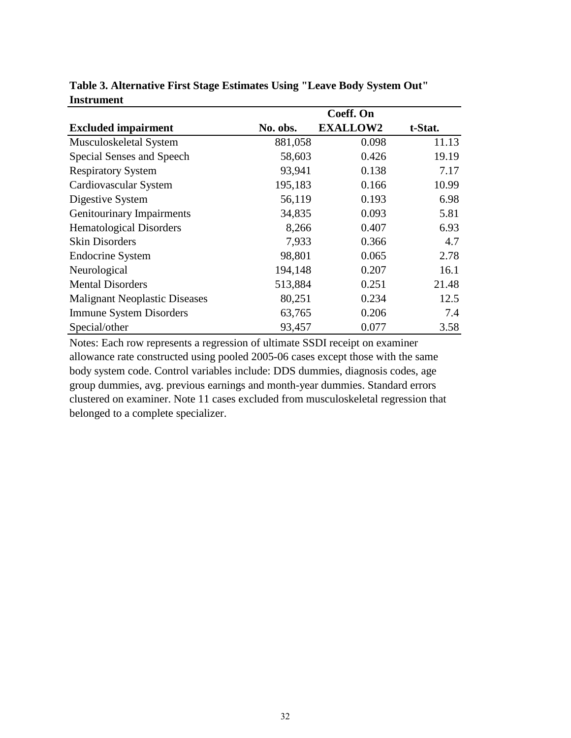**Table 3. Alternative First Stage Estimates Using "Leave Body System Out" Instrument**

| Excluded impairment | No. obs. | Coeff. On EXALLOW2 | t-Stat. |
|---|---|---|---|
| Musculoskeletal System | 881,058 | 0.098 | 11.13 |
| Special Senses and Speech | 58,603 | 0.426 | 19.19 |
| Respiratory System | 93,941 | 0.138 | 7.17 |
| Cardiovascular System | 195,183 | 0.166 | 10.99 |
| Digestive System | 56,119 | 0.193 | 6.98 |
| Genitourinary Impairments | 34,835 | 0.093 | 5.81 |
| Hematological Disorders | 8,266 | 0.407 | 6.93 |
| Skin Disorders | 7,933 | 0.366 | 4.7 |
| Endocrine System | 98,801 | 0.065 | 2.78 |
| Neurological | 194,148 | 0.207 | 16.1 |
| Mental Disorders | 513,884 | 0.251 | 21.48 |
| Malignant Neoplastic Diseases | 80,251 | 0.234 | 12.5 |
| Immune System Disorders | 63,765 | 0.206 | 7.4 |
| Special/other | 93,457 | 0.077 | 3.58 |

Notes: Each row represents a regression of ultimate SSDI receipt on examiner allowance rate constructed using pooled 2005-06 cases except those with the same body system code. Control variables include: DDS dummies, diagnosis codes, age group dummies, avg. previous earnings and month-year dummies. Standard errors clustered on examiner. Note 11 cases excluded from musculoskeletal regression that belonged to a complete specializer.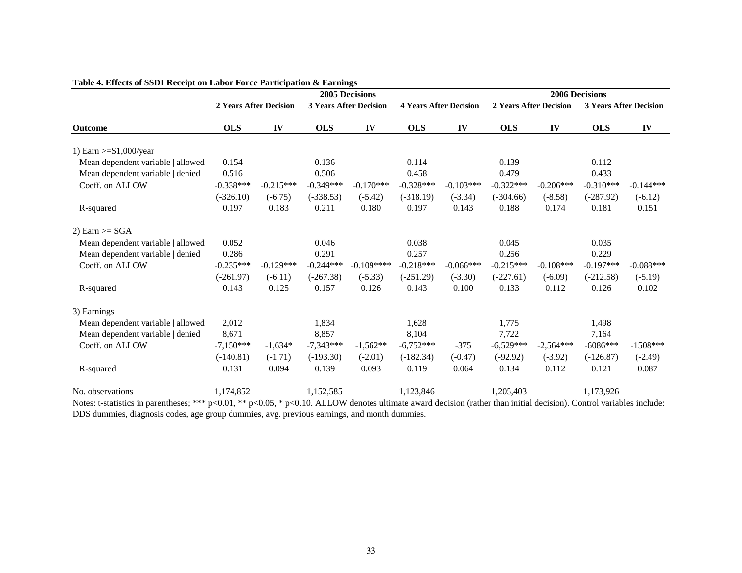**Table 4. Effects of SSDI Receipt on Labor Force Participation & Earnings**

| | 2005 Decisions | | | | | | 2006 Decisions | | | |
|---|---|---|---|---|---|---|---|---|---|---|
| | 2 Years After Decision | | 3 Years After Decision | | 4 Years After Decision | | 2 Years After Decision | | 3 Years After Decision | |
| **Outcome** | **OLS** | **IV** | **OLS** | **IV** | **OLS** | **IV** | **OLS** | **IV** | **OLS** | **IV** |
| 1) Earn >=$1,000/year | | | | | | | | | | |
| Mean dependent variable \| allowed | 0.154 | | 0.136 | | 0.114 | | 0.139 | | 0.112 | |
| Mean dependent variable \| denied | 0.516 | | 0.506 | | 0.458 | | 0.479 | | 0.433 | |
| Coeff. on ALLOW | -0.338*** | -0.215*** | -0.349*** | -0.170*** | -0.328*** | -0.103*** | -0.322*** | -0.206*** | -0.310*** | -0.144*** |
| | (-326.10) | (-6.75) | (-338.53) | (-5.42) | (-318.19) | (-3.34) | (-304.66) | (-8.58) | (-287.92) | (-6.12) |
| R-squared | 0.197 | 0.183 | 0.211 | 0.180 | 0.197 | 0.143 | 0.188 | 0.174 | 0.181 | 0.151 |
| 2) Earn >= SGA | | | | | | | | | | |
| Mean dependent variable \| allowed | 0.052 | | 0.046 | | 0.038 | | 0.045 | | 0.035 | |
| Mean dependent variable \| denied | 0.286 | | 0.291 | | 0.257 | | 0.256 | | 0.229 | |
| Coeff. on ALLOW | -0.235*** | -0.129*** | -0.244*** | -0.109**** | -0.218*** | -0.066*** | -0.215*** | -0.108*** | -0.197*** | -0.088*** |
| | (-261.97) | (-6.11) | (-267.38) | (-5.33) | (-251.29) | (-3.30) | (-227.61) | (-6.09) | (-212.58) | (-5.19) |
| R-squared | 0.143 | 0.125 | 0.157 | 0.126 | 0.143 | 0.100 | 0.133 | 0.112 | 0.126 | 0.102 |
| 3) Earnings | | | | | | | | | | |
| Mean dependent variable \| allowed | 2,012 | | 1,834 | | 1,628 | | 1,775 | | 1,498 | |
| Mean dependent variable \| denied | 8,671 | | 8,857 | | 8,104 | | 7,722 | | 7,164 | |
| Coeff. on ALLOW | -7,150*** | -1,634* | -7,343*** | -1,562** | -6,752*** | -375 | -6,529*** | -2,564*** | -6086*** | -1508*** |
| | (-140.81) | (-1.71) | (-193.30) | (-2.01) | (-182.34) | (-0.47) | (-92.92) | (-3.92) | (-126.87) | (-2.49) |
| R-squared | 0.131 | 0.094 | 0.139 | 0.093 | 0.119 | 0.064 | 0.134 | 0.112 | 0.121 | 0.087 |
| No. observations | 1,174,852 | | 1,152,585 | | 1,123,846 | | 1,205,403 | | 1,173,926 | |

Notes: t-statistics in parentheses; *** p<0.01, ** p<0.05, * p<0.10. ALLOW denotes ultimate award decision (rather than initial decision). Control variables include: DDS dummies, diagnosis codes, age group dummies, avg. previous earnings, and month dummies.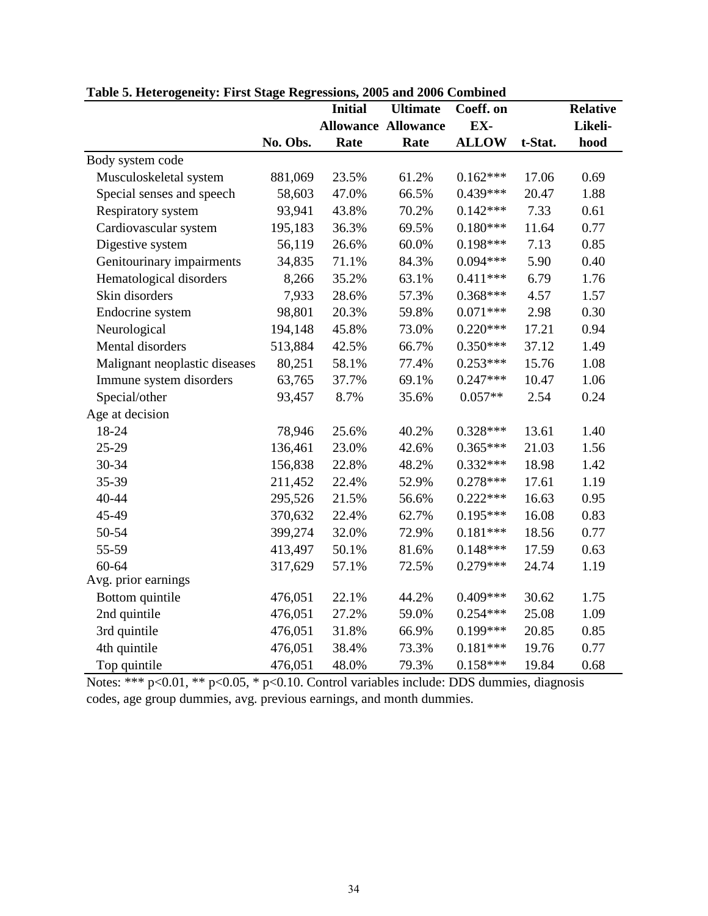**Table 5. Heterogeneity: First Stage Regressions, 2005 and 2006 Combined**

| | No. Obs. | Initial Allowance Rate | Ultimate Allowance Rate | Coeff. on EX-ALLOW | t-Stat. | Relative Likeli-hood |
|---|---|---|---|---|---|---|
| Body system code | | | | | | |
| Musculoskeletal system | 881,069 | 23.5% | 61.2% | 0.162*** | 17.06 | 0.69 |
| Special senses and speech | 58,603 | 47.0% | 66.5% | 0.439*** | 20.47 | 1.88 |
| Respiratory system | 93,941 | 43.8% | 70.2% | 0.142*** | 7.33 | 0.61 |
| Cardiovascular system | 195,183 | 36.3% | 69.5% | 0.180*** | 11.64 | 0.77 |
| Digestive system | 56,119 | 26.6% | 60.0% | 0.198*** | 7.13 | 0.85 |
| Genitourinary impairments | 34,835 | 71.1% | 84.3% | 0.094*** | 5.90 | 0.40 |
| Hematological disorders | 8,266 | 35.2% | 63.1% | 0.411*** | 6.79 | 1.76 |
| Skin disorders | 7,933 | 28.6% | 57.3% | 0.368*** | 4.57 | 1.57 |
| Endocrine system | 98,801 | 20.3% | 59.8% | 0.071*** | 2.98 | 0.30 |
| Neurological | 194,148 | 45.8% | 73.0% | 0.220*** | 17.21 | 0.94 |
| Mental disorders | 513,884 | 42.5% | 66.7% | 0.350*** | 37.12 | 1.49 |
| Malignant neoplastic diseases | 80,251 | 58.1% | 77.4% | 0.253*** | 15.76 | 1.08 |
| Immune system disorders | 63,765 | 37.7% | 69.1% | 0.247*** | 10.47 | 1.06 |
| Special/other | 93,457 | 8.7% | 35.6% | 0.057** | 2.54 | 0.24 |
| Age at decision | | | | | | |
| 18-24 | 78,946 | 25.6% | 40.2% | 0.328*** | 13.61 | 1.40 |
| 25-29 | 136,461 | 23.0% | 42.6% | 0.365*** | 21.03 | 1.56 |
| 30-34 | 156,838 | 22.8% | 48.2% | 0.332*** | 18.98 | 1.42 |
| 35-39 | 211,452 | 22.4% | 52.9% | 0.278*** | 17.61 | 1.19 |
| 40-44 | 295,526 | 21.5% | 56.6% | 0.222*** | 16.63 | 0.95 |
| 45-49 | 370,632 | 22.4% | 62.7% | 0.195*** | 16.08 | 0.83 |
| 50-54 | 399,274 | 32.0% | 72.9% | 0.181*** | 18.56 | 0.77 |
| 55-59 | 413,497 | 50.1% | 81.6% | 0.148*** | 17.59 | 0.63 |
| 60-64 | 317,629 | 57.1% | 72.5% | 0.279*** | 24.74 | 1.19 |
| Avg. prior earnings | | | | | | |
| Bottom quintile | 476,051 | 22.1% | 44.2% | 0.409*** | 30.62 | 1.75 |
| 2nd quintile | 476,051 | 27.2% | 59.0% | 0.254*** | 25.08 | 1.09 |
| 3rd quintile | 476,051 | 31.8% | 66.9% | 0.199*** | 20.85 | 0.85 |
| 4th quintile | 476,051 | 38.4% | 73.3% | 0.181*** | 19.76 | 0.77 |
| Top quintile | 476,051 | 48.0% | 79.3% | 0.158*** | 19.84 | 0.68 |

Notes: *** p<0.01, ** p<0.05, * p<0.10. Control variables include: DDS dummies, diagnosis codes, age group dummies, avg. previous earnings, and month dummies.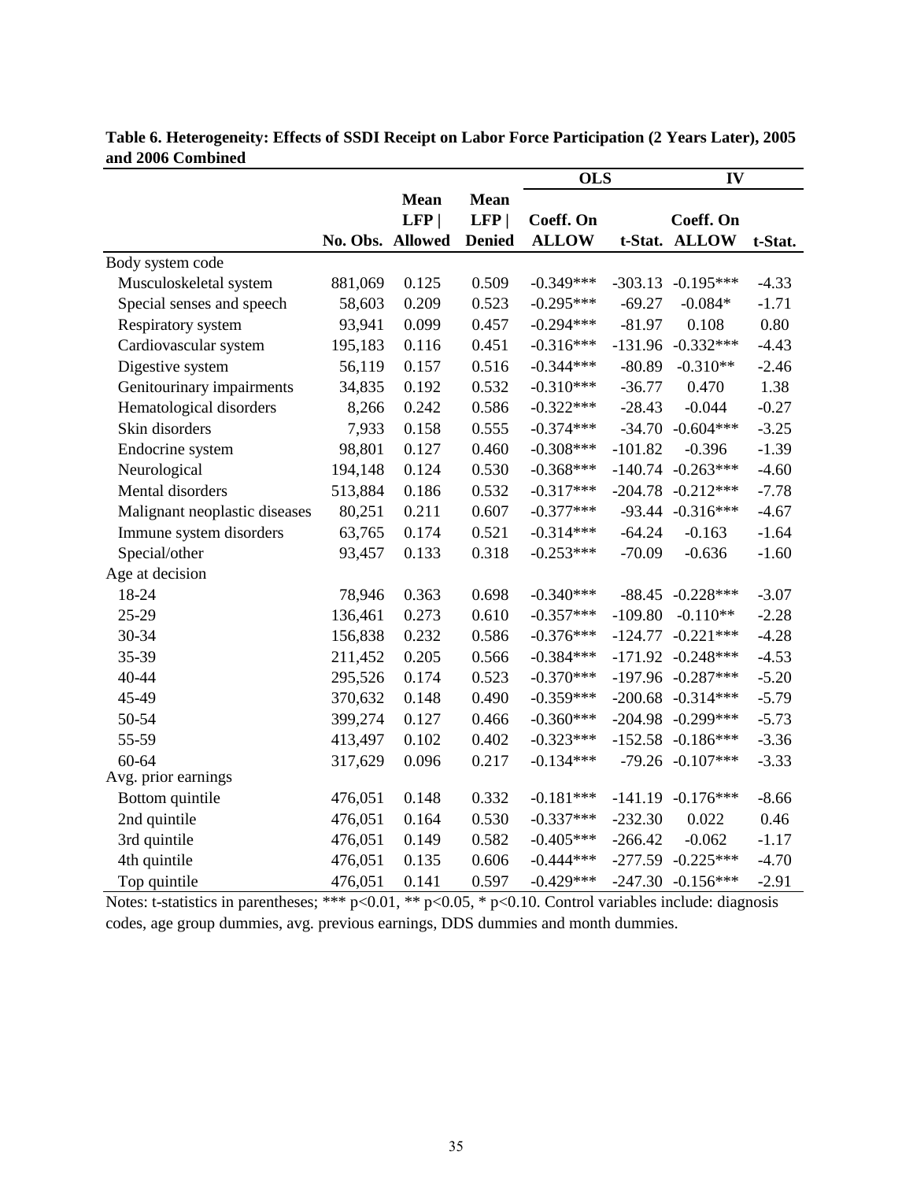**Table 6. Heterogeneity: Effects of SSDI Receipt on Labor Force Participation (2 Years Later), 2005 and 2006 Combined**

| | | | | OLS | | IV | |
|---|---|---|---|---|---|---|---|
| | No. Obs. | Mean LFP \| Allowed | Mean LFP \| Denied | Coeff. On ALLOW | t-Stat. | Coeff. On ALLOW | t-Stat. |
| Body system code | | | | | | | |
| Musculoskeletal system | 881,069 | 0.125 | 0.509 | -0.349*** | -303.13 | -0.195*** | -4.33 |
| Special senses and speech | 58,603 | 0.209 | 0.523 | -0.295*** | -69.27 | -0.084* | -1.71 |
| Respiratory system | 93,941 | 0.099 | 0.457 | -0.294*** | -81.97 | 0.108 | 0.80 |
| Cardiovascular system | 195,183 | 0.116 | 0.451 | -0.316*** | -131.96 | -0.332*** | -4.43 |
| Digestive system | 56,119 | 0.157 | 0.516 | -0.344*** | -80.89 | -0.310** | -2.46 |
| Genitourinary impairments | 34,835 | 0.192 | 0.532 | -0.310*** | -36.77 | 0.470 | 1.38 |
| Hematological disorders | 8,266 | 0.242 | 0.586 | -0.322*** | -28.43 | -0.044 | -0.27 |
| Skin disorders | 7,933 | 0.158 | 0.555 | -0.374*** | -34.70 | -0.604*** | -3.25 |
| Endocrine system | 98,801 | 0.127 | 0.460 | -0.308*** | -101.82 | -0.396 | -1.39 |
| Neurological | 194,148 | 0.124 | 0.530 | -0.368*** | -140.74 | -0.263*** | -4.60 |
| Mental disorders | 513,884 | 0.186 | 0.532 | -0.317*** | -204.78 | -0.212*** | -7.78 |
| Malignant neoplastic diseases | 80,251 | 0.211 | 0.607 | -0.377*** | -93.44 | -0.316*** | -4.67 |
| Immune system disorders | 63,765 | 0.174 | 0.521 | -0.314*** | -64.24 | -0.163 | -1.64 |
| Special/other | 93,457 | 0.133 | 0.318 | -0.253*** | -70.09 | -0.636 | -1.60 |
| Age at decision | | | | | | | |
| 18-24 | 78,946 | 0.363 | 0.698 | -0.340*** | -88.45 | -0.228*** | -3.07 |
| 25-29 | 136,461 | 0.273 | 0.610 | -0.357*** | -109.80 | -0.110** | -2.28 |
| 30-34 | 156,838 | 0.232 | 0.586 | -0.376*** | -124.77 | -0.221*** | -4.28 |
| 35-39 | 211,452 | 0.205 | 0.566 | -0.384*** | -171.92 | -0.248*** | -4.53 |
| 40-44 | 295,526 | 0.174 | 0.523 | -0.370*** | -197.96 | -0.287*** | -5.20 |
| 45-49 | 370,632 | 0.148 | 0.490 | -0.359*** | -200.68 | -0.314*** | -5.79 |
| 50-54 | 399,274 | 0.127 | 0.466 | -0.360*** | -204.98 | -0.299*** | -5.73 |
| 55-59 | 413,497 | 0.102 | 0.402 | -0.323*** | -152.58 | -0.186*** | -3.36 |
| 60-64 | 317,629 | 0.096 | 0.217 | -0.134*** | -79.26 | -0.107*** | -3.33 |
| Avg. prior earnings | | | | | | | |
| Bottom quintile | 476,051 | 0.148 | 0.332 | -0.181*** | -141.19 | -0.176*** | -8.66 |
| 2nd quintile | 476,051 | 0.164 | 0.530 | -0.337*** | -232.30 | 0.022 | 0.46 |
| 3rd quintile | 476,051 | 0.149 | 0.582 | -0.405*** | -266.42 | -0.062 | -1.17 |
| 4th quintile | 476,051 | 0.135 | 0.606 | -0.444*** | -277.59 | -0.225*** | -4.70 |
| Top quintile | 476,051 | 0.141 | 0.597 | -0.429*** | -247.30 | -0.156*** | -2.91 |

Notes: t-statistics in parentheses; *** p<0.01, ** p<0.05, * p<0.10. Control variables include: diagnosis codes, age group dummies, avg. previous earnings, DDS dummies and month dummies.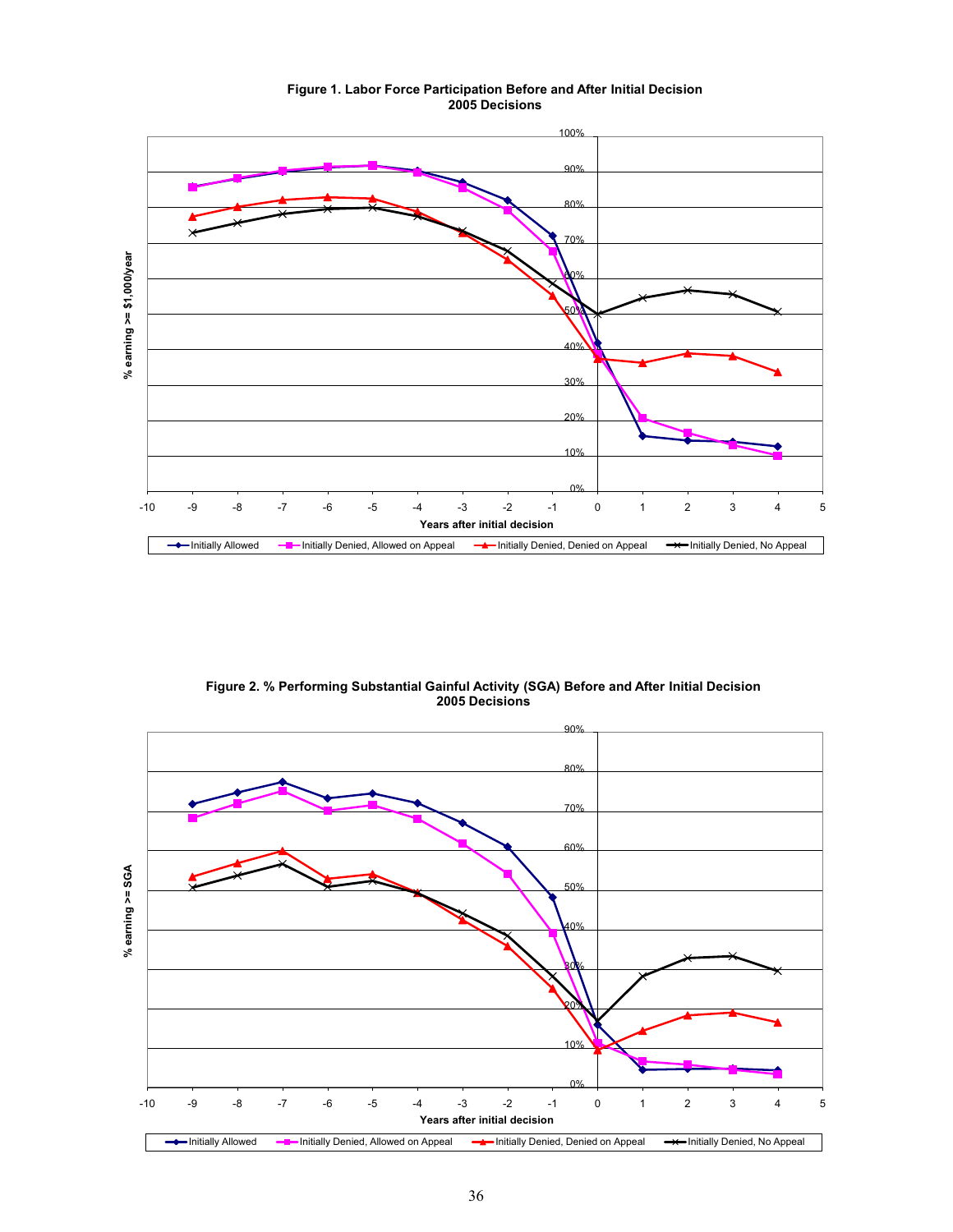**Figure 1. Labor Force Participation Before and After Initial Decision**
**2005 Decisions**

% earning >= $1,000/year

100%
90%
80%
70%
60%
50%
40%
30%
20%
10%
0%

-10 -9 -8 -7 -6 -5 -4 -3 -2 -1 0 1 2 3 4 5

Years after initial decision

Initially Allowed — Initially Denied, Allowed on Appeal — Initially Denied, Denied on Appeal — Initially Denied, No Appeal

**Figure 2. % Performing Substantial Gainful Activity (SGA) Before and After Initial Decision**
**2005 Decisions**

% earning >= SGA

90%
80%
70%
60%
50%
40%
30%
20%
10%
0%

-10 -9 -8 -7 -6 -5 -4 -3 -2 -1 0 1 2 3 4 5

Years after initial decision

Initially Allowed — Initially Denied, Allowed on Appeal — Initially Denied, Denied on Appeal — Initially Denied, No Appeal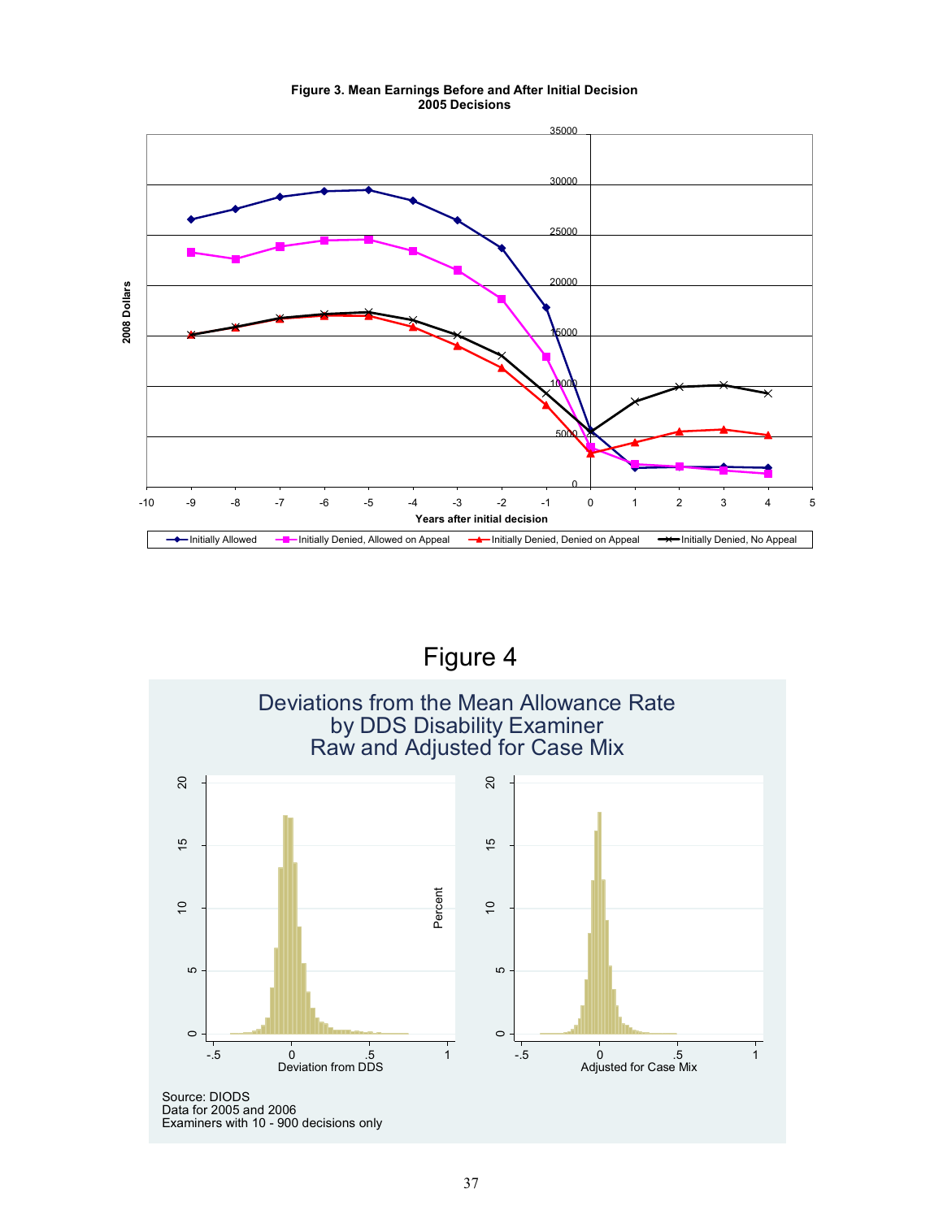**Figure 3. Mean Earnings Before and After Initial Decision**
**2005 Decisions**

2008 Dollars

35000
30000
25000
20000
15000
10000
5000
0

-10 -9 -8 -7 -6 -5 -4 -3 -2 -1 0 1 2 3 4 5

Years after initial decision

Initially Allowed
Initially Denied, Allowed on Appeal
Initially Denied, Denied on Appeal
Initially Denied, No Appeal

# Figure 4

Deviations from the Mean Allowance Rate
by DDS Disability Examiner
Raw and Adjusted for Case Mix

Percent

0 5 10 15 20

-.5 0 .5 1

Deviation from DDS

0 5 10 15 20

-.5 0 .5 1

Adjusted for Case Mix

Source: DIODS
Data for 2005 and 2006
Examiners with 10 - 900 decisions only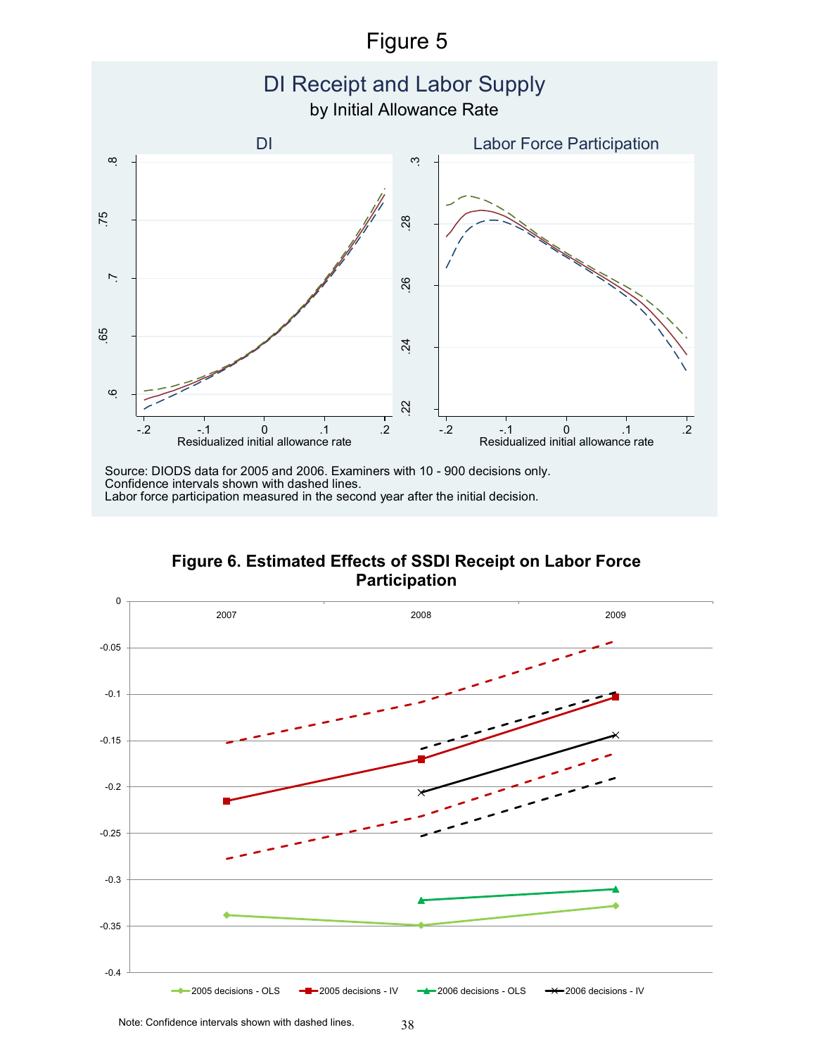# Figure 5

## DI Receipt and Labor Supply

by Initial Allowance Rate

DI

.8
.75
.7
.65
.6

-.2 -.1 0 .1 .2

Residualized initial allowance rate

Labor Force Participation

.3
.28
.26
.24
.22

-.2 -.1 0 .1 .2

Residualized initial allowance rate

Source: DIODS data for 2005 and 2006. Examiners with 10 - 900 decisions only.
Confidence intervals shown with dashed lines.
Labor force participation measured in the second year after the initial decision.

**Figure 6. Estimated Effects of SSDI Receipt on Labor Force Participation**

0
-0.05
-0.1
-0.15
-0.2
-0.25
-0.3
-0.35
-0.4

2007 2008 2009

2005 decisions - OLS
2005 decisions - IV
2006 decisions - OLS
2006 decisions - IV

Note: Confidence intervals shown with dashed lines.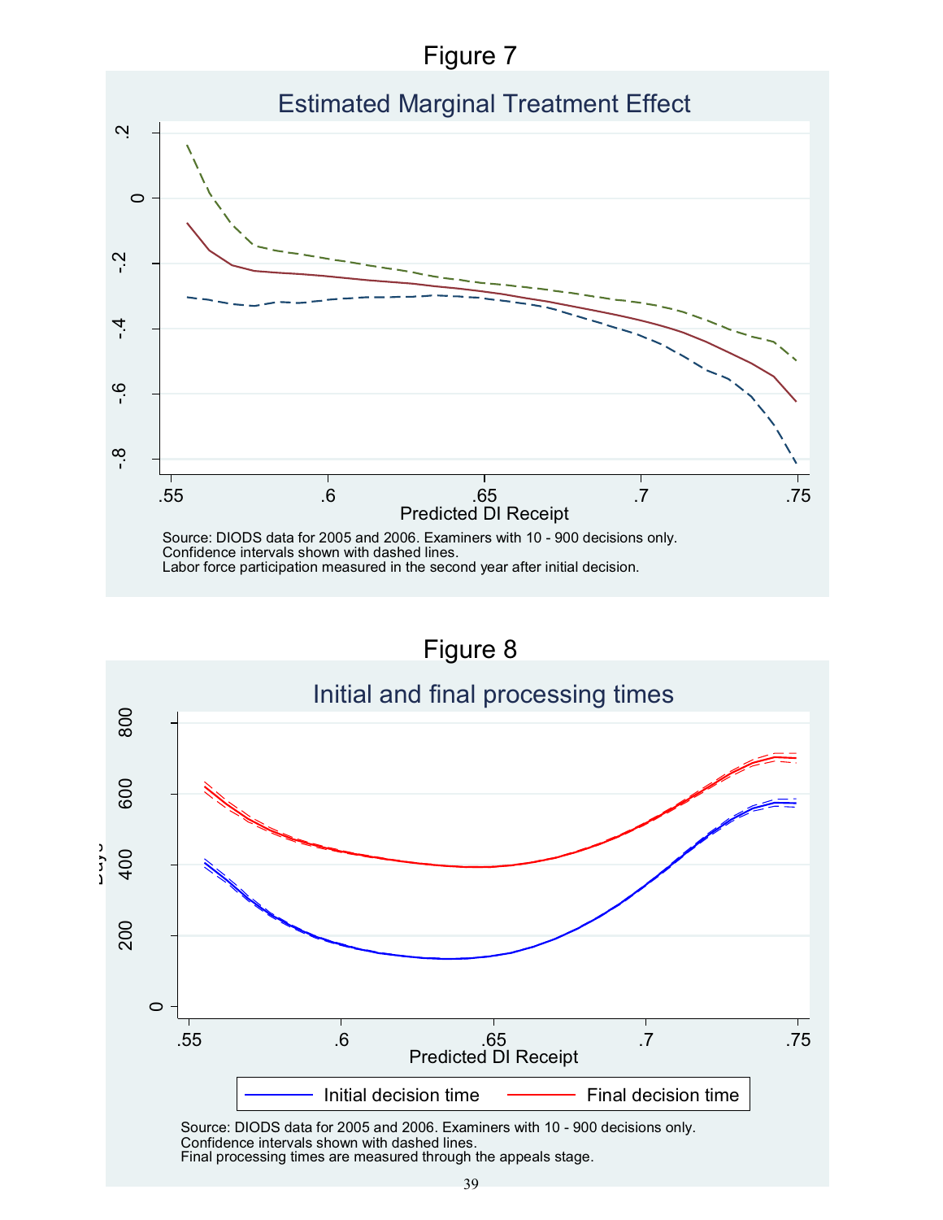Figure 7

Estimated Marginal Treatment Effect

.2
0
-.2
-.4
-.6
-.8

.55 .6 .65 .7 .75

Predicted DI Receipt

Source: DIODS data for 2005 and 2006. Examiners with 10 - 900 decisions only.
Confidence intervals shown with dashed lines.
Labor force participation measured in the second year after initial decision.

Figure 8

Initial and final processing times

800
600
400
200
0

Days

.55 .6 .65 .7 .75

Predicted DI Receipt

Initial decision time
Final decision time

Source: DIODS data for 2005 and 2006. Examiners with 10 - 900 decisions only.
Confidence intervals shown with dashed lines.
Final processing times are measured through the appeals stage.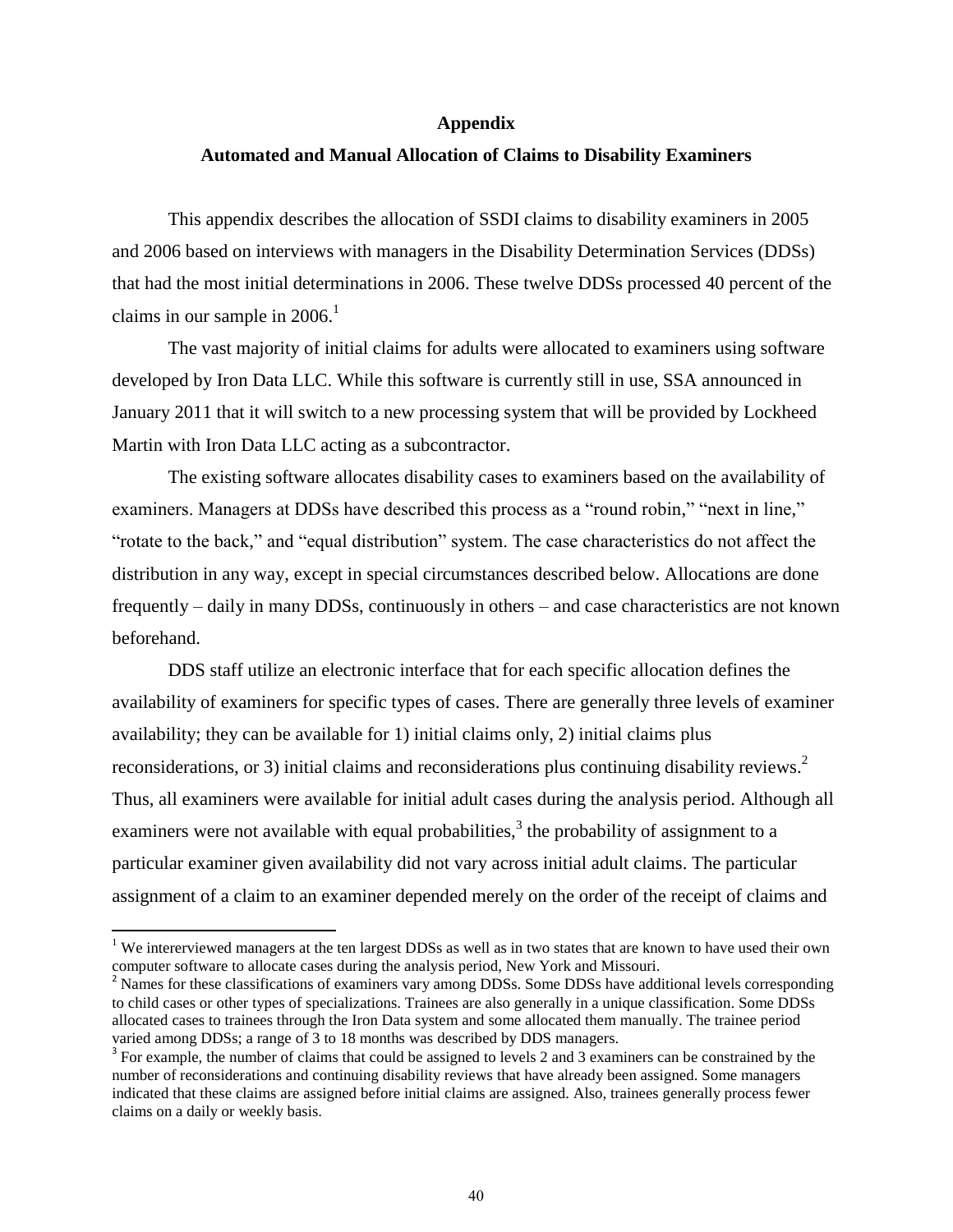## Appendix

### Automated and Manual Allocation of Claims to Disability Examiners

This appendix describes the allocation of SSDI claims to disability examiners in 2005 and 2006 based on interviews with managers in the Disability Determination Services (DDSs) that had the most initial determinations in 2006. These twelve DDSs processed 40 percent of the claims in our sample in 2006.[1]

The vast majority of initial claims for adults were allocated to examiners using software developed by Iron Data LLC. While this software is currently still in use, SSA announced in January 2011 that it will switch to a new processing system that will be provided by Lockheed Martin with Iron Data LLC acting as a subcontractor.

The existing software allocates disability cases to examiners based on the availability of examiners. Managers at DDSs have described this process as a "round robin," "next in line," "rotate to the back," and "equal distribution" system. The case characteristics do not affect the distribution in any way, except in special circumstances described below. Allocations are done frequently – daily in many DDSs, continuously in others – and case characteristics are not known beforehand.

DDS staff utilize an electronic interface that for each specific allocation defines the availability of examiners for specific types of cases. There are generally three levels of examiner availability; they can be available for 1) initial claims only, 2) initial claims plus reconsiderations, or 3) initial claims and reconsiderations plus continuing disability reviews.[2] Thus, all examiners were available for initial adult cases during the analysis period. Although all examiners were not available with equal probabilities,[3] the probability of assignment to a particular examiner given availability did not vary across initial adult claims. The particular assignment of a claim to an examiner depended merely on the order of the receipt of claims and

---

[1] We intererviewed managers at the ten largest DDSs as well as in two states that are known to have used their own computer software to allocate cases during the analysis period, New York and Missouri.

[2] Names for these classifications of examiners vary among DDSs. Some DDSs have additional levels corresponding to child cases or other types of specializations. Trainees are also generally in a unique classification. Some DDSs allocated cases to trainees through the Iron Data system and some allocated them manually. The trainee period varied among DDSs; a range of 3 to 18 months was described by DDS managers.

[3] For example, the number of claims that could be assigned to levels 2 and 3 examiners can be constrained by the number of reconsiderations and continuing disability reviews that have already been assigned. Some managers indicated that these claims are assigned before initial claims are assigned. Also, trainees generally process fewer claims on a daily or weekly basis.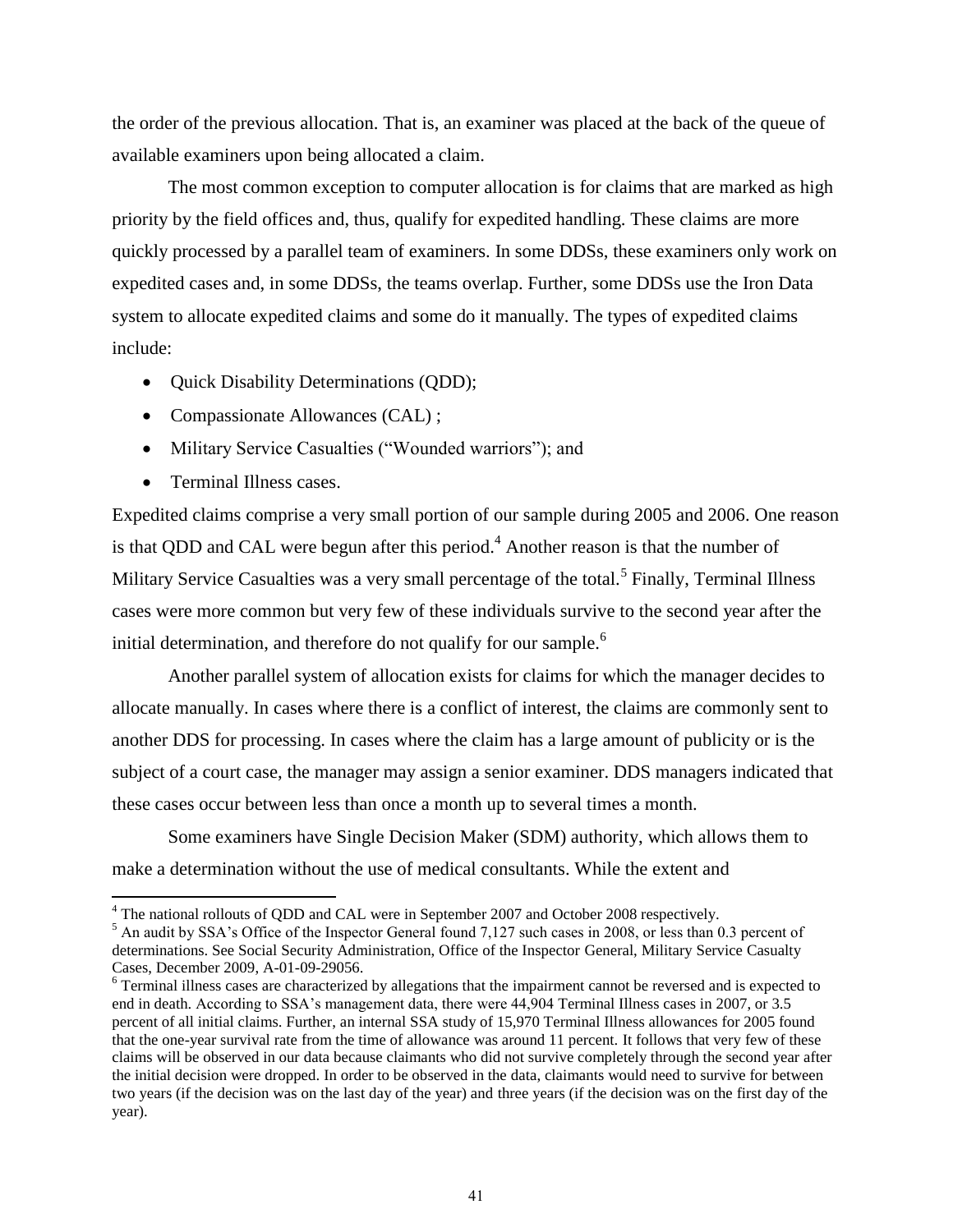the order of the previous allocation. That is, an examiner was placed at the back of the queue of available examiners upon being allocated a claim.

The most common exception to computer allocation is for claims that are marked as high priority by the field offices and, thus, qualify for expedited handling. These claims are more quickly processed by a parallel team of examiners. In some DDSs, these examiners only work on expedited cases and, in some DDSs, the teams overlap. Further, some DDSs use the Iron Data system to allocate expedited claims and some do it manually. The types of expedited claims include:

- Quick Disability Determinations (QDD);
- Compassionate Allowances (CAL) ;
- Military Service Casualties ("Wounded warriors"); and
- Terminal Illness cases.

Expedited claims comprise a very small portion of our sample during 2005 and 2006. One reason is that QDD and CAL were begun after this period.[4] Another reason is that the number of Military Service Casualties was a very small percentage of the total.[5] Finally, Terminal Illness cases were more common but very few of these individuals survive to the second year after the initial determination, and therefore do not qualify for our sample.[6]

Another parallel system of allocation exists for claims for which the manager decides to allocate manually. In cases where there is a conflict of interest, the claims are commonly sent to another DDS for processing. In cases where the claim has a large amount of publicity or is the subject of a court case, the manager may assign a senior examiner. DDS managers indicated that these cases occur between less than once a month up to several times a month.

Some examiners have Single Decision Maker (SDM) authority, which allows them to make a determination without the use of medical consultants. While the extent and

[4] The national rollouts of QDD and CAL were in September 2007 and October 2008 respectively.

[5] An audit by SSA's Office of the Inspector General found 7,127 such cases in 2008, or less than 0.3 percent of determinations. See Social Security Administration, Office of the Inspector General, Military Service Casualty Cases, December 2009, A-01-09-29056.

[6] Terminal illness cases are characterized by allegations that the impairment cannot be reversed and is expected to end in death. According to SSA's management data, there were 44,904 Terminal Illness cases in 2007, or 3.5 percent of all initial claims. Further, an internal SSA study of 15,970 Terminal Illness allowances for 2005 found that the one-year survival rate from the time of allowance was around 11 percent. It follows that very few of these claims will be observed in our data because claimants who did not survive completely through the second year after the initial decision were dropped. In order to be observed in the data, claimants would need to survive for between two years (if the decision was on the last day of the year) and three years (if the decision was on the first day of the year).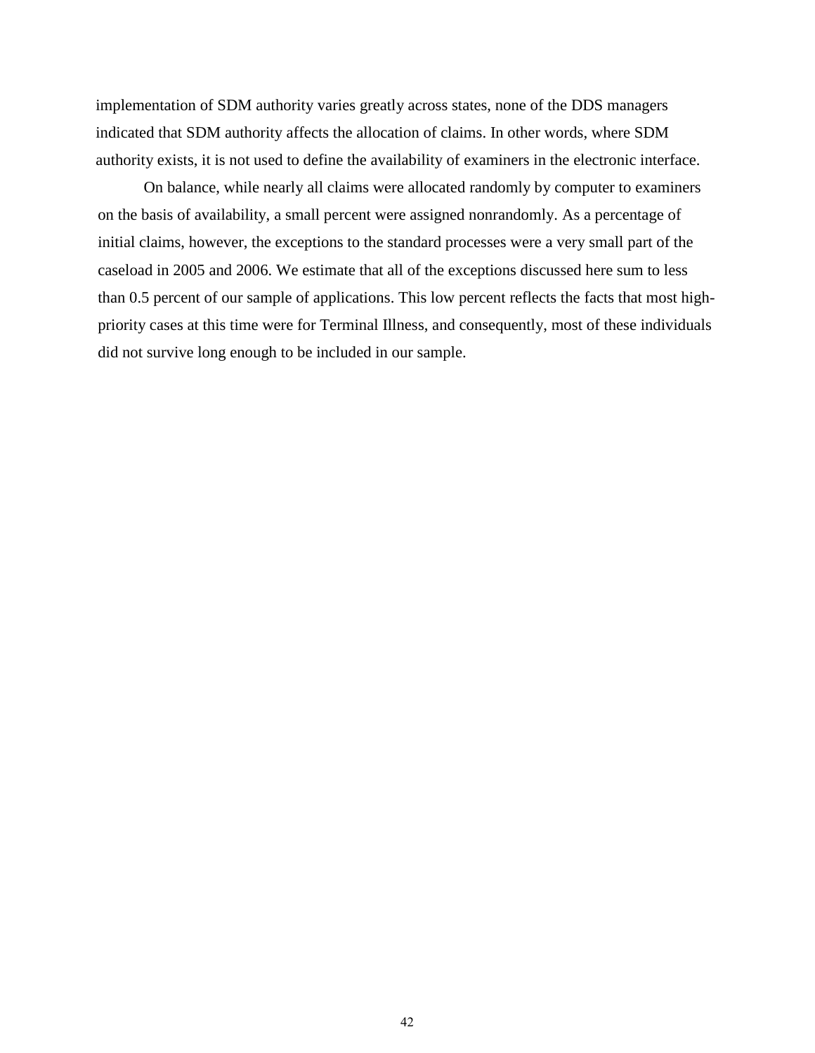implementation of SDM authority varies greatly across states, none of the DDS managers indicated that SDM authority affects the allocation of claims. In other words, where SDM authority exists, it is not used to define the availability of examiners in the electronic interface.

On balance, while nearly all claims were allocated randomly by computer to examiners on the basis of availability, a small percent were assigned nonrandomly. As a percentage of initial claims, however, the exceptions to the standard processes were a very small part of the caseload in 2005 and 2006. We estimate that all of the exceptions discussed here sum to less than 0.5 percent of our sample of applications. This low percent reflects the facts that most high-priority cases at this time were for Terminal Illness, and consequently, most of these individuals did not survive long enough to be included in our sample.